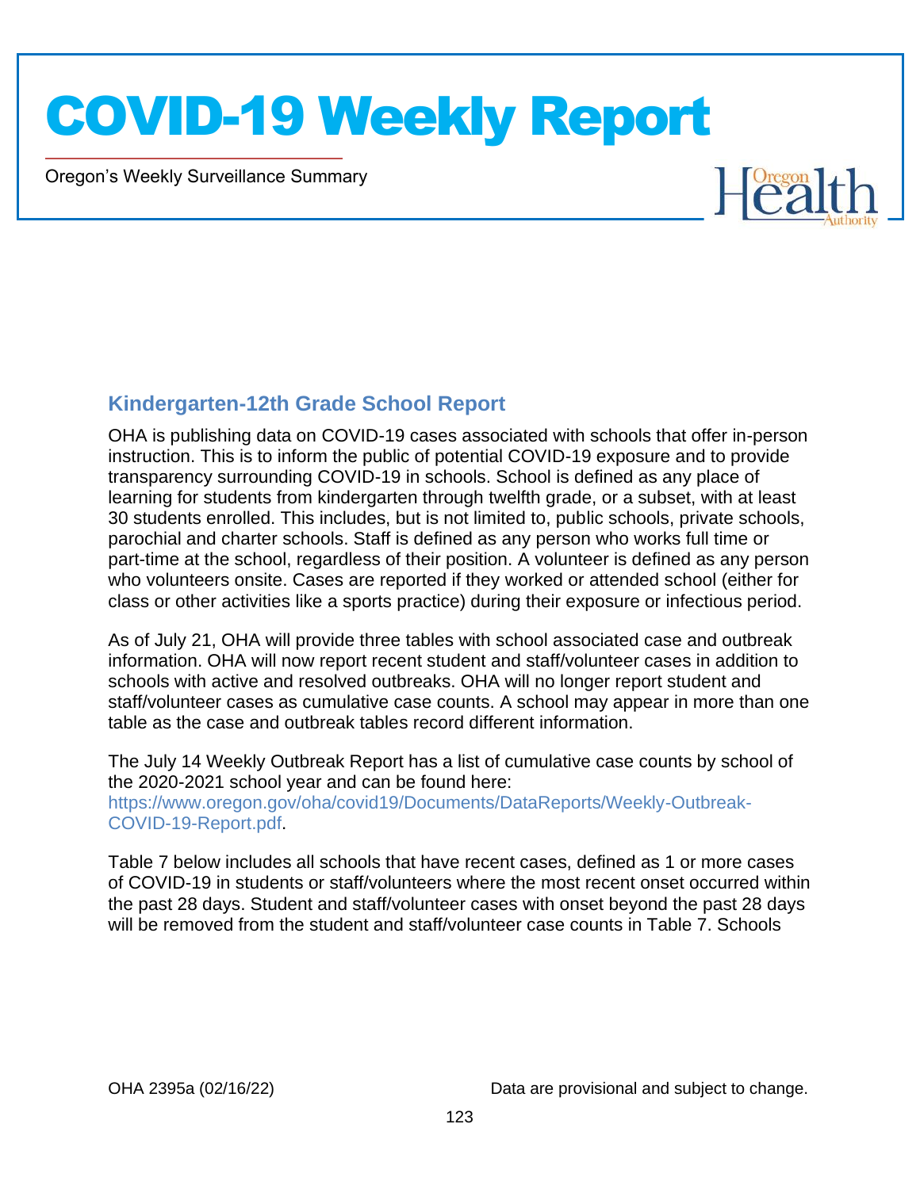# COVID-19 Weekly Report

Oregon's Weekly Surveillance Summary

## Kindergarten-12th Grade School Report

OHA is publishing data on COVID-19 cases associated with schools that offer in-person instruction. This is to inform the public of potential COVID-19 exposure and to provide transparency surrounding COVID-19 in schools. School is defined as any place of learning for students from kindergarten through twelfth grade, or a subset, with at least 30 students enrolled. This includes, but is not limited to, public schools, private schools, parochial and charter schools. Staff is defined as any person who works full time or part-time at the school, regardless of their position. A volunteer is defined as any person who volunteers onsite. Cases are reported if they worked or attended school (either for class or other activities like a sports practice) during their exposure or infectious period.

As of July 21, OHA will provide three tables with school associated case and outbreak information. OHA will now report recent student and staff/volunteer cases in addition to schools with active and resolved outbreaks. OHA will no longer report student and staff/volunteer cases as cumulative case counts. A school may appear in more than one table as the case and outbreak tables record different information.

The July 14 Weekly Outbreak Report has a list of cumulative case counts by school of the 2020-2021 school year and can be found here: https://www.oregon.gov/oha/covid19/Documents/DataReports/Weekly-Outbreak-COVID-19-Report.pdf.

Table 7 below includes all schools that have recent cases, defined as 1 or more cases of COVID-19 in students or staff/volunteers where the most recent onset occurred within the past 28 days. Student and staff/volunteer cases with onset beyond the past 28 days will be removed from the student and staff/volunteer case counts in Table 7. Schools

OHA 2395a (02/16/22)

Data are provisional and subject to change.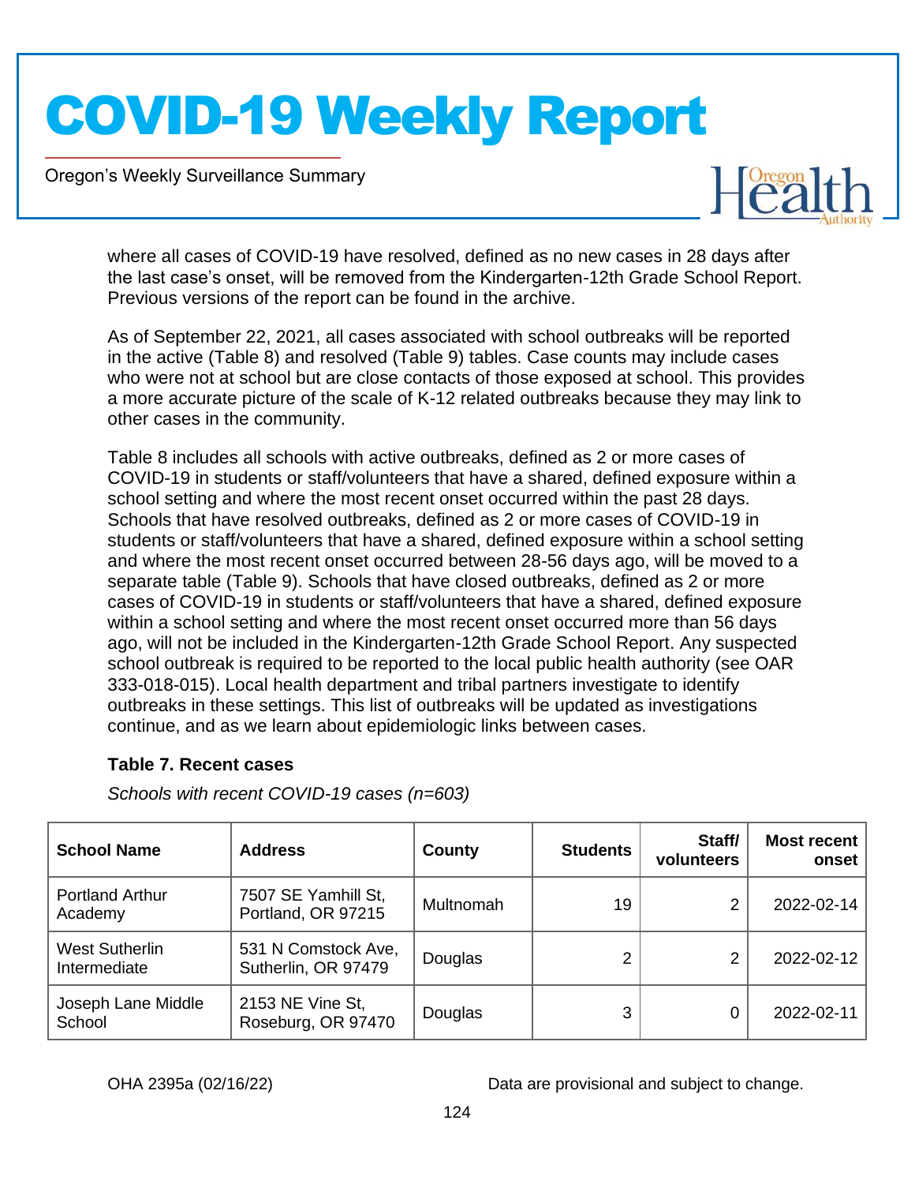where all cases of COVID-19 have resolved, defined as no new cases in 28 days after the last case's onset, will be removed from the Kindergarten-12th Grade School Report. Previous versions of the report can be found in the archive.

As of September 22, 2021, all cases associated with school outbreaks will be reported in the active (Table 8) and resolved (Table 9) tables. Case counts may include cases who were not at school but are close contacts of those exposed at school. This provides a more accurate picture of the scale of K-12 related outbreaks because they may link to other cases in the community.

Table 8 includes all schools with active outbreaks, defined as 2 or more cases of COVID-19 in students or staff/volunteers that have a shared, defined exposure within a school setting and where the most recent onset occurred within the past 28 days. Schools that have resolved outbreaks, defined as 2 or more cases of COVID-19 in students or staff/volunteers that have a shared, defined exposure within a school setting and where the most recent onset occurred between 28-56 days ago, will be moved to a separate table (Table 9). Schools that have closed outbreaks, defined as 2 or more cases of COVID-19 in students or staff/volunteers that have a shared, defined exposure within a school setting and where the most recent onset occurred more than 56 days ago, will not be included in the Kindergarten-12th Grade School Report. Any suspected school outbreak is required to be reported to the local public health authority (see OAR 333-018-015). Local health department and tribal partners investigate to identify outbreaks in these settings. This list of outbreaks will be updated as investigations continue, and as we learn about epidemiologic links between cases.

### Table 7. Recent cases

*Schools with recent COVID-19 cases (n=603)*

| School Name | Address | County | Students | Staff/ volunteers | Most recent onset |
|---|---|---|---|---|---|
| Portland Arthur Academy | 7507 SE Yamhill St, Portland, OR 97215 | Multnomah | 19 | 2 | 2022-02-14 |
| West Sutherlin Intermediate | 531 N Comstock Ave, Sutherlin, OR 97479 | Douglas | 2 | 2 | 2022-02-12 |
| Joseph Lane Middle School | 2153 NE Vine St, Roseburg, OR 97470 | Douglas | 3 | 0 | 2022-02-11 |

OHA 2395a (02/16/22) Data are provisional and subject to change.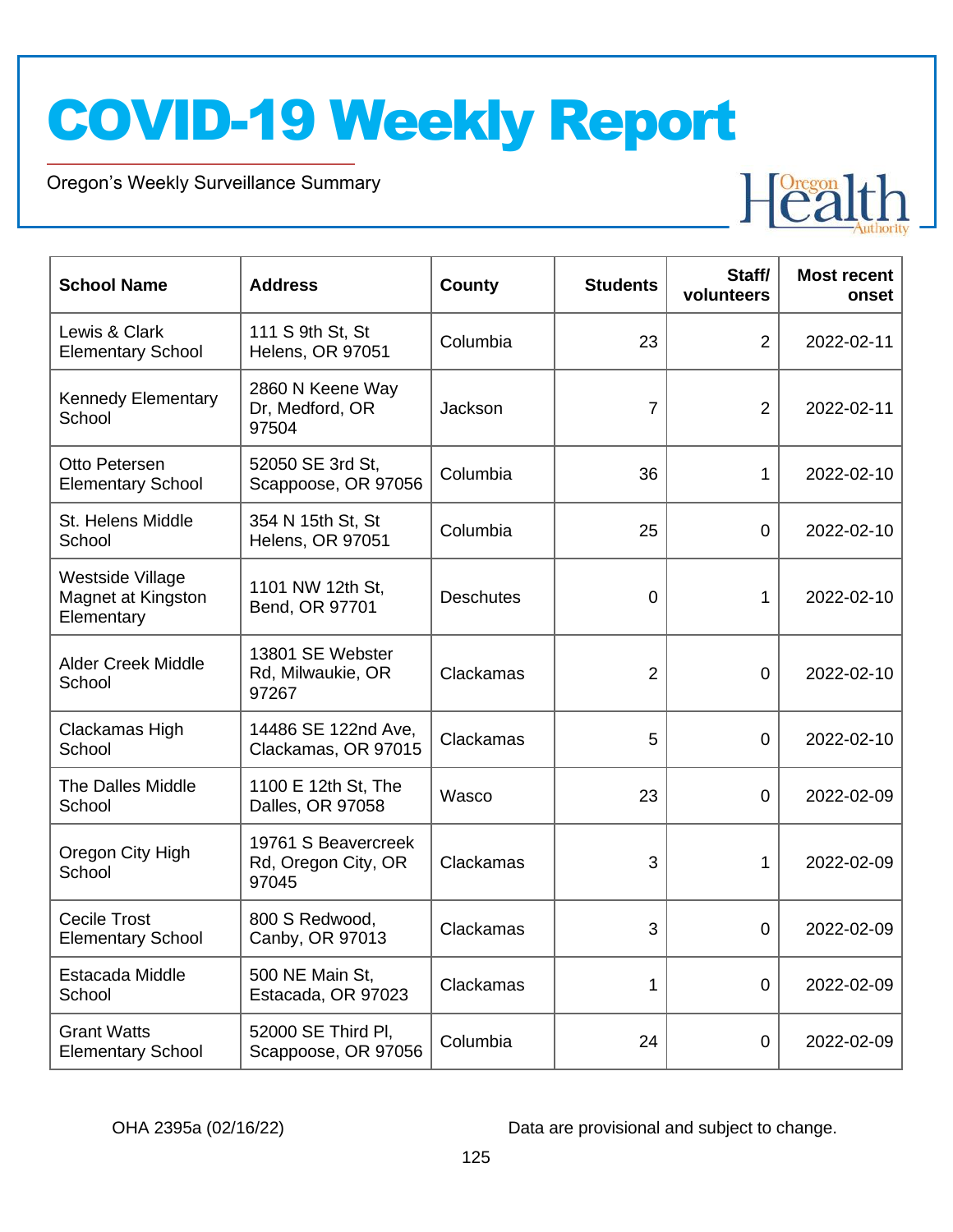# COVID-19 Weekly Report

Oregon's Weekly Surveillance Summary

| School Name | Address | County | Students | Staff/ volunteers | Most recent onset |
|---|---|---|---|---|---|
| Lewis & Clark Elementary School | 111 S 9th St, St Helens, OR 97051 | Columbia | 23 | 2 | 2022-02-11 |
| Kennedy Elementary School | 2860 N Keene Way Dr, Medford, OR 97504 | Jackson | 7 | 2 | 2022-02-11 |
| Otto Petersen Elementary School | 52050 SE 3rd St, Scappoose, OR 97056 | Columbia | 36 | 1 | 2022-02-10 |
| St. Helens Middle School | 354 N 15th St, St Helens, OR 97051 | Columbia | 25 | 0 | 2022-02-10 |
| Westside Village Magnet at Kingston Elementary | 1101 NW 12th St, Bend, OR 97701 | Deschutes | 0 | 1 | 2022-02-10 |
| Alder Creek Middle School | 13801 SE Webster Rd, Milwaukie, OR 97267 | Clackamas | 2 | 0 | 2022-02-10 |
| Clackamas High School | 14486 SE 122nd Ave, Clackamas, OR 97015 | Clackamas | 5 | 0 | 2022-02-10 |
| The Dalles Middle School | 1100 E 12th St, The Dalles, OR 97058 | Wasco | 23 | 0 | 2022-02-09 |
| Oregon City High School | 19761 S Beavercreek Rd, Oregon City, OR 97045 | Clackamas | 3 | 1 | 2022-02-09 |
| Cecile Trost Elementary School | 800 S Redwood, Canby, OR 97013 | Clackamas | 3 | 0 | 2022-02-09 |
| Estacada Middle School | 500 NE Main St, Estacada, OR 97023 | Clackamas | 1 | 0 | 2022-02-09 |
| Grant Watts Elementary School | 52000 SE Third Pl, Scappoose, OR 97056 | Columbia | 24 | 0 | 2022-02-09 |

OHA 2395a (02/16/22)

Data are provisional and subject to change.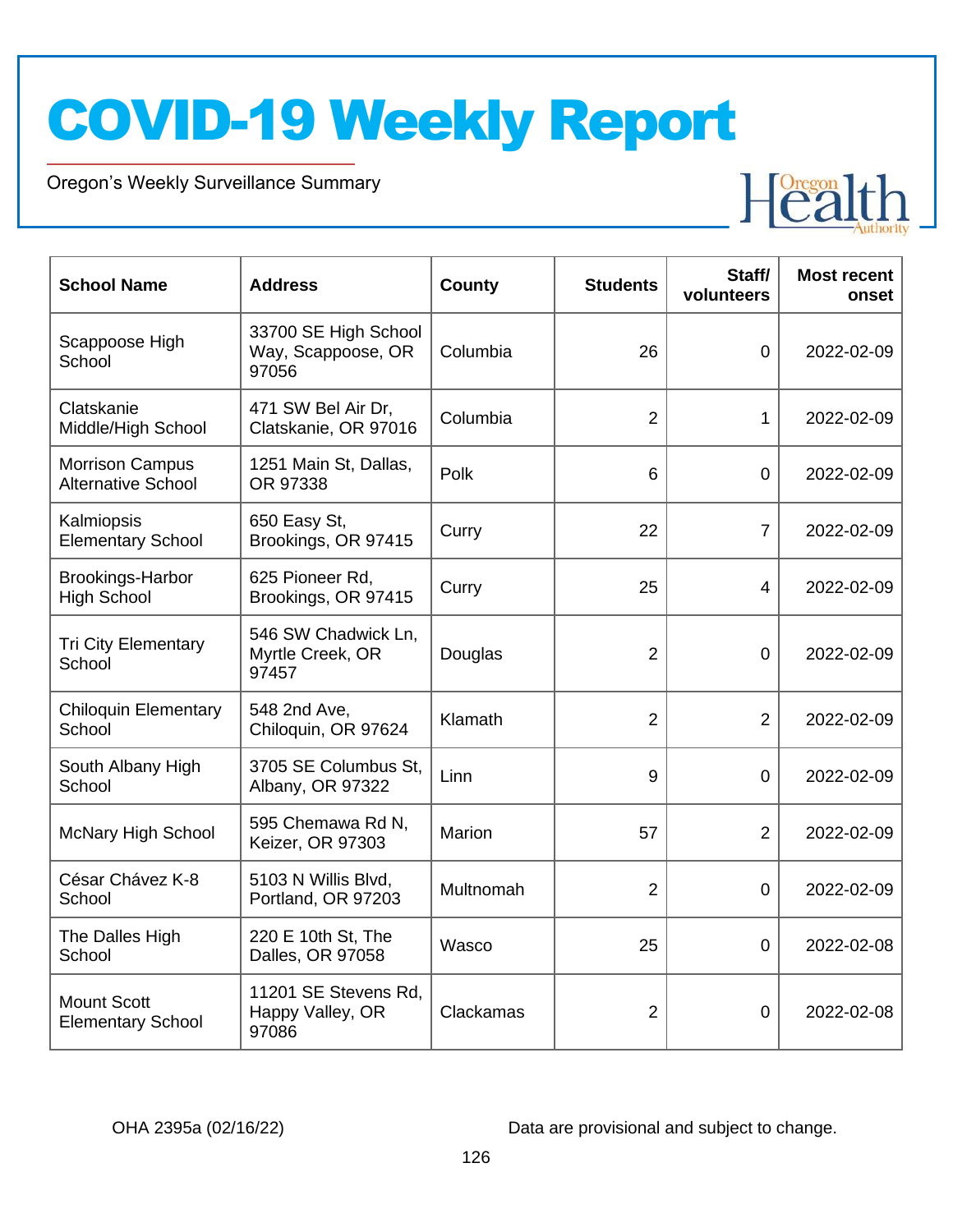# COVID-19 Weekly Report

Oregon's Weekly Surveillance Summary

| School Name | Address | County | Students | Staff/ volunteers | Most recent onset |
|---|---|---|---|---|---|
| Scappoose High School | 33700 SE High School Way, Scappoose, OR 97056 | Columbia | 26 | 0 | 2022-02-09 |
| Clatskanie Middle/High School | 471 SW Bel Air Dr, Clatskanie, OR 97016 | Columbia | 2 | 1 | 2022-02-09 |
| Morrison Campus Alternative School | 1251 Main St, Dallas, OR 97338 | Polk | 6 | 0 | 2022-02-09 |
| Kalmiopsis Elementary School | 650 Easy St, Brookings, OR 97415 | Curry | 22 | 7 | 2022-02-09 |
| Brookings-Harbor High School | 625 Pioneer Rd, Brookings, OR 97415 | Curry | 25 | 4 | 2022-02-09 |
| Tri City Elementary School | 546 SW Chadwick Ln, Myrtle Creek, OR 97457 | Douglas | 2 | 0 | 2022-02-09 |
| Chiloquin Elementary School | 548 2nd Ave, Chiloquin, OR 97624 | Klamath | 2 | 2 | 2022-02-09 |
| South Albany High School | 3705 SE Columbus St, Albany, OR 97322 | Linn | 9 | 0 | 2022-02-09 |
| McNary High School | 595 Chemawa Rd N, Keizer, OR 97303 | Marion | 57 | 2 | 2022-02-09 |
| César Chávez K-8 School | 5103 N Willis Blvd, Portland, OR 97203 | Multnomah | 2 | 0 | 2022-02-09 |
| The Dalles High School | 220 E 10th St, The Dalles, OR 97058 | Wasco | 25 | 0 | 2022-02-08 |
| Mount Scott Elementary School | 11201 SE Stevens Rd, Happy Valley, OR 97086 | Clackamas | 2 | 0 | 2022-02-08 |

OHA 2395a (02/16/22)

Data are provisional and subject to change.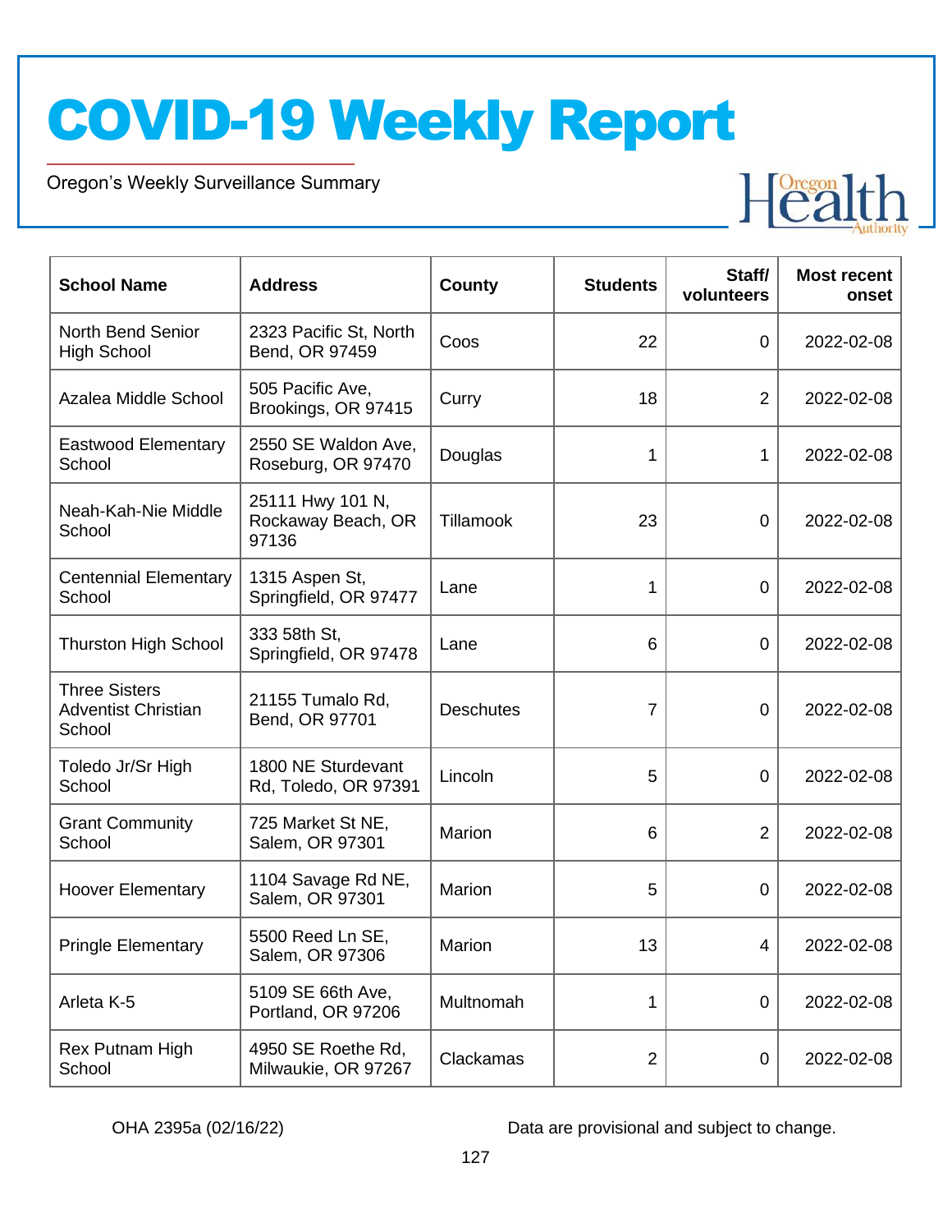# COVID-19 Weekly Report

Oregon's Weekly Surveillance Summary

| School Name | Address | County | Students | Staff/ volunteers | Most recent onset |
|---|---|---|---|---|---|
| North Bend Senior High School | 2323 Pacific St, North Bend, OR 97459 | Coos | 22 | 0 | 2022-02-08 |
| Azalea Middle School | 505 Pacific Ave, Brookings, OR 97415 | Curry | 18 | 2 | 2022-02-08 |
| Eastwood Elementary School | 2550 SE Waldon Ave, Roseburg, OR 97470 | Douglas | 1 | 1 | 2022-02-08 |
| Neah-Kah-Nie Middle School | 25111 Hwy 101 N, Rockaway Beach, OR 97136 | Tillamook | 23 | 0 | 2022-02-08 |
| Centennial Elementary School | 1315 Aspen St, Springfield, OR 97477 | Lane | 1 | 0 | 2022-02-08 |
| Thurston High School | 333 58th St, Springfield, OR 97478 | Lane | 6 | 0 | 2022-02-08 |
| Three Sisters Adventist Christian School | 21155 Tumalo Rd, Bend, OR 97701 | Deschutes | 7 | 0 | 2022-02-08 |
| Toledo Jr/Sr High School | 1800 NE Sturdevant Rd, Toledo, OR 97391 | Lincoln | 5 | 0 | 2022-02-08 |
| Grant Community School | 725 Market St NE, Salem, OR 97301 | Marion | 6 | 2 | 2022-02-08 |
| Hoover Elementary | 1104 Savage Rd NE, Salem, OR 97301 | Marion | 5 | 0 | 2022-02-08 |
| Pringle Elementary | 5500 Reed Ln SE, Salem, OR 97306 | Marion | 13 | 4 | 2022-02-08 |
| Arleta K-5 | 5109 SE 66th Ave, Portland, OR 97206 | Multnomah | 1 | 0 | 2022-02-08 |
| Rex Putnam High School | 4950 SE Roethe Rd, Milwaukie, OR 97267 | Clackamas | 2 | 0 | 2022-02-08 |

OHA 2395a (02/16/22)

Data are provisional and subject to change.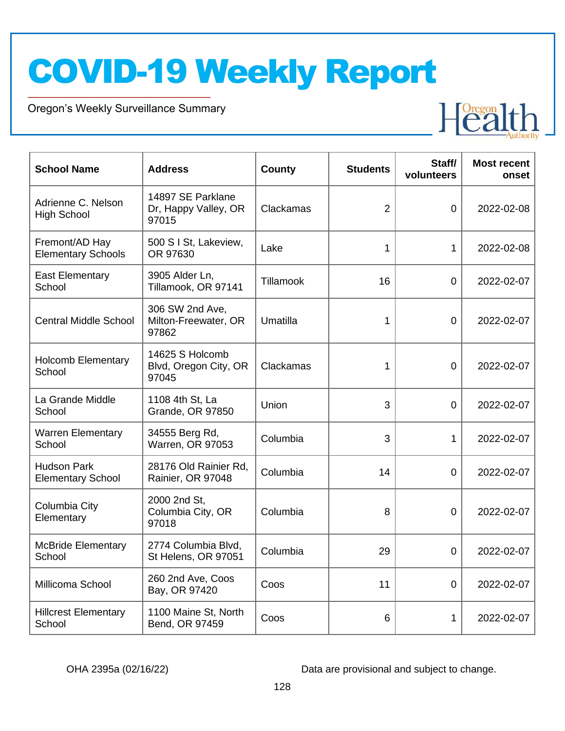# COVID-19 Weekly Report

Oregon's Weekly Surveillance Summary

| School Name | Address | County | Students | Staff/ volunteers | Most recent onset |
|---|---|---|---|---|---|
| Adrienne C. Nelson High School | 14897 SE Parklane Dr, Happy Valley, OR 97015 | Clackamas | 2 | 0 | 2022-02-08 |
| Fremont/AD Hay Elementary Schools | 500 S I St, Lakeview, OR 97630 | Lake | 1 | 1 | 2022-02-08 |
| East Elementary School | 3905 Alder Ln, Tillamook, OR 97141 | Tillamook | 16 | 0 | 2022-02-07 |
| Central Middle School | 306 SW 2nd Ave, Milton-Freewater, OR 97862 | Umatilla | 1 | 0 | 2022-02-07 |
| Holcomb Elementary School | 14625 S Holcomb Blvd, Oregon City, OR 97045 | Clackamas | 1 | 0 | 2022-02-07 |
| La Grande Middle School | 1108 4th St, La Grande, OR 97850 | Union | 3 | 0 | 2022-02-07 |
| Warren Elementary School | 34555 Berg Rd, Warren, OR 97053 | Columbia | 3 | 1 | 2022-02-07 |
| Hudson Park Elementary School | 28176 Old Rainier Rd, Rainier, OR 97048 | Columbia | 14 | 0 | 2022-02-07 |
| Columbia City Elementary | 2000 2nd St, Columbia City, OR 97018 | Columbia | 8 | 0 | 2022-02-07 |
| McBride Elementary School | 2774 Columbia Blvd, St Helens, OR 97051 | Columbia | 29 | 0 | 2022-02-07 |
| Millicoma School | 260 2nd Ave, Coos Bay, OR 97420 | Coos | 11 | 0 | 2022-02-07 |
| Hillcrest Elementary School | 1100 Maine St, North Bend, OR 97459 | Coos | 6 | 1 | 2022-02-07 |

OHA 2395a (02/16/22)

Data are provisional and subject to change.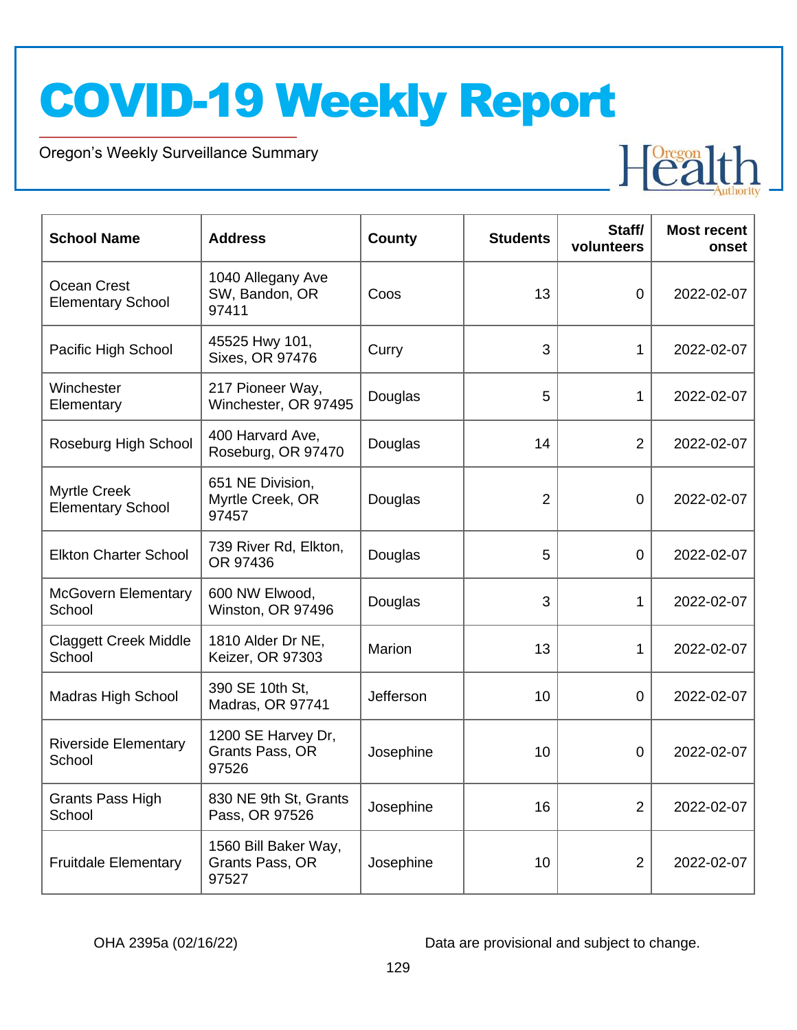# COVID-19 Weekly Report

Oregon's Weekly Surveillance Summary

| School Name | Address | County | Students | Staff/ volunteers | Most recent onset |
|---|---|---|---|---|---|
| Ocean Crest Elementary School | 1040 Allegany Ave SW, Bandon, OR 97411 | Coos | 13 | 0 | 2022-02-07 |
| Pacific High School | 45525 Hwy 101, Sixes, OR 97476 | Curry | 3 | 1 | 2022-02-07 |
| Winchester Elementary | 217 Pioneer Way, Winchester, OR 97495 | Douglas | 5 | 1 | 2022-02-07 |
| Roseburg High School | 400 Harvard Ave, Roseburg, OR 97470 | Douglas | 14 | 2 | 2022-02-07 |
| Myrtle Creek Elementary School | 651 NE Division, Myrtle Creek, OR 97457 | Douglas | 2 | 0 | 2022-02-07 |
| Elkton Charter School | 739 River Rd, Elkton, OR 97436 | Douglas | 5 | 0 | 2022-02-07 |
| McGovern Elementary School | 600 NW Elwood, Winston, OR 97496 | Douglas | 3 | 1 | 2022-02-07 |
| Claggett Creek Middle School | 1810 Alder Dr NE, Keizer, OR 97303 | Marion | 13 | 1 | 2022-02-07 |
| Madras High School | 390 SE 10th St, Madras, OR 97741 | Jefferson | 10 | 0 | 2022-02-07 |
| Riverside Elementary School | 1200 SE Harvey Dr, Grants Pass, OR 97526 | Josephine | 10 | 0 | 2022-02-07 |
| Grants Pass High School | 830 NE 9th St, Grants Pass, OR 97526 | Josephine | 16 | 2 | 2022-02-07 |
| Fruitdale Elementary | 1560 Bill Baker Way, Grants Pass, OR 97527 | Josephine | 10 | 2 | 2022-02-07 |

OHA 2395a (02/16/22)

Data are provisional and subject to change.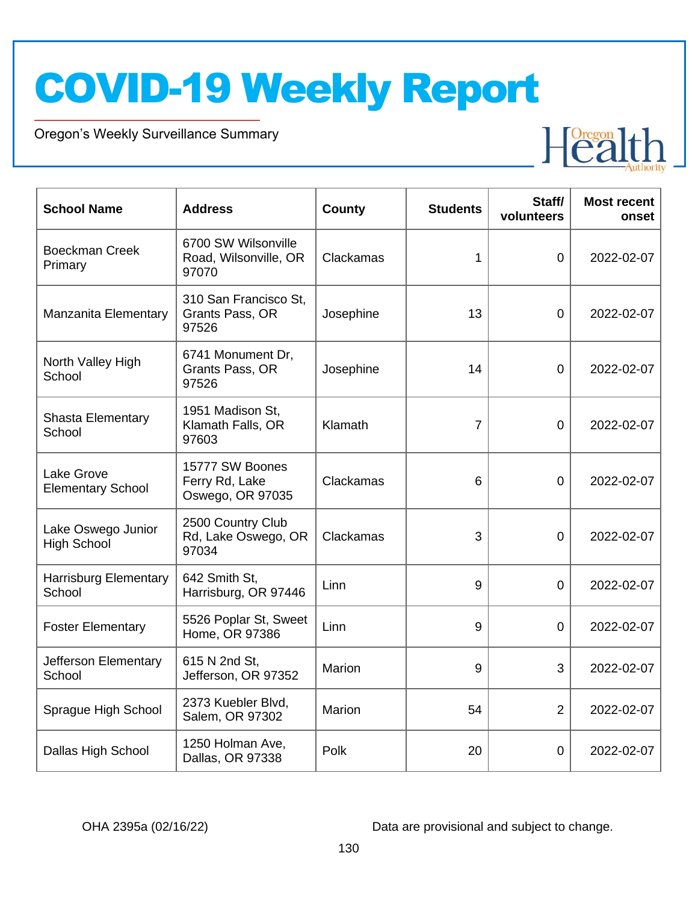| School Name | Address | County | Students | Staff/ volunteers | Most recent onset |
|---|---|---|---|---|---|
| Boeckman Creek Primary | 6700 SW Wilsonville Road, Wilsonville, OR 97070 | Clackamas | 1 | 0 | 2022-02-07 |
| Manzanita Elementary | 310 San Francisco St, Grants Pass, OR 97526 | Josephine | 13 | 0 | 2022-02-07 |
| North Valley High School | 6741 Monument Dr, Grants Pass, OR 97526 | Josephine | 14 | 0 | 2022-02-07 |
| Shasta Elementary School | 1951 Madison St, Klamath Falls, OR 97603 | Klamath | 7 | 0 | 2022-02-07 |
| Lake Grove Elementary School | 15777 SW Boones Ferry Rd, Lake Oswego, OR 97035 | Clackamas | 6 | 0 | 2022-02-07 |
| Lake Oswego Junior High School | 2500 Country Club Rd, Lake Oswego, OR 97034 | Clackamas | 3 | 0 | 2022-02-07 |
| Harrisburg Elementary School | 642 Smith St, Harrisburg, OR 97446 | Linn | 9 | 0 | 2022-02-07 |
| Foster Elementary | 5526 Poplar St, Sweet Home, OR 97386 | Linn | 9 | 0 | 2022-02-07 |
| Jefferson Elementary School | 615 N 2nd St, Jefferson, OR 97352 | Marion | 9 | 3 | 2022-02-07 |
| Sprague High School | 2373 Kuebler Blvd, Salem, OR 97302 | Marion | 54 | 2 | 2022-02-07 |
| Dallas High School | 1250 Holman Ave, Dallas, OR 97338 | Polk | 20 | 0 | 2022-02-07 |

OHA 2395a (02/16/22)

Data are provisional and subject to change.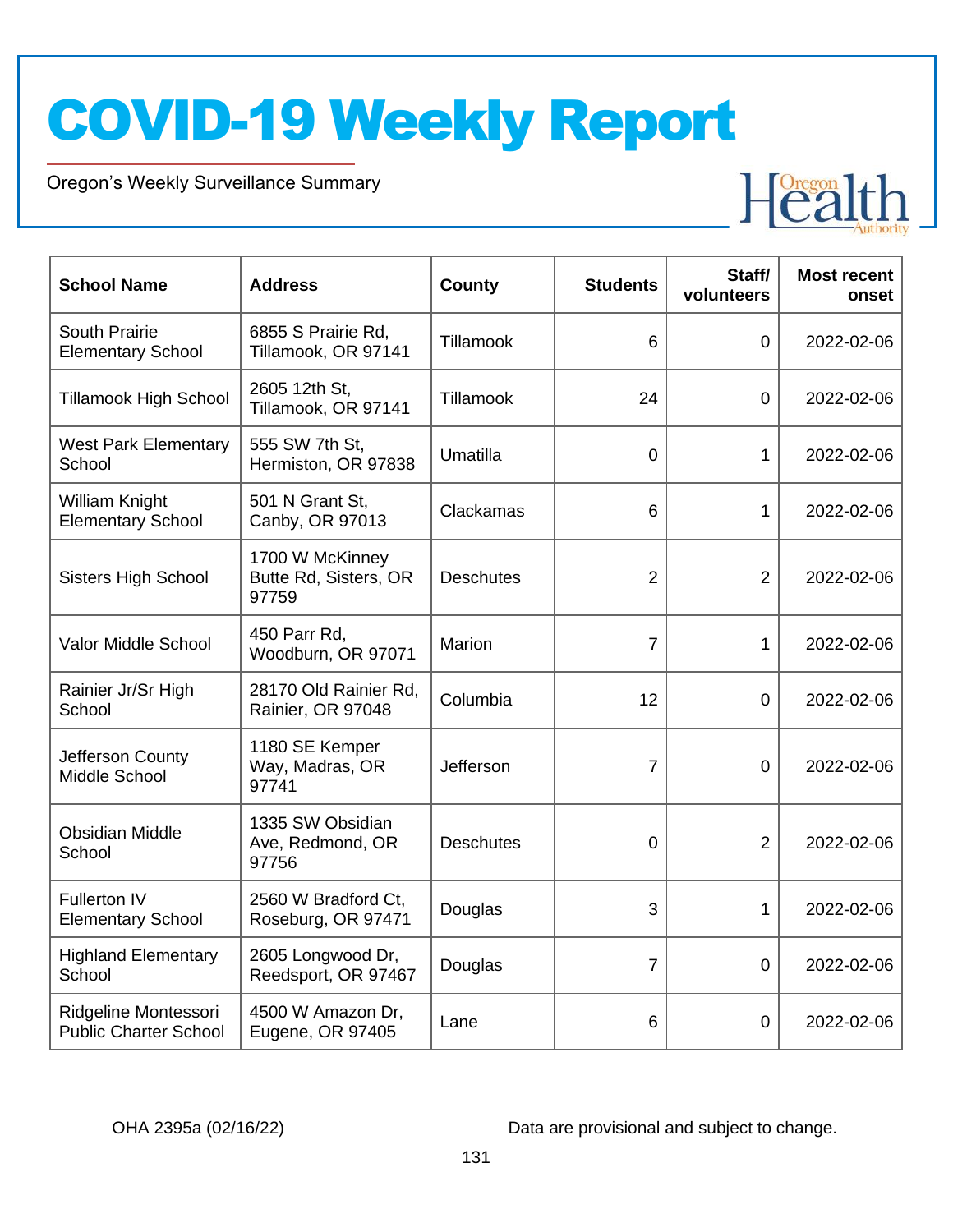# COVID-19 Weekly Report

Oregon's Weekly Surveillance Summary

| School Name | Address | County | Students | Staff/ volunteers | Most recent onset |
|---|---|---|---|---|---|
| South Prairie Elementary School | 6855 S Prairie Rd, Tillamook, OR 97141 | Tillamook | 6 | 0 | 2022-02-06 |
| Tillamook High School | 2605 12th St, Tillamook, OR 97141 | Tillamook | 24 | 0 | 2022-02-06 |
| West Park Elementary School | 555 SW 7th St, Hermiston, OR 97838 | Umatilla | 0 | 1 | 2022-02-06 |
| William Knight Elementary School | 501 N Grant St, Canby, OR 97013 | Clackamas | 6 | 1 | 2022-02-06 |
| Sisters High School | 1700 W McKinney Butte Rd, Sisters, OR 97759 | Deschutes | 2 | 2 | 2022-02-06 |
| Valor Middle School | 450 Parr Rd, Woodburn, OR 97071 | Marion | 7 | 1 | 2022-02-06 |
| Rainier Jr/Sr High School | 28170 Old Rainier Rd, Rainier, OR 97048 | Columbia | 12 | 0 | 2022-02-06 |
| Jefferson County Middle School | 1180 SE Kemper Way, Madras, OR 97741 | Jefferson | 7 | 0 | 2022-02-06 |
| Obsidian Middle School | 1335 SW Obsidian Ave, Redmond, OR 97756 | Deschutes | 0 | 2 | 2022-02-06 |
| Fullerton IV Elementary School | 2560 W Bradford Ct, Roseburg, OR 97471 | Douglas | 3 | 1 | 2022-02-06 |
| Highland Elementary School | 2605 Longwood Dr, Reedsport, OR 97467 | Douglas | 7 | 0 | 2022-02-06 |
| Ridgeline Montessori Public Charter School | 4500 W Amazon Dr, Eugene, OR 97405 | Lane | 6 | 0 | 2022-02-06 |

OHA 2395a (02/16/22)

Data are provisional and subject to change.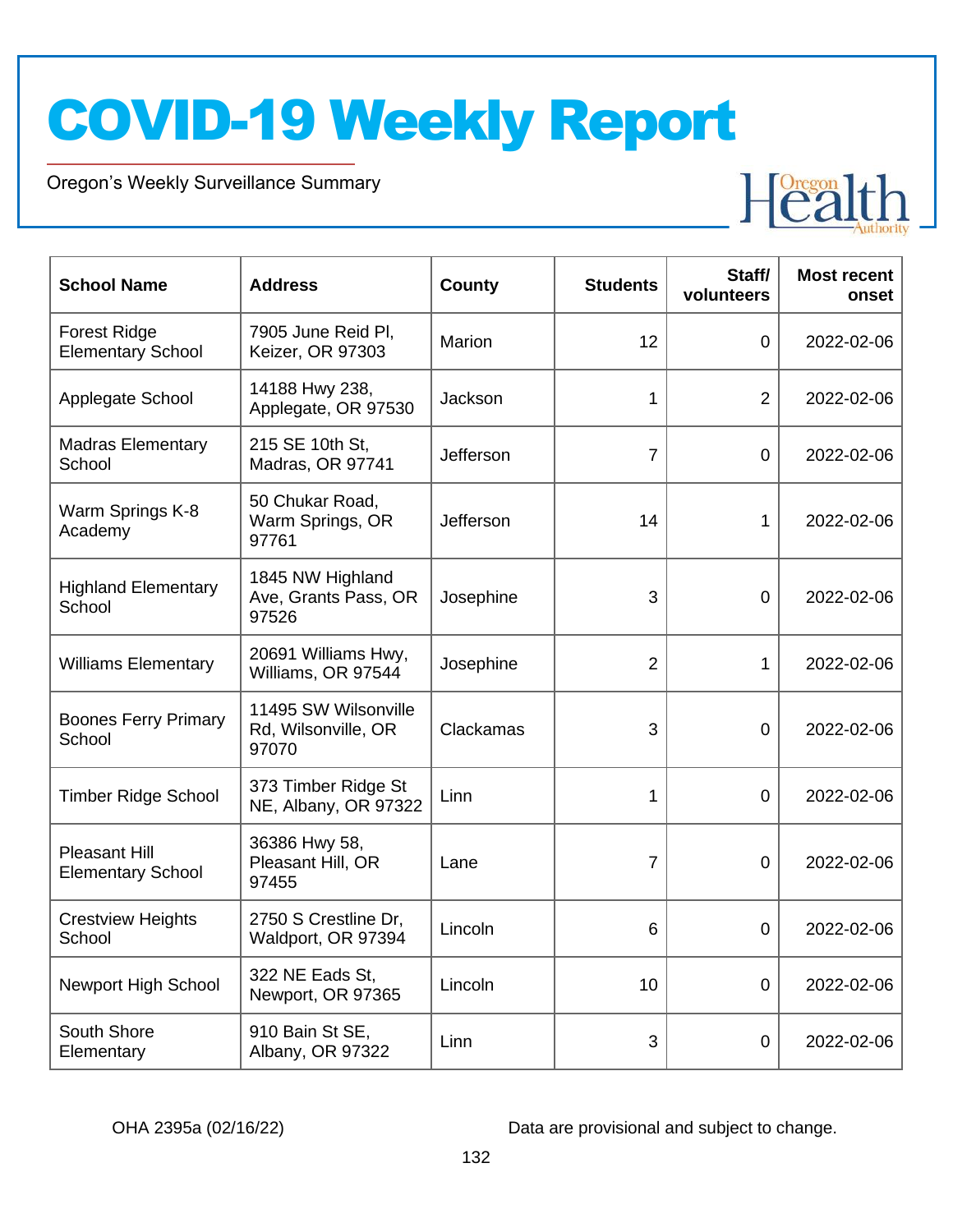# COVID-19 Weekly Report

Oregon's Weekly Surveillance Summary

| School Name | Address | County | Students | Staff/ volunteers | Most recent onset |
|---|---|---|---|---|---|
| Forest Ridge Elementary School | 7905 June Reid Pl, Keizer, OR 97303 | Marion | 12 | 0 | 2022-02-06 |
| Applegate School | 14188 Hwy 238, Applegate, OR 97530 | Jackson | 1 | 2 | 2022-02-06 |
| Madras Elementary School | 215 SE 10th St, Madras, OR 97741 | Jefferson | 7 | 0 | 2022-02-06 |
| Warm Springs K-8 Academy | 50 Chukar Road, Warm Springs, OR 97761 | Jefferson | 14 | 1 | 2022-02-06 |
| Highland Elementary School | 1845 NW Highland Ave, Grants Pass, OR 97526 | Josephine | 3 | 0 | 2022-02-06 |
| Williams Elementary | 20691 Williams Hwy, Williams, OR 97544 | Josephine | 2 | 1 | 2022-02-06 |
| Boones Ferry Primary School | 11495 SW Wilsonville Rd, Wilsonville, OR 97070 | Clackamas | 3 | 0 | 2022-02-06 |
| Timber Ridge School | 373 Timber Ridge St NE, Albany, OR 97322 | Linn | 1 | 0 | 2022-02-06 |
| Pleasant Hill Elementary School | 36386 Hwy 58, Pleasant Hill, OR 97455 | Lane | 7 | 0 | 2022-02-06 |
| Crestview Heights School | 2750 S Crestline Dr, Waldport, OR 97394 | Lincoln | 6 | 0 | 2022-02-06 |
| Newport High School | 322 NE Eads St, Newport, OR 97365 | Lincoln | 10 | 0 | 2022-02-06 |
| South Shore Elementary | 910 Bain St SE, Albany, OR 97322 | Linn | 3 | 0 | 2022-02-06 |

OHA 2395a (02/16/22)

Data are provisional and subject to change.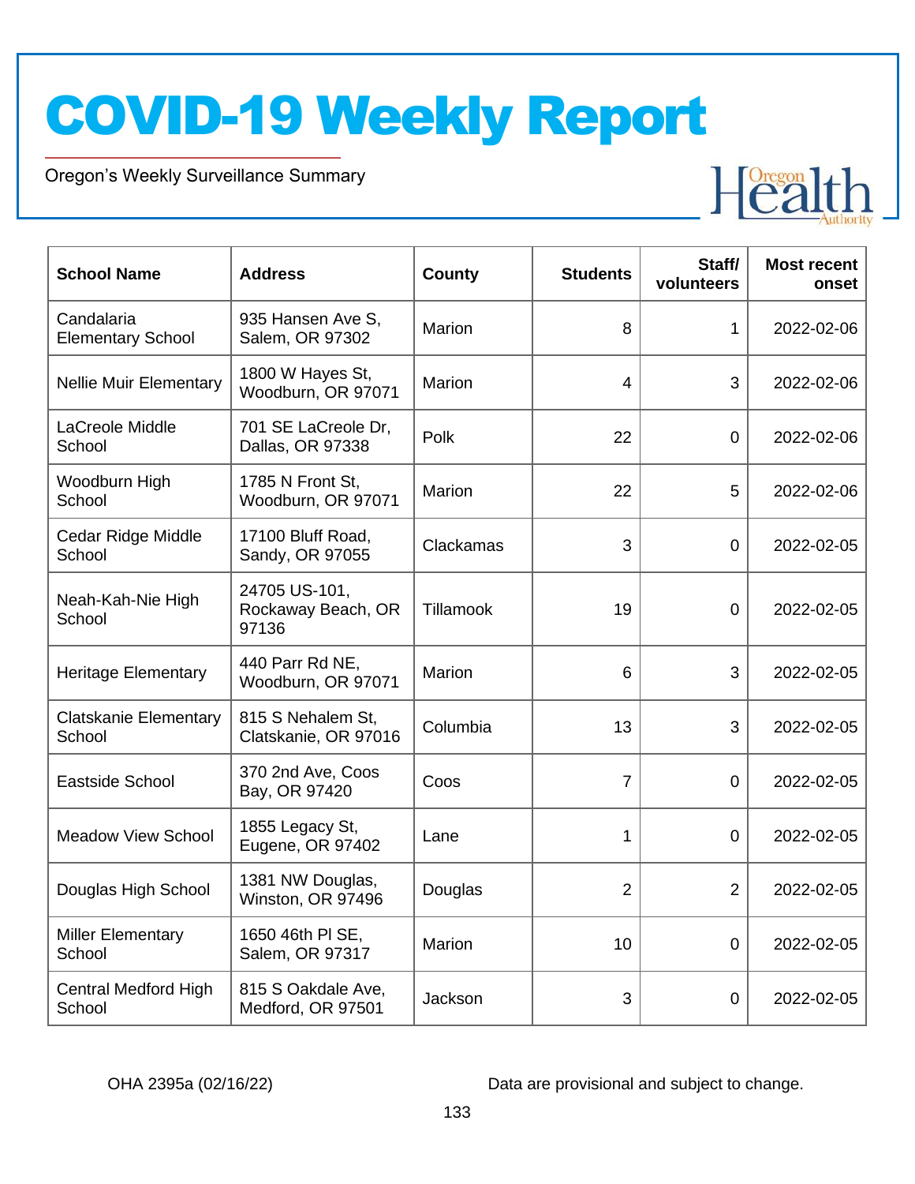# COVID-19 Weekly Report

Oregon's Weekly Surveillance Summary

| School Name | Address | County | Students | Staff/ volunteers | Most recent onset |
|---|---|---|---|---|---|
| Candalaria Elementary School | 935 Hansen Ave S, Salem, OR 97302 | Marion | 8 | 1 | 2022-02-06 |
| Nellie Muir Elementary | 1800 W Hayes St, Woodburn, OR 97071 | Marion | 4 | 3 | 2022-02-06 |
| LaCreole Middle School | 701 SE LaCreole Dr, Dallas, OR 97338 | Polk | 22 | 0 | 2022-02-06 |
| Woodburn High School | 1785 N Front St, Woodburn, OR 97071 | Marion | 22 | 5 | 2022-02-06 |
| Cedar Ridge Middle School | 17100 Bluff Road, Sandy, OR 97055 | Clackamas | 3 | 0 | 2022-02-05 |
| Neah-Kah-Nie High School | 24705 US-101, Rockaway Beach, OR 97136 | Tillamook | 19 | 0 | 2022-02-05 |
| Heritage Elementary | 440 Parr Rd NE, Woodburn, OR 97071 | Marion | 6 | 3 | 2022-02-05 |
| Clatskanie Elementary School | 815 S Nehalem St, Clatskanie, OR 97016 | Columbia | 13 | 3 | 2022-02-05 |
| Eastside School | 370 2nd Ave, Coos Bay, OR 97420 | Coos | 7 | 0 | 2022-02-05 |
| Meadow View School | 1855 Legacy St, Eugene, OR 97402 | Lane | 1 | 0 | 2022-02-05 |
| Douglas High School | 1381 NW Douglas, Winston, OR 97496 | Douglas | 2 | 2 | 2022-02-05 |
| Miller Elementary School | 1650 46th Pl SE, Salem, OR 97317 | Marion | 10 | 0 | 2022-02-05 |
| Central Medford High School | 815 S Oakdale Ave, Medford, OR 97501 | Jackson | 3 | 0 | 2022-02-05 |

OHA 2395a (02/16/22)

Data are provisional and subject to change.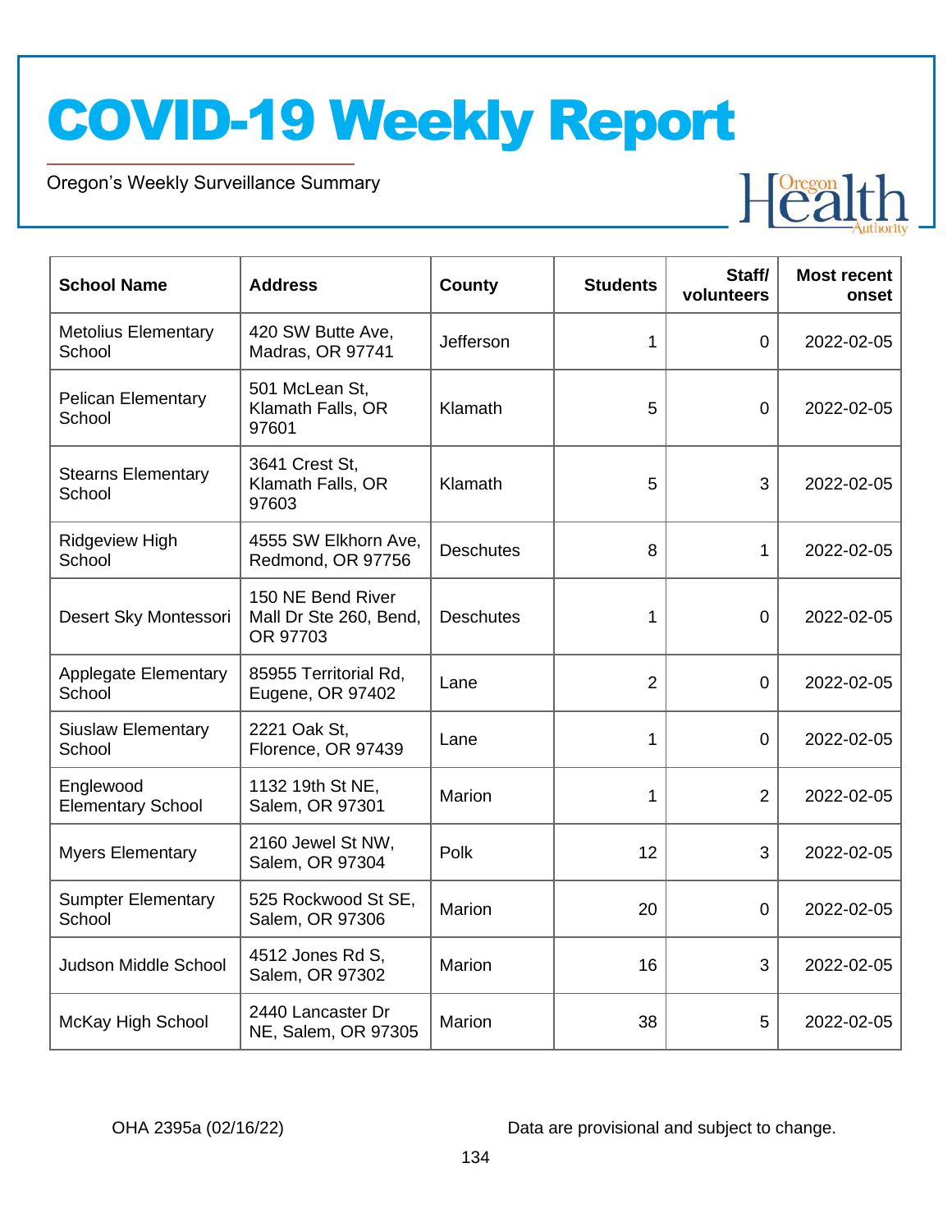# COVID-19 Weekly Report

Oregon's Weekly Surveillance Summary

| School Name | Address | County | Students | Staff/ volunteers | Most recent onset |
|---|---|---|---|---|---|
| Metolius Elementary School | 420 SW Butte Ave, Madras, OR 97741 | Jefferson | 1 | 0 | 2022-02-05 |
| Pelican Elementary School | 501 McLean St, Klamath Falls, OR 97601 | Klamath | 5 | 0 | 2022-02-05 |
| Stearns Elementary School | 3641 Crest St, Klamath Falls, OR 97603 | Klamath | 5 | 3 | 2022-02-05 |
| Ridgeview High School | 4555 SW Elkhorn Ave, Redmond, OR 97756 | Deschutes | 8 | 1 | 2022-02-05 |
| Desert Sky Montessori | 150 NE Bend River Mall Dr Ste 260, Bend, OR 97703 | Deschutes | 1 | 0 | 2022-02-05 |
| Applegate Elementary School | 85955 Territorial Rd, Eugene, OR 97402 | Lane | 2 | 0 | 2022-02-05 |
| Siuslaw Elementary School | 2221 Oak St, Florence, OR 97439 | Lane | 1 | 0 | 2022-02-05 |
| Englewood Elementary School | 1132 19th St NE, Salem, OR 97301 | Marion | 1 | 2 | 2022-02-05 |
| Myers Elementary | 2160 Jewel St NW, Salem, OR 97304 | Polk | 12 | 3 | 2022-02-05 |
| Sumpter Elementary School | 525 Rockwood St SE, Salem, OR 97306 | Marion | 20 | 0 | 2022-02-05 |
| Judson Middle School | 4512 Jones Rd S, Salem, OR 97302 | Marion | 16 | 3 | 2022-02-05 |
| McKay High School | 2440 Lancaster Dr NE, Salem, OR 97305 | Marion | 38 | 5 | 2022-02-05 |

OHA 2395a (02/16/22)

Data are provisional and subject to change.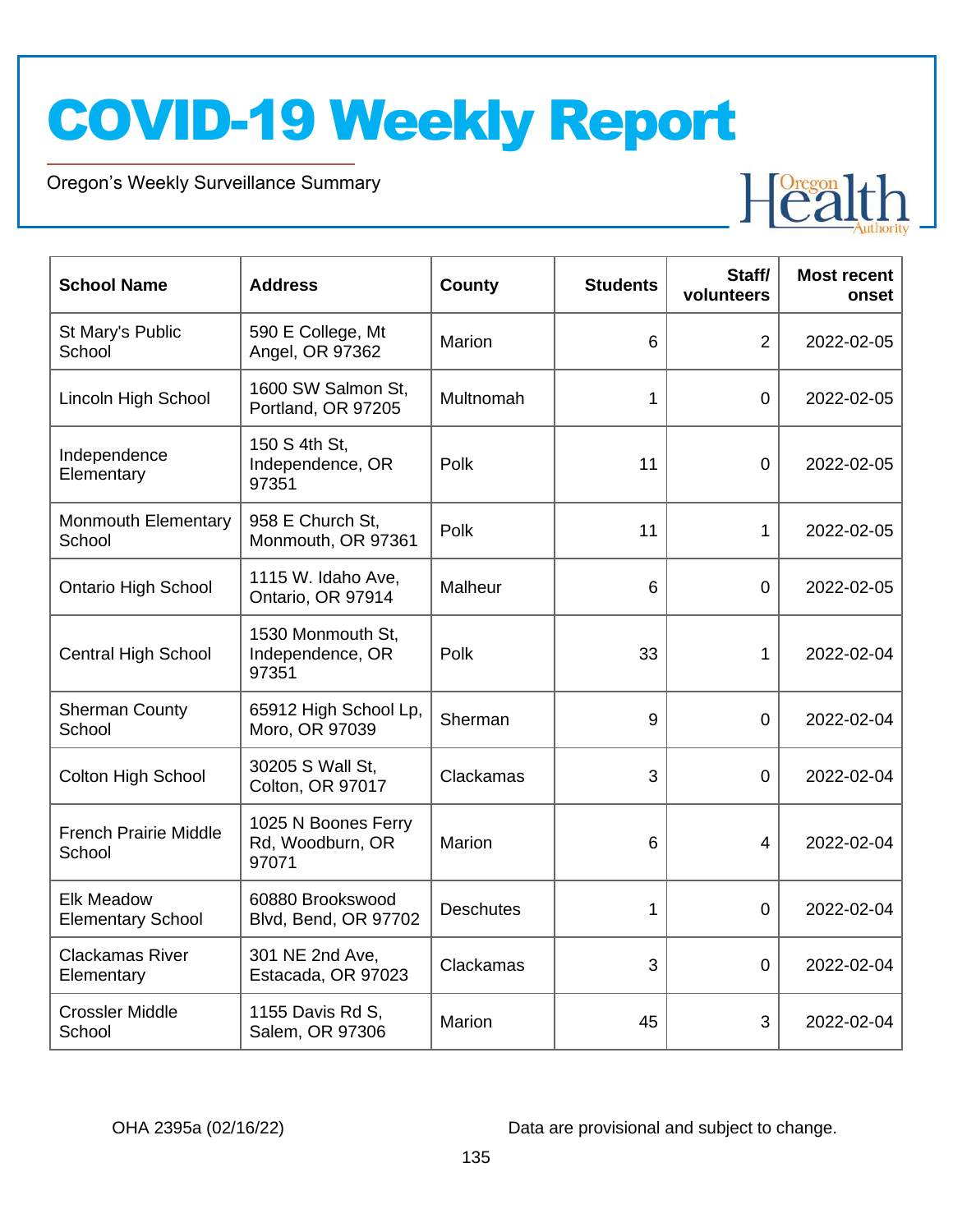# COVID-19 Weekly Report

Oregon's Weekly Surveillance Summary

| School Name | Address | County | Students | Staff/ volunteers | Most recent onset |
|---|---|---|---|---|---|
| St Mary's Public School | 590 E College, Mt Angel, OR 97362 | Marion | 6 | 2 | 2022-02-05 |
| Lincoln High School | 1600 SW Salmon St, Portland, OR 97205 | Multnomah | 1 | 0 | 2022-02-05 |
| Independence Elementary | 150 S 4th St, Independence, OR 97351 | Polk | 11 | 0 | 2022-02-05 |
| Monmouth Elementary School | 958 E Church St, Monmouth, OR 97361 | Polk | 11 | 1 | 2022-02-05 |
| Ontario High School | 1115 W. Idaho Ave, Ontario, OR 97914 | Malheur | 6 | 0 | 2022-02-05 |
| Central High School | 1530 Monmouth St, Independence, OR 97351 | Polk | 33 | 1 | 2022-02-04 |
| Sherman County School | 65912 High School Lp, Moro, OR 97039 | Sherman | 9 | 0 | 2022-02-04 |
| Colton High School | 30205 S Wall St, Colton, OR 97017 | Clackamas | 3 | 0 | 2022-02-04 |
| French Prairie Middle School | 1025 N Boones Ferry Rd, Woodburn, OR 97071 | Marion | 6 | 4 | 2022-02-04 |
| Elk Meadow Elementary School | 60880 Brookswood Blvd, Bend, OR 97702 | Deschutes | 1 | 0 | 2022-02-04 |
| Clackamas River Elementary | 301 NE 2nd Ave, Estacada, OR 97023 | Clackamas | 3 | 0 | 2022-02-04 |
| Crossler Middle School | 1155 Davis Rd S, Salem, OR 97306 | Marion | 45 | 3 | 2022-02-04 |

OHA 2395a (02/16/22)

Data are provisional and subject to change.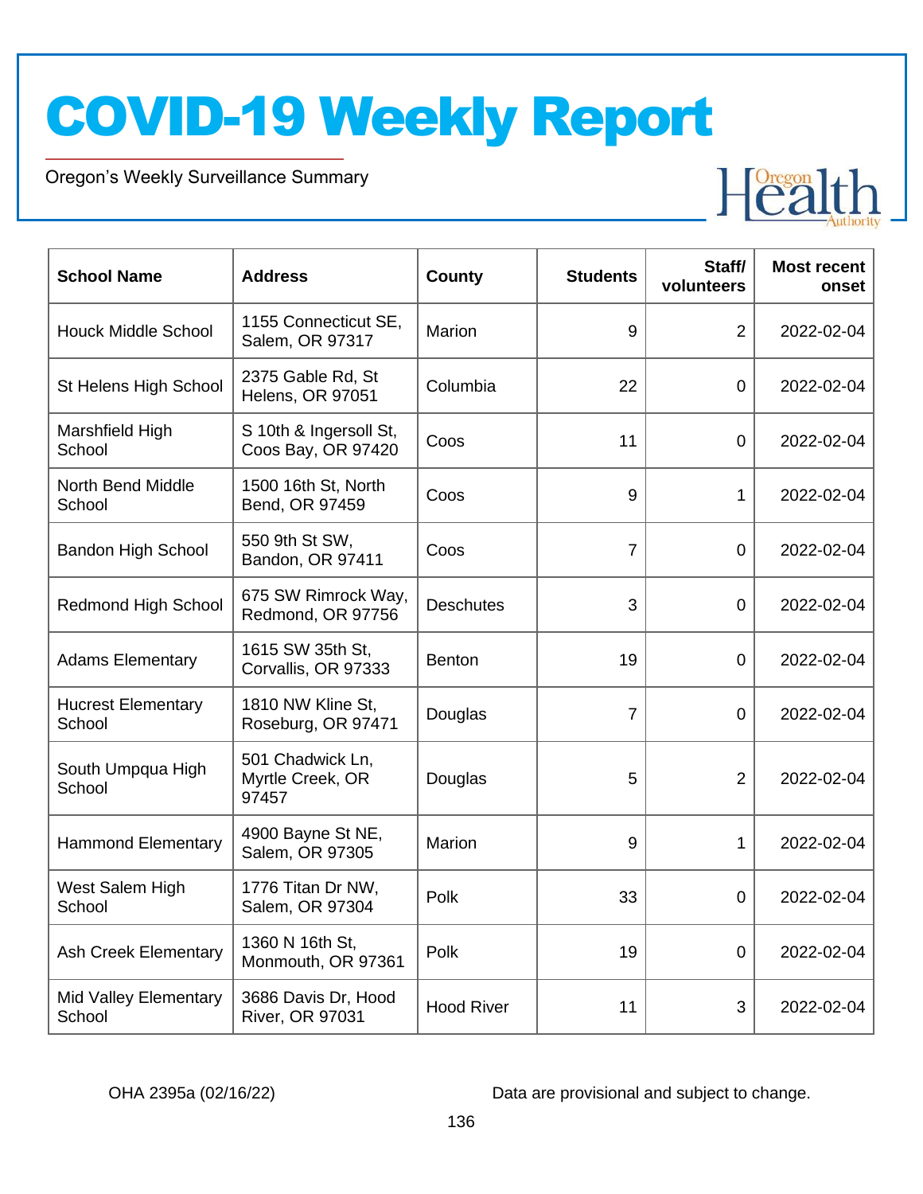# COVID-19 Weekly Report

Oregon's Weekly Surveillance Summary

| School Name | Address | County | Students | Staff/ volunteers | Most recent onset |
|---|---|---|---|---|---|
| Houck Middle School | 1155 Connecticut SE, Salem, OR 97317 | Marion | 9 | 2 | 2022-02-04 |
| St Helens High School | 2375 Gable Rd, St Helens, OR 97051 | Columbia | 22 | 0 | 2022-02-04 |
| Marshfield High School | S 10th & Ingersoll St, Coos Bay, OR 97420 | Coos | 11 | 0 | 2022-02-04 |
| North Bend Middle School | 1500 16th St, North Bend, OR 97459 | Coos | 9 | 1 | 2022-02-04 |
| Bandon High School | 550 9th St SW, Bandon, OR 97411 | Coos | 7 | 0 | 2022-02-04 |
| Redmond High School | 675 SW Rimrock Way, Redmond, OR 97756 | Deschutes | 3 | 0 | 2022-02-04 |
| Adams Elementary | 1615 SW 35th St, Corvallis, OR 97333 | Benton | 19 | 0 | 2022-02-04 |
| Hucrest Elementary School | 1810 NW Kline St, Roseburg, OR 97471 | Douglas | 7 | 0 | 2022-02-04 |
| South Umpqua High School | 501 Chadwick Ln, Myrtle Creek, OR 97457 | Douglas | 5 | 2 | 2022-02-04 |
| Hammond Elementary | 4900 Bayne St NE, Salem, OR 97305 | Marion | 9 | 1 | 2022-02-04 |
| West Salem High School | 1776 Titan Dr NW, Salem, OR 97304 | Polk | 33 | 0 | 2022-02-04 |
| Ash Creek Elementary | 1360 N 16th St, Monmouth, OR 97361 | Polk | 19 | 0 | 2022-02-04 |
| Mid Valley Elementary School | 3686 Davis Dr, Hood River, OR 97031 | Hood River | 11 | 3 | 2022-02-04 |

OHA 2395a (02/16/22)

Data are provisional and subject to change.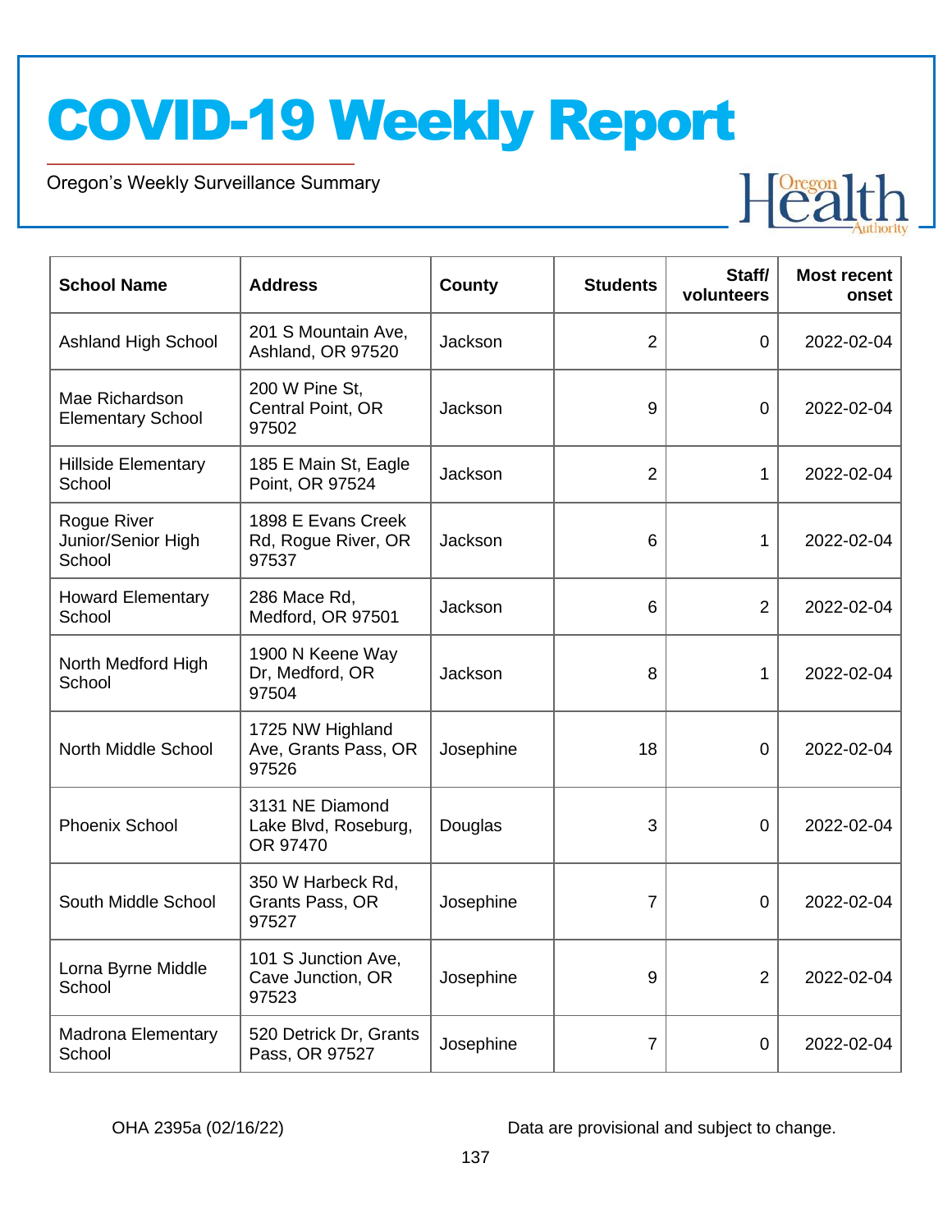# COVID-19 Weekly Report

Oregon's Weekly Surveillance Summary

| School Name | Address | County | Students | Staff/ volunteers | Most recent onset |
|---|---|---|---|---|---|
| Ashland High School | 201 S Mountain Ave, Ashland, OR 97520 | Jackson | 2 | 0 | 2022-02-04 |
| Mae Richardson Elementary School | 200 W Pine St, Central Point, OR 97502 | Jackson | 9 | 0 | 2022-02-04 |
| Hillside Elementary School | 185 E Main St, Eagle Point, OR 97524 | Jackson | 2 | 1 | 2022-02-04 |
| Rogue River Junior/Senior High School | 1898 E Evans Creek Rd, Rogue River, OR 97537 | Jackson | 6 | 1 | 2022-02-04 |
| Howard Elementary School | 286 Mace Rd, Medford, OR 97501 | Jackson | 6 | 2 | 2022-02-04 |
| North Medford High School | 1900 N Keene Way Dr, Medford, OR 97504 | Jackson | 8 | 1 | 2022-02-04 |
| North Middle School | 1725 NW Highland Ave, Grants Pass, OR 97526 | Josephine | 18 | 0 | 2022-02-04 |
| Phoenix School | 3131 NE Diamond Lake Blvd, Roseburg, OR 97470 | Douglas | 3 | 0 | 2022-02-04 |
| South Middle School | 350 W Harbeck Rd, Grants Pass, OR 97527 | Josephine | 7 | 0 | 2022-02-04 |
| Lorna Byrne Middle School | 101 S Junction Ave, Cave Junction, OR 97523 | Josephine | 9 | 2 | 2022-02-04 |
| Madrona Elementary School | 520 Detrick Dr, Grants Pass, OR 97527 | Josephine | 7 | 0 | 2022-02-04 |

OHA 2395a (02/16/22)

Data are provisional and subject to change.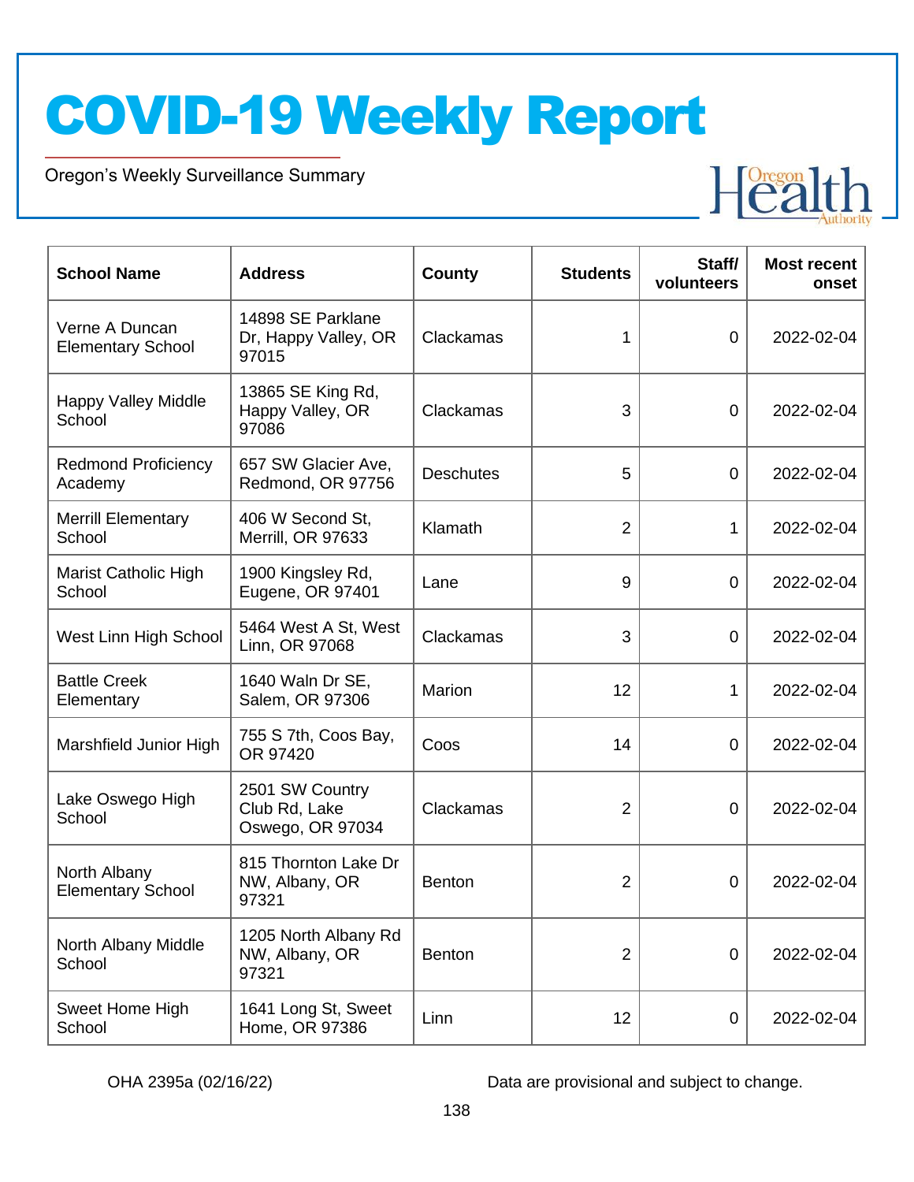# COVID-19 Weekly Report

Oregon's Weekly Surveillance Summary

| School Name | Address | County | Students | Staff/ volunteers | Most recent onset |
|---|---|---|---|---|---|
| Verne A Duncan Elementary School | 14898 SE Parklane Dr, Happy Valley, OR 97015 | Clackamas | 1 | 0 | 2022-02-04 |
| Happy Valley Middle School | 13865 SE King Rd, Happy Valley, OR 97086 | Clackamas | 3 | 0 | 2022-02-04 |
| Redmond Proficiency Academy | 657 SW Glacier Ave, Redmond, OR 97756 | Deschutes | 5 | 0 | 2022-02-04 |
| Merrill Elementary School | 406 W Second St, Merrill, OR 97633 | Klamath | 2 | 1 | 2022-02-04 |
| Marist Catholic High School | 1900 Kingsley Rd, Eugene, OR 97401 | Lane | 9 | 0 | 2022-02-04 |
| West Linn High School | 5464 West A St, West Linn, OR 97068 | Clackamas | 3 | 0 | 2022-02-04 |
| Battle Creek Elementary | 1640 Waln Dr SE, Salem, OR 97306 | Marion | 12 | 1 | 2022-02-04 |
| Marshfield Junior High | 755 S 7th, Coos Bay, OR 97420 | Coos | 14 | 0 | 2022-02-04 |
| Lake Oswego High School | 2501 SW Country Club Rd, Lake Oswego, OR 97034 | Clackamas | 2 | 0 | 2022-02-04 |
| North Albany Elementary School | 815 Thornton Lake Dr NW, Albany, OR 97321 | Benton | 2 | 0 | 2022-02-04 |
| North Albany Middle School | 1205 North Albany Rd NW, Albany, OR 97321 | Benton | 2 | 0 | 2022-02-04 |
| Sweet Home High School | 1641 Long St, Sweet Home, OR 97386 | Linn | 12 | 0 | 2022-02-04 |

OHA 2395a (02/16/22)

Data are provisional and subject to change.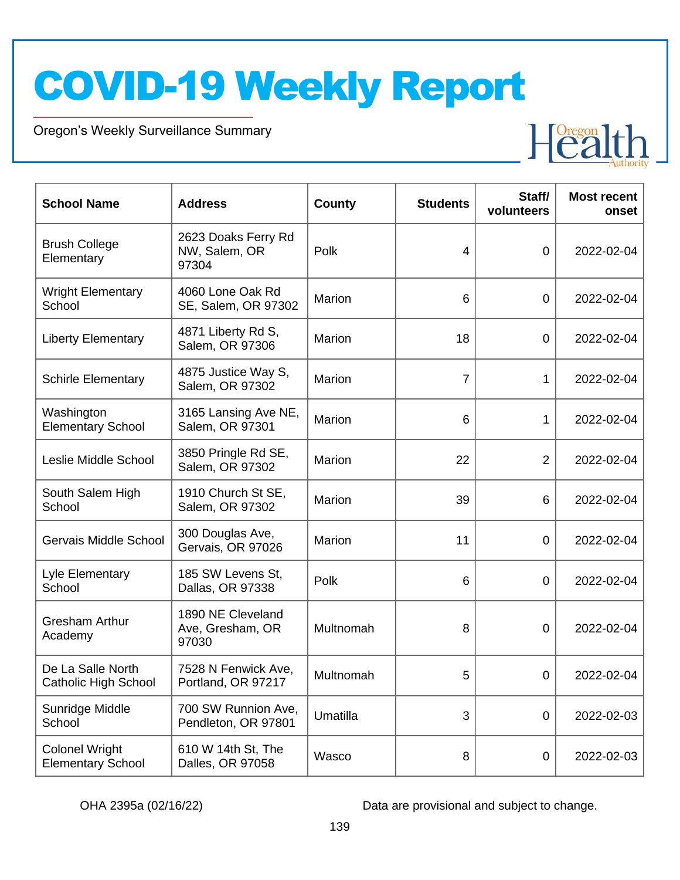# COVID-19 Weekly Report

Oregon's Weekly Surveillance Summary

| School Name | Address | County | Students | Staff/ volunteers | Most recent onset |
|---|---|---|---|---|---|
| Brush College Elementary | 2623 Doaks Ferry Rd NW, Salem, OR 97304 | Polk | 4 | 0 | 2022-02-04 |
| Wright Elementary School | 4060 Lone Oak Rd SE, Salem, OR 97302 | Marion | 6 | 0 | 2022-02-04 |
| Liberty Elementary | 4871 Liberty Rd S, Salem, OR 97306 | Marion | 18 | 0 | 2022-02-04 |
| Schirle Elementary | 4875 Justice Way S, Salem, OR 97302 | Marion | 7 | 1 | 2022-02-04 |
| Washington Elementary School | 3165 Lansing Ave NE, Salem, OR 97301 | Marion | 6 | 1 | 2022-02-04 |
| Leslie Middle School | 3850 Pringle Rd SE, Salem, OR 97302 | Marion | 22 | 2 | 2022-02-04 |
| South Salem High School | 1910 Church St SE, Salem, OR 97302 | Marion | 39 | 6 | 2022-02-04 |
| Gervais Middle School | 300 Douglas Ave, Gervais, OR 97026 | Marion | 11 | 0 | 2022-02-04 |
| Lyle Elementary School | 185 SW Levens St, Dallas, OR 97338 | Polk | 6 | 0 | 2022-02-04 |
| Gresham Arthur Academy | 1890 NE Cleveland Ave, Gresham, OR 97030 | Multnomah | 8 | 0 | 2022-02-04 |
| De La Salle North Catholic High School | 7528 N Fenwick Ave, Portland, OR 97217 | Multnomah | 5 | 0 | 2022-02-04 |
| Sunridge Middle School | 700 SW Runnion Ave, Pendleton, OR 97801 | Umatilla | 3 | 0 | 2022-02-03 |
| Colonel Wright Elementary School | 610 W 14th St, The Dalles, OR 97058 | Wasco | 8 | 0 | 2022-02-03 |

OHA 2395a (02/16/22)

Data are provisional and subject to change.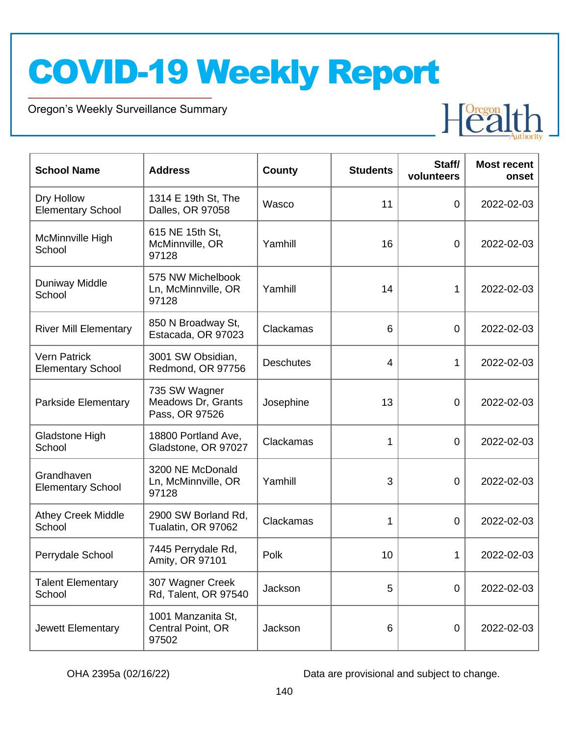# COVID-19 Weekly Report

Oregon's Weekly Surveillance Summary

| School Name | Address | County | Students | Staff/ volunteers | Most recent onset |
|---|---|---|---|---|---|
| Dry Hollow Elementary School | 1314 E 19th St, The Dalles, OR 97058 | Wasco | 11 | 0 | 2022-02-03 |
| McMinnville High School | 615 NE 15th St, McMinnville, OR 97128 | Yamhill | 16 | 0 | 2022-02-03 |
| Duniway Middle School | 575 NW Michelbook Ln, McMinnville, OR 97128 | Yamhill | 14 | 1 | 2022-02-03 |
| River Mill Elementary | 850 N Broadway St, Estacada, OR 97023 | Clackamas | 6 | 0 | 2022-02-03 |
| Vern Patrick Elementary School | 3001 SW Obsidian, Redmond, OR 97756 | Deschutes | 4 | 1 | 2022-02-03 |
| Parkside Elementary | 735 SW Wagner Meadows Dr, Grants Pass, OR 97526 | Josephine | 13 | 0 | 2022-02-03 |
| Gladstone High School | 18800 Portland Ave, Gladstone, OR 97027 | Clackamas | 1 | 0 | 2022-02-03 |
| Grandhaven Elementary School | 3200 NE McDonald Ln, McMinnville, OR 97128 | Yamhill | 3 | 0 | 2022-02-03 |
| Athey Creek Middle School | 2900 SW Borland Rd, Tualatin, OR 97062 | Clackamas | 1 | 0 | 2022-02-03 |
| Perrydale School | 7445 Perrydale Rd, Amity, OR 97101 | Polk | 10 | 1 | 2022-02-03 |
| Talent Elementary School | 307 Wagner Creek Rd, Talent, OR 97540 | Jackson | 5 | 0 | 2022-02-03 |
| Jewett Elementary | 1001 Manzanita St, Central Point, OR 97502 | Jackson | 6 | 0 | 2022-02-03 |

OHA 2395a (02/16/22)

Data are provisional and subject to change.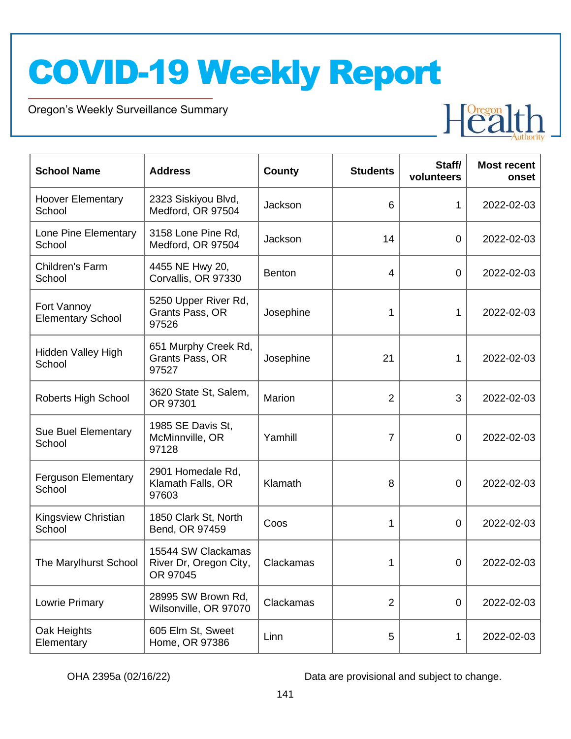# COVID-19 Weekly Report

Oregon's Weekly Surveillance Summary

| School Name | Address | County | Students | Staff/ volunteers | Most recent onset |
|---|---|---|---|---|---|
| Hoover Elementary School | 2323 Siskiyou Blvd, Medford, OR 97504 | Jackson | 6 | 1 | 2022-02-03 |
| Lone Pine Elementary School | 3158 Lone Pine Rd, Medford, OR 97504 | Jackson | 14 | 0 | 2022-02-03 |
| Children's Farm School | 4455 NE Hwy 20, Corvallis, OR 97330 | Benton | 4 | 0 | 2022-02-03 |
| Fort Vannoy Elementary School | 5250 Upper River Rd, Grants Pass, OR 97526 | Josephine | 1 | 1 | 2022-02-03 |
| Hidden Valley High School | 651 Murphy Creek Rd, Grants Pass, OR 97527 | Josephine | 21 | 1 | 2022-02-03 |
| Roberts High School | 3620 State St, Salem, OR 97301 | Marion | 2 | 3 | 2022-02-03 |
| Sue Buel Elementary School | 1985 SE Davis St, McMinnville, OR 97128 | Yamhill | 7 | 0 | 2022-02-03 |
| Ferguson Elementary School | 2901 Homedale Rd, Klamath Falls, OR 97603 | Klamath | 8 | 0 | 2022-02-03 |
| Kingsview Christian School | 1850 Clark St, North Bend, OR 97459 | Coos | 1 | 0 | 2022-02-03 |
| The Marylhurst School | 15544 SW Clackamas River Dr, Oregon City, OR 97045 | Clackamas | 1 | 0 | 2022-02-03 |
| Lowrie Primary | 28995 SW Brown Rd, Wilsonville, OR 97070 | Clackamas | 2 | 0 | 2022-02-03 |
| Oak Heights Elementary | 605 Elm St, Sweet Home, OR 97386 | Linn | 5 | 1 | 2022-02-03 |

OHA 2395a (02/16/22)

Data are provisional and subject to change.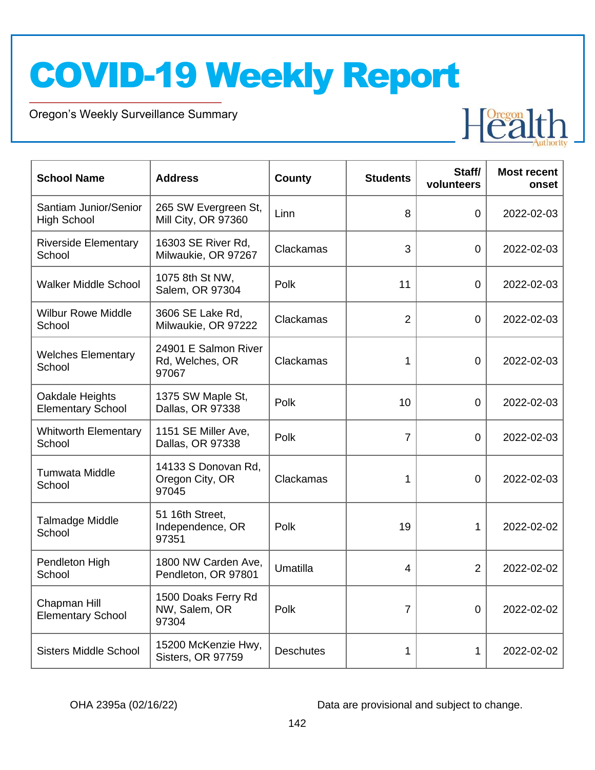# COVID-19 Weekly Report

Oregon's Weekly Surveillance Summary

| School Name | Address | County | Students | Staff/ volunteers | Most recent onset |
|---|---|---|---|---|---|
| Santiam Junior/Senior High School | 265 SW Evergreen St, Mill City, OR 97360 | Linn | 8 | 0 | 2022-02-03 |
| Riverside Elementary School | 16303 SE River Rd, Milwaukie, OR 97267 | Clackamas | 3 | 0 | 2022-02-03 |
| Walker Middle School | 1075 8th St NW, Salem, OR 97304 | Polk | 11 | 0 | 2022-02-03 |
| Wilbur Rowe Middle School | 3606 SE Lake Rd, Milwaukie, OR 97222 | Clackamas | 2 | 0 | 2022-02-03 |
| Welches Elementary School | 24901 E Salmon River Rd, Welches, OR 97067 | Clackamas | 1 | 0 | 2022-02-03 |
| Oakdale Heights Elementary School | 1375 SW Maple St, Dallas, OR 97338 | Polk | 10 | 0 | 2022-02-03 |
| Whitworth Elementary School | 1151 SE Miller Ave, Dallas, OR 97338 | Polk | 7 | 0 | 2022-02-03 |
| Tumwata Middle School | 14133 S Donovan Rd, Oregon City, OR 97045 | Clackamas | 1 | 0 | 2022-02-03 |
| Talmadge Middle School | 51 16th Street, Independence, OR 97351 | Polk | 19 | 1 | 2022-02-02 |
| Pendleton High School | 1800 NW Carden Ave, Pendleton, OR 97801 | Umatilla | 4 | 2 | 2022-02-02 |
| Chapman Hill Elementary School | 1500 Doaks Ferry Rd NW, Salem, OR 97304 | Polk | 7 | 0 | 2022-02-02 |
| Sisters Middle School | 15200 McKenzie Hwy, Sisters, OR 97759 | Deschutes | 1 | 1 | 2022-02-02 |

OHA 2395a (02/16/22) Data are provisional and subject to change.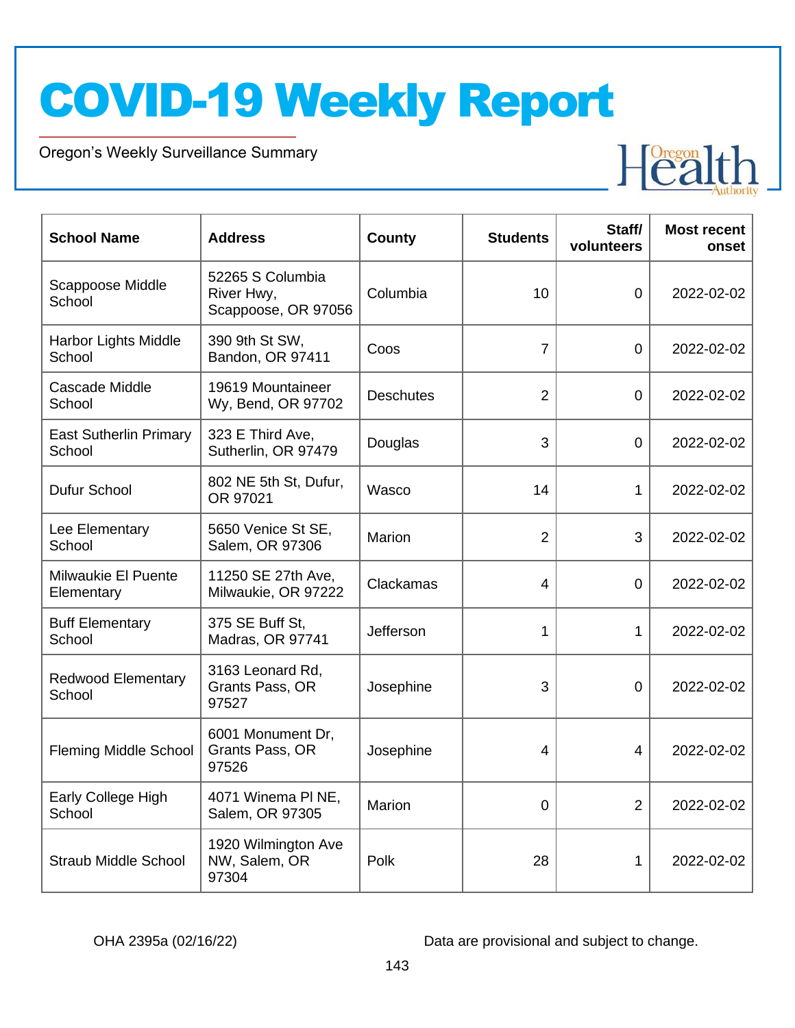# COVID-19 Weekly Report

Oregon's Weekly Surveillance Summary

| School Name | Address | County | Students | Staff/ volunteers | Most recent onset |
|---|---|---|---|---|---|
| Scappoose Middle School | 52265 S Columbia River Hwy, Scappoose, OR 97056 | Columbia | 10 | 0 | 2022-02-02 |
| Harbor Lights Middle School | 390 9th St SW, Bandon, OR 97411 | Coos | 7 | 0 | 2022-02-02 |
| Cascade Middle School | 19619 Mountaineer Wy, Bend, OR 97702 | Deschutes | 2 | 0 | 2022-02-02 |
| East Sutherlin Primary School | 323 E Third Ave, Sutherlin, OR 97479 | Douglas | 3 | 0 | 2022-02-02 |
| Dufur School | 802 NE 5th St, Dufur, OR 97021 | Wasco | 14 | 1 | 2022-02-02 |
| Lee Elementary School | 5650 Venice St SE, Salem, OR 97306 | Marion | 2 | 3 | 2022-02-02 |
| Milwaukie El Puente Elementary | 11250 SE 27th Ave, Milwaukie, OR 97222 | Clackamas | 4 | 0 | 2022-02-02 |
| Buff Elementary School | 375 SE Buff St, Madras, OR 97741 | Jefferson | 1 | 1 | 2022-02-02 |
| Redwood Elementary School | 3163 Leonard Rd, Grants Pass, OR 97527 | Josephine | 3 | 0 | 2022-02-02 |
| Fleming Middle School | 6001 Monument Dr, Grants Pass, OR 97526 | Josephine | 4 | 4 | 2022-02-02 |
| Early College High School | 4071 Winema Pl NE, Salem, OR 97305 | Marion | 0 | 2 | 2022-02-02 |
| Straub Middle School | 1920 Wilmington Ave NW, Salem, OR 97304 | Polk | 28 | 1 | 2022-02-02 |

OHA 2395a (02/16/22)

Data are provisional and subject to change.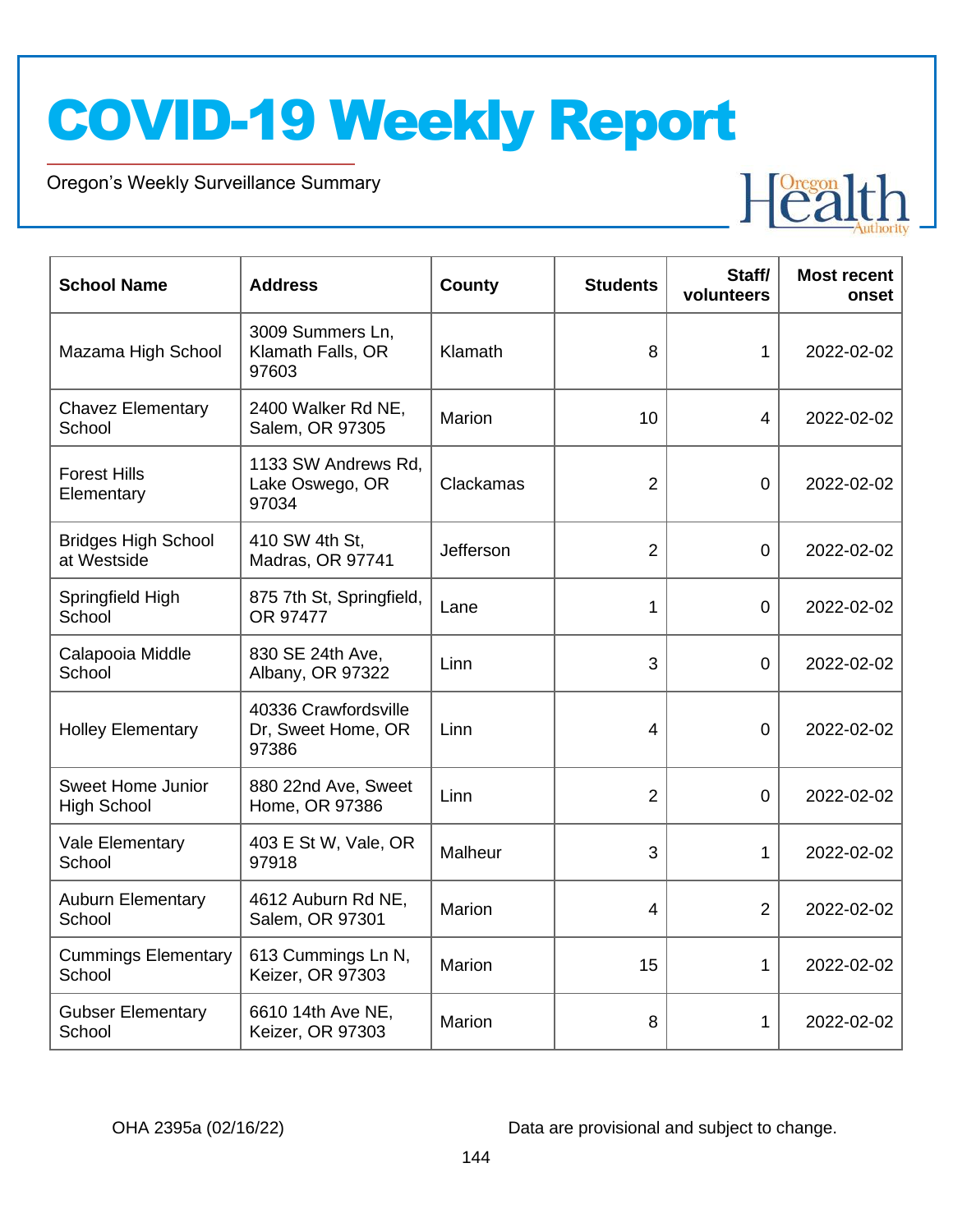| School Name | Address | County | Students | Staff/ volunteers | Most recent onset |
|---|---|---|---|---|---|
| Mazama High School | 3009 Summers Ln, Klamath Falls, OR 97603 | Klamath | 8 | 1 | 2022-02-02 |
| Chavez Elementary School | 2400 Walker Rd NE, Salem, OR 97305 | Marion | 10 | 4 | 2022-02-02 |
| Forest Hills Elementary | 1133 SW Andrews Rd, Lake Oswego, OR 97034 | Clackamas | 2 | 0 | 2022-02-02 |
| Bridges High School at Westside | 410 SW 4th St, Madras, OR 97741 | Jefferson | 2 | 0 | 2022-02-02 |
| Springfield High School | 875 7th St, Springfield, OR 97477 | Lane | 1 | 0 | 2022-02-02 |
| Calapooia Middle School | 830 SE 24th Ave, Albany, OR 97322 | Linn | 3 | 0 | 2022-02-02 |
| Holley Elementary | 40336 Crawfordsville Dr, Sweet Home, OR 97386 | Linn | 4 | 0 | 2022-02-02 |
| Sweet Home Junior High School | 880 22nd Ave, Sweet Home, OR 97386 | Linn | 2 | 0 | 2022-02-02 |
| Vale Elementary School | 403 E St W, Vale, OR 97918 | Malheur | 3 | 1 | 2022-02-02 |
| Auburn Elementary School | 4612 Auburn Rd NE, Salem, OR 97301 | Marion | 4 | 2 | 2022-02-02 |
| Cummings Elementary School | 613 Cummings Ln N, Keizer, OR 97303 | Marion | 15 | 1 | 2022-02-02 |
| Gubser Elementary School | 6610 14th Ave NE, Keizer, OR 97303 | Marion | 8 | 1 | 2022-02-02 |

OHA 2395a (02/16/22) Data are provisional and subject to change.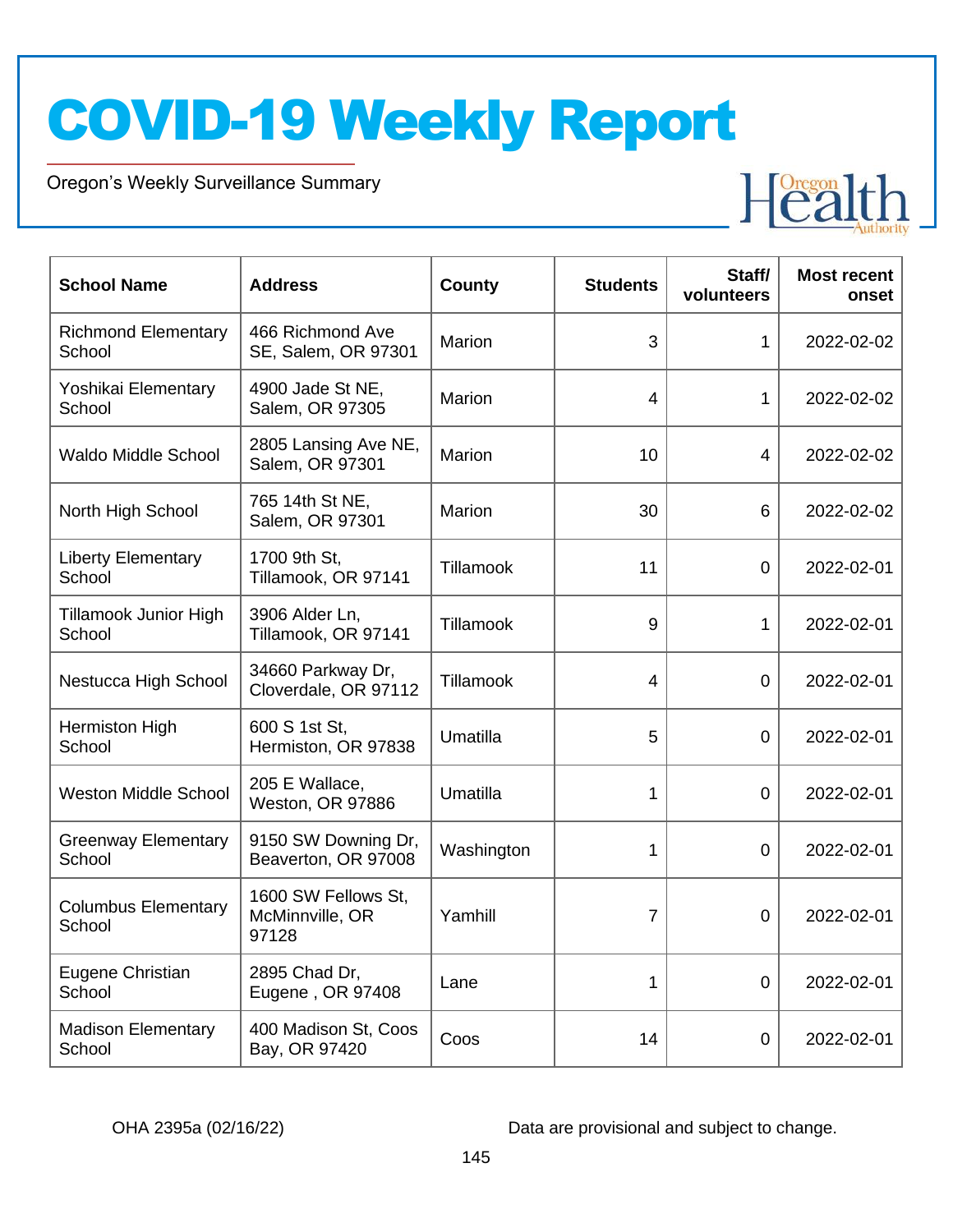# COVID-19 Weekly Report

Oregon's Weekly Surveillance Summary

| School Name | Address | County | Students | Staff/ volunteers | Most recent onset |
|---|---|---|---|---|---|
| Richmond Elementary School | 466 Richmond Ave SE, Salem, OR 97301 | Marion | 3 | 1 | 2022-02-02 |
| Yoshikai Elementary School | 4900 Jade St NE, Salem, OR 97305 | Marion | 4 | 1 | 2022-02-02 |
| Waldo Middle School | 2805 Lansing Ave NE, Salem, OR 97301 | Marion | 10 | 4 | 2022-02-02 |
| North High School | 765 14th St NE, Salem, OR 97301 | Marion | 30 | 6 | 2022-02-02 |
| Liberty Elementary School | 1700 9th St, Tillamook, OR 97141 | Tillamook | 11 | 0 | 2022-02-01 |
| Tillamook Junior High School | 3906 Alder Ln, Tillamook, OR 97141 | Tillamook | 9 | 1 | 2022-02-01 |
| Nestucca High School | 34660 Parkway Dr, Cloverdale, OR 97112 | Tillamook | 4 | 0 | 2022-02-01 |
| Hermiston High School | 600 S 1st St, Hermiston, OR 97838 | Umatilla | 5 | 0 | 2022-02-01 |
| Weston Middle School | 205 E Wallace, Weston, OR 97886 | Umatilla | 1 | 0 | 2022-02-01 |
| Greenway Elementary School | 9150 SW Downing Dr, Beaverton, OR 97008 | Washington | 1 | 0 | 2022-02-01 |
| Columbus Elementary School | 1600 SW Fellows St, McMinnville, OR 97128 | Yamhill | 7 | 0 | 2022-02-01 |
| Eugene Christian School | 2895 Chad Dr, Eugene , OR 97408 | Lane | 1 | 0 | 2022-02-01 |
| Madison Elementary School | 400 Madison St, Coos Bay, OR 97420 | Coos | 14 | 0 | 2022-02-01 |

OHA 2395a (02/16/22)

Data are provisional and subject to change.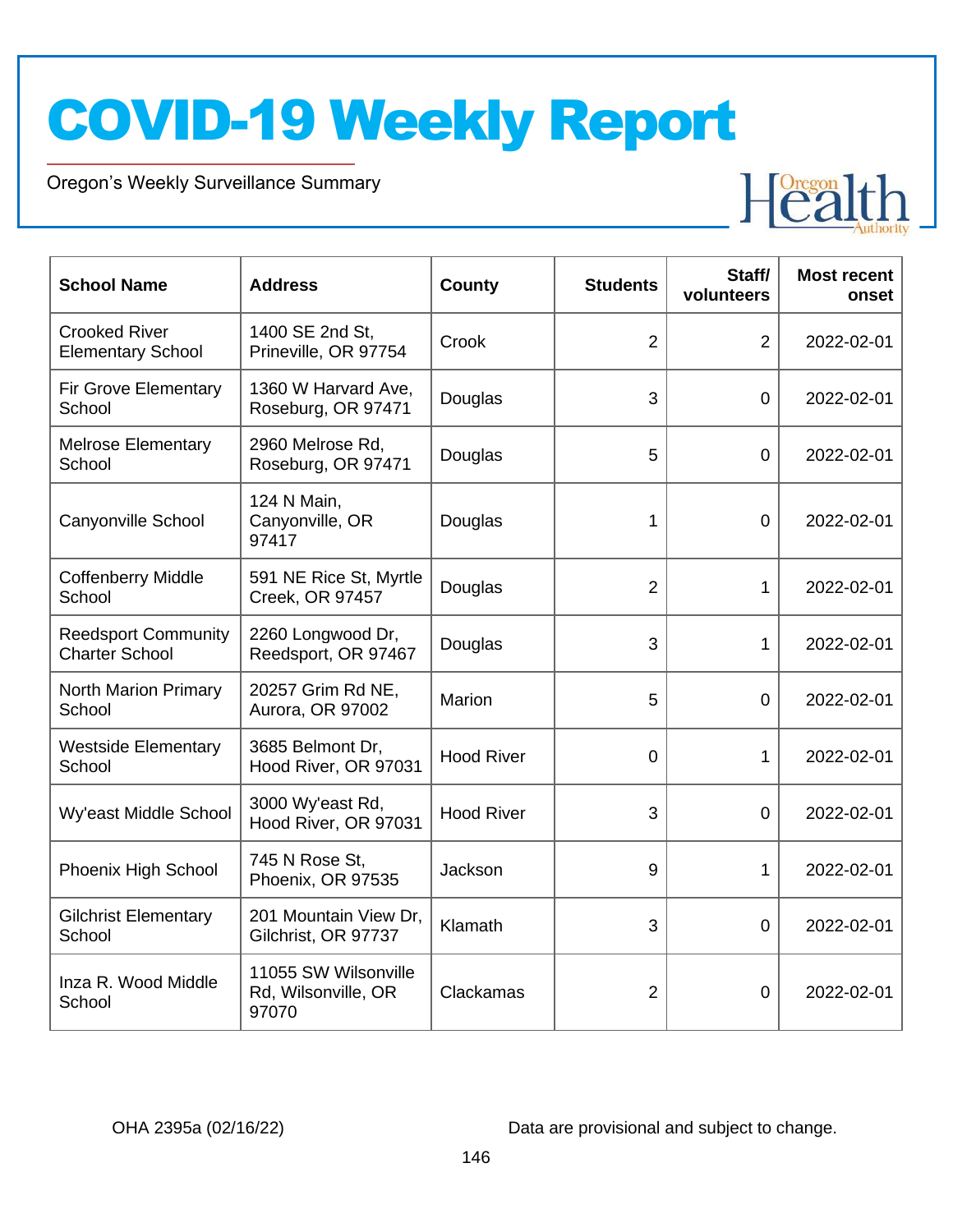| School Name | Address | County | Students | Staff/ volunteers | Most recent onset |
|---|---|---|---|---|---|
| Crooked River Elementary School | 1400 SE 2nd St, Prineville, OR 97754 | Crook | 2 | 2 | 2022-02-01 |
| Fir Grove Elementary School | 1360 W Harvard Ave, Roseburg, OR 97471 | Douglas | 3 | 0 | 2022-02-01 |
| Melrose Elementary School | 2960 Melrose Rd, Roseburg, OR 97471 | Douglas | 5 | 0 | 2022-02-01 |
| Canyonville School | 124 N Main, Canyonville, OR 97417 | Douglas | 1 | 0 | 2022-02-01 |
| Coffenberry Middle School | 591 NE Rice St, Myrtle Creek, OR 97457 | Douglas | 2 | 1 | 2022-02-01 |
| Reedsport Community Charter School | 2260 Longwood Dr, Reedsport, OR 97467 | Douglas | 3 | 1 | 2022-02-01 |
| North Marion Primary School | 20257 Grim Rd NE, Aurora, OR 97002 | Marion | 5 | 0 | 2022-02-01 |
| Westside Elementary School | 3685 Belmont Dr, Hood River, OR 97031 | Hood River | 0 | 1 | 2022-02-01 |
| Wy'east Middle School | 3000 Wy'east Rd, Hood River, OR 97031 | Hood River | 3 | 0 | 2022-02-01 |
| Phoenix High School | 745 N Rose St, Phoenix, OR 97535 | Jackson | 9 | 1 | 2022-02-01 |
| Gilchrist Elementary School | 201 Mountain View Dr, Gilchrist, OR 97737 | Klamath | 3 | 0 | 2022-02-01 |
| Inza R. Wood Middle School | 11055 SW Wilsonville Rd, Wilsonville, OR 97070 | Clackamas | 2 | 0 | 2022-02-01 |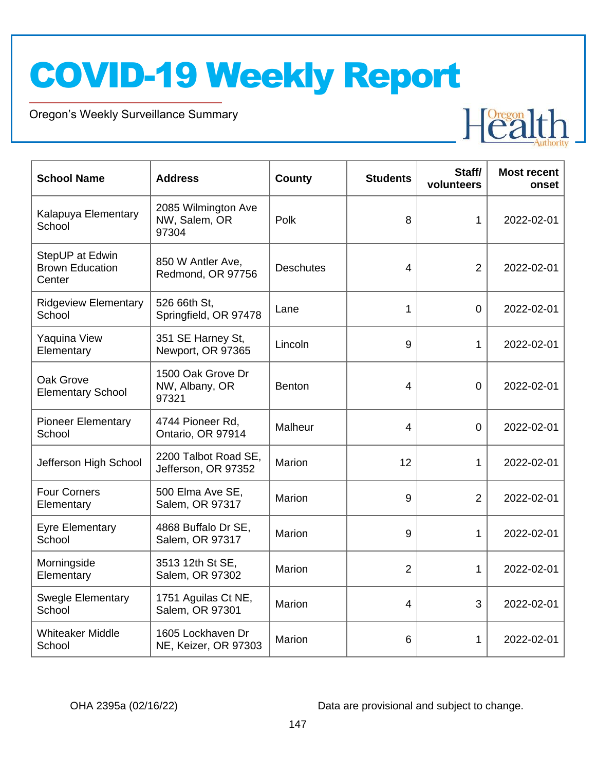# COVID-19 Weekly Report

Oregon's Weekly Surveillance Summary

| School Name | Address | County | Students | Staff/ volunteers | Most recent onset |
|---|---|---|---|---|---|
| Kalapuya Elementary School | 2085 Wilmington Ave NW, Salem, OR 97304 | Polk | 8 | 1 | 2022-02-01 |
| StepUP at Edwin Brown Education Center | 850 W Antler Ave, Redmond, OR 97756 | Deschutes | 4 | 2 | 2022-02-01 |
| Ridgeview Elementary School | 526 66th St, Springfield, OR 97478 | Lane | 1 | 0 | 2022-02-01 |
| Yaquina View Elementary | 351 SE Harney St, Newport, OR 97365 | Lincoln | 9 | 1 | 2022-02-01 |
| Oak Grove Elementary School | 1500 Oak Grove Dr NW, Albany, OR 97321 | Benton | 4 | 0 | 2022-02-01 |
| Pioneer Elementary School | 4744 Pioneer Rd, Ontario, OR 97914 | Malheur | 4 | 0 | 2022-02-01 |
| Jefferson High School | 2200 Talbot Road SE, Jefferson, OR 97352 | Marion | 12 | 1 | 2022-02-01 |
| Four Corners Elementary | 500 Elma Ave SE, Salem, OR 97317 | Marion | 9 | 2 | 2022-02-01 |
| Eyre Elementary School | 4868 Buffalo Dr SE, Salem, OR 97317 | Marion | 9 | 1 | 2022-02-01 |
| Morningside Elementary | 3513 12th St SE, Salem, OR 97302 | Marion | 2 | 1 | 2022-02-01 |
| Swegle Elementary School | 1751 Aguilas Ct NE, Salem, OR 97301 | Marion | 4 | 3 | 2022-02-01 |
| Whiteaker Middle School | 1605 Lockhaven Dr NE, Keizer, OR 97303 | Marion | 6 | 1 | 2022-02-01 |

OHA 2395a (02/16/22)

Data are provisional and subject to change.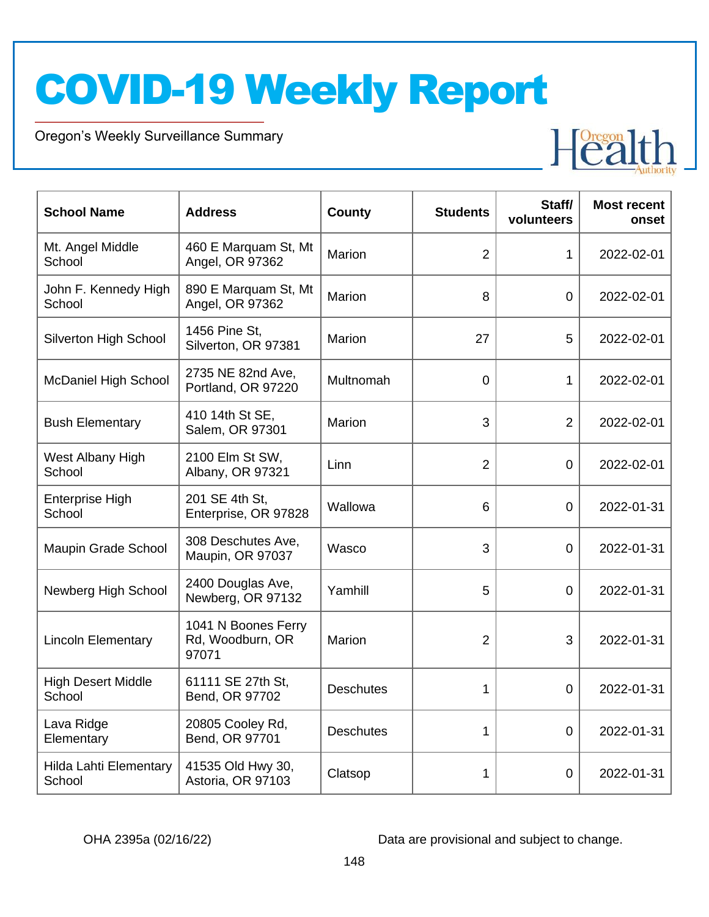# COVID-19 Weekly Report

Oregon's Weekly Surveillance Summary

| School Name | Address | County | Students | Staff/ volunteers | Most recent onset |
|---|---|---|---|---|---|
| Mt. Angel Middle School | 460 E Marquam St, Mt Angel, OR 97362 | Marion | 2 | 1 | 2022-02-01 |
| John F. Kennedy High School | 890 E Marquam St, Mt Angel, OR 97362 | Marion | 8 | 0 | 2022-02-01 |
| Silverton High School | 1456 Pine St, Silverton, OR 97381 | Marion | 27 | 5 | 2022-02-01 |
| McDaniel High School | 2735 NE 82nd Ave, Portland, OR 97220 | Multnomah | 0 | 1 | 2022-02-01 |
| Bush Elementary | 410 14th St SE, Salem, OR 97301 | Marion | 3 | 2 | 2022-02-01 |
| West Albany High School | 2100 Elm St SW, Albany, OR 97321 | Linn | 2 | 0 | 2022-02-01 |
| Enterprise High School | 201 SE 4th St, Enterprise, OR 97828 | Wallowa | 6 | 0 | 2022-01-31 |
| Maupin Grade School | 308 Deschutes Ave, Maupin, OR 97037 | Wasco | 3 | 0 | 2022-01-31 |
| Newberg High School | 2400 Douglas Ave, Newberg, OR 97132 | Yamhill | 5 | 0 | 2022-01-31 |
| Lincoln Elementary | 1041 N Boones Ferry Rd, Woodburn, OR 97071 | Marion | 2 | 3 | 2022-01-31 |
| High Desert Middle School | 61111 SE 27th St, Bend, OR 97702 | Deschutes | 1 | 0 | 2022-01-31 |
| Lava Ridge Elementary | 20805 Cooley Rd, Bend, OR 97701 | Deschutes | 1 | 0 | 2022-01-31 |
| Hilda Lahti Elementary School | 41535 Old Hwy 30, Astoria, OR 97103 | Clatsop | 1 | 0 | 2022-01-31 |

OHA 2395a (02/16/22) Data are provisional and subject to change.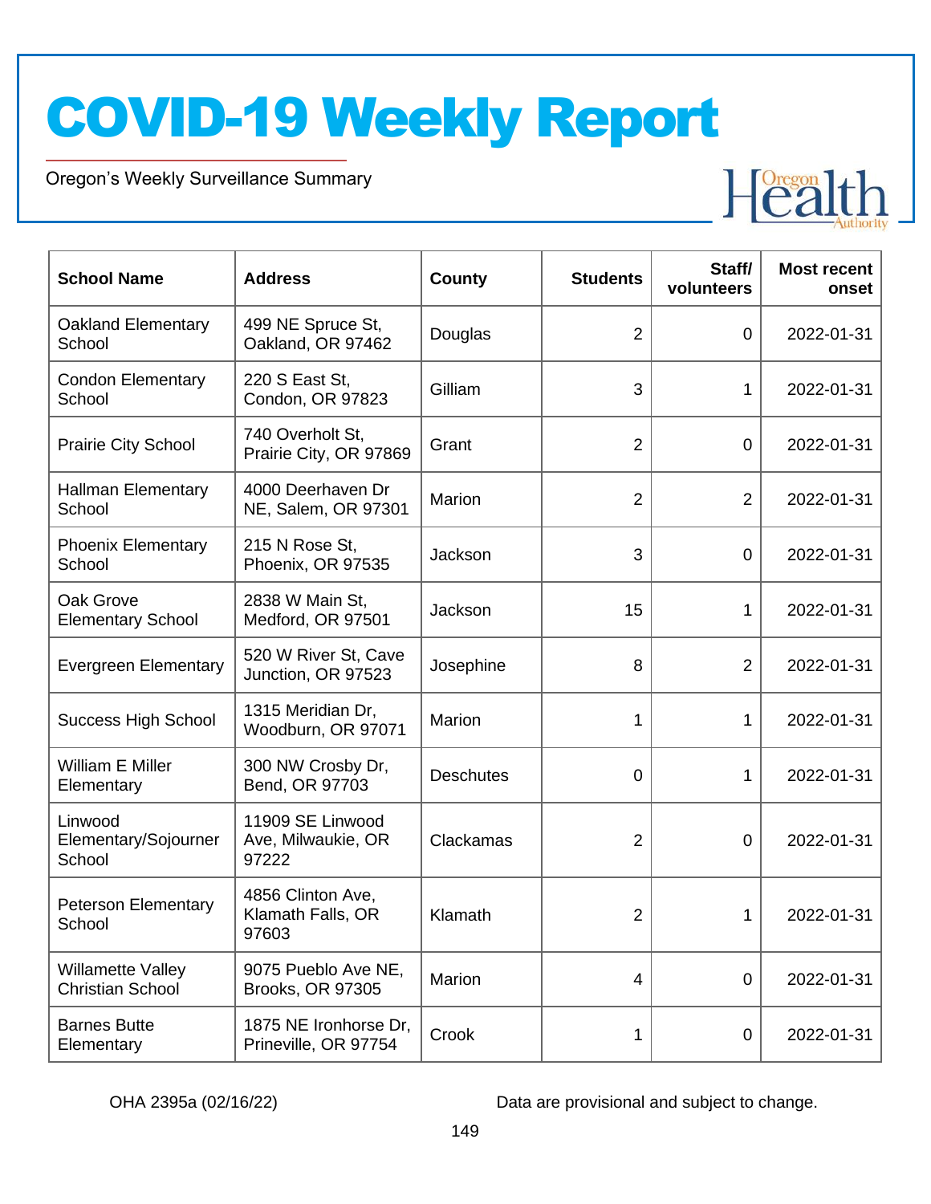# COVID-19 Weekly Report

Oregon's Weekly Surveillance Summary

| School Name | Address | County | Students | Staff/ volunteers | Most recent onset |
|---|---|---|---|---|---|
| Oakland Elementary School | 499 NE Spruce St, Oakland, OR 97462 | Douglas | 2 | 0 | 2022-01-31 |
| Condon Elementary School | 220 S East St, Condon, OR 97823 | Gilliam | 3 | 1 | 2022-01-31 |
| Prairie City School | 740 Overholt St, Prairie City, OR 97869 | Grant | 2 | 0 | 2022-01-31 |
| Hallman Elementary School | 4000 Deerhaven Dr NE, Salem, OR 97301 | Marion | 2 | 2 | 2022-01-31 |
| Phoenix Elementary School | 215 N Rose St, Phoenix, OR 97535 | Jackson | 3 | 0 | 2022-01-31 |
| Oak Grove Elementary School | 2838 W Main St, Medford, OR 97501 | Jackson | 15 | 1 | 2022-01-31 |
| Evergreen Elementary | 520 W River St, Cave Junction, OR 97523 | Josephine | 8 | 2 | 2022-01-31 |
| Success High School | 1315 Meridian Dr, Woodburn, OR 97071 | Marion | 1 | 1 | 2022-01-31 |
| William E Miller Elementary | 300 NW Crosby Dr, Bend, OR 97703 | Deschutes | 0 | 1 | 2022-01-31 |
| Linwood Elementary/Sojourner School | 11909 SE Linwood Ave, Milwaukie, OR 97222 | Clackamas | 2 | 0 | 2022-01-31 |
| Peterson Elementary School | 4856 Clinton Ave, Klamath Falls, OR 97603 | Klamath | 2 | 1 | 2022-01-31 |
| Willamette Valley Christian School | 9075 Pueblo Ave NE, Brooks, OR 97305 | Marion | 4 | 0 | 2022-01-31 |
| Barnes Butte Elementary | 1875 NE Ironhorse Dr, Prineville, OR 97754 | Crook | 1 | 0 | 2022-01-31 |

OHA 2395a (02/16/22)

Data are provisional and subject to change.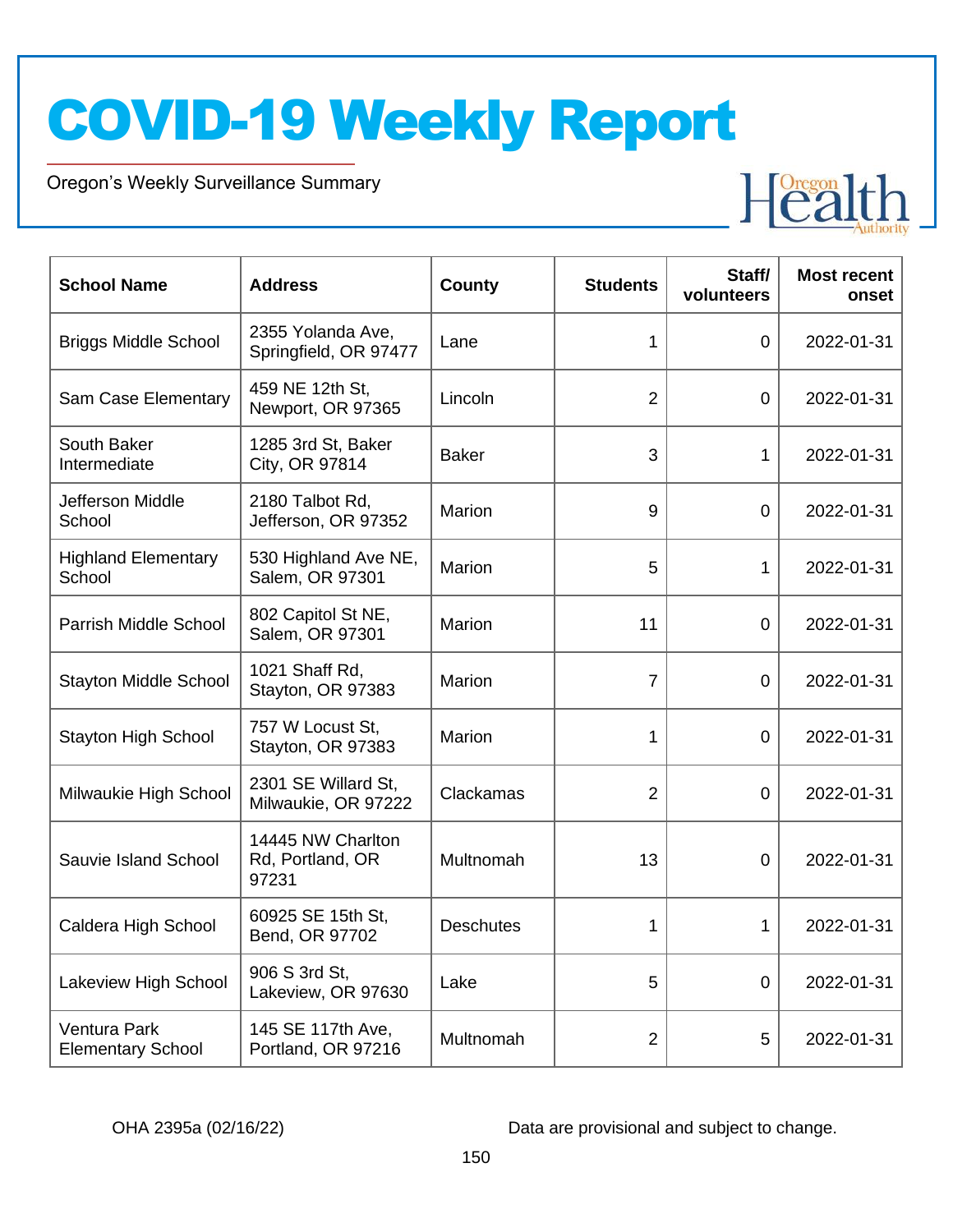# COVID-19 Weekly Report

Oregon's Weekly Surveillance Summary

| School Name | Address | County | Students | Staff/ volunteers | Most recent onset |
|---|---|---|---|---|---|
| Briggs Middle School | 2355 Yolanda Ave, Springfield, OR 97477 | Lane | 1 | 0 | 2022-01-31 |
| Sam Case Elementary | 459 NE 12th St, Newport, OR 97365 | Lincoln | 2 | 0 | 2022-01-31 |
| South Baker Intermediate | 1285 3rd St, Baker City, OR 97814 | Baker | 3 | 1 | 2022-01-31 |
| Jefferson Middle School | 2180 Talbot Rd, Jefferson, OR 97352 | Marion | 9 | 0 | 2022-01-31 |
| Highland Elementary School | 530 Highland Ave NE, Salem, OR 97301 | Marion | 5 | 1 | 2022-01-31 |
| Parrish Middle School | 802 Capitol St NE, Salem, OR 97301 | Marion | 11 | 0 | 2022-01-31 |
| Stayton Middle School | 1021 Shaff Rd, Stayton, OR 97383 | Marion | 7 | 0 | 2022-01-31 |
| Stayton High School | 757 W Locust St, Stayton, OR 97383 | Marion | 1 | 0 | 2022-01-31 |
| Milwaukie High School | 2301 SE Willard St, Milwaukie, OR 97222 | Clackamas | 2 | 0 | 2022-01-31 |
| Sauvie Island School | 14445 NW Charlton Rd, Portland, OR 97231 | Multnomah | 13 | 0 | 2022-01-31 |
| Caldera High School | 60925 SE 15th St, Bend, OR 97702 | Deschutes | 1 | 1 | 2022-01-31 |
| Lakeview High School | 906 S 3rd St, Lakeview, OR 97630 | Lake | 5 | 0 | 2022-01-31 |
| Ventura Park Elementary School | 145 SE 117th Ave, Portland, OR 97216 | Multnomah | 2 | 5 | 2022-01-31 |

OHA 2395a (02/16/22)

Data are provisional and subject to change.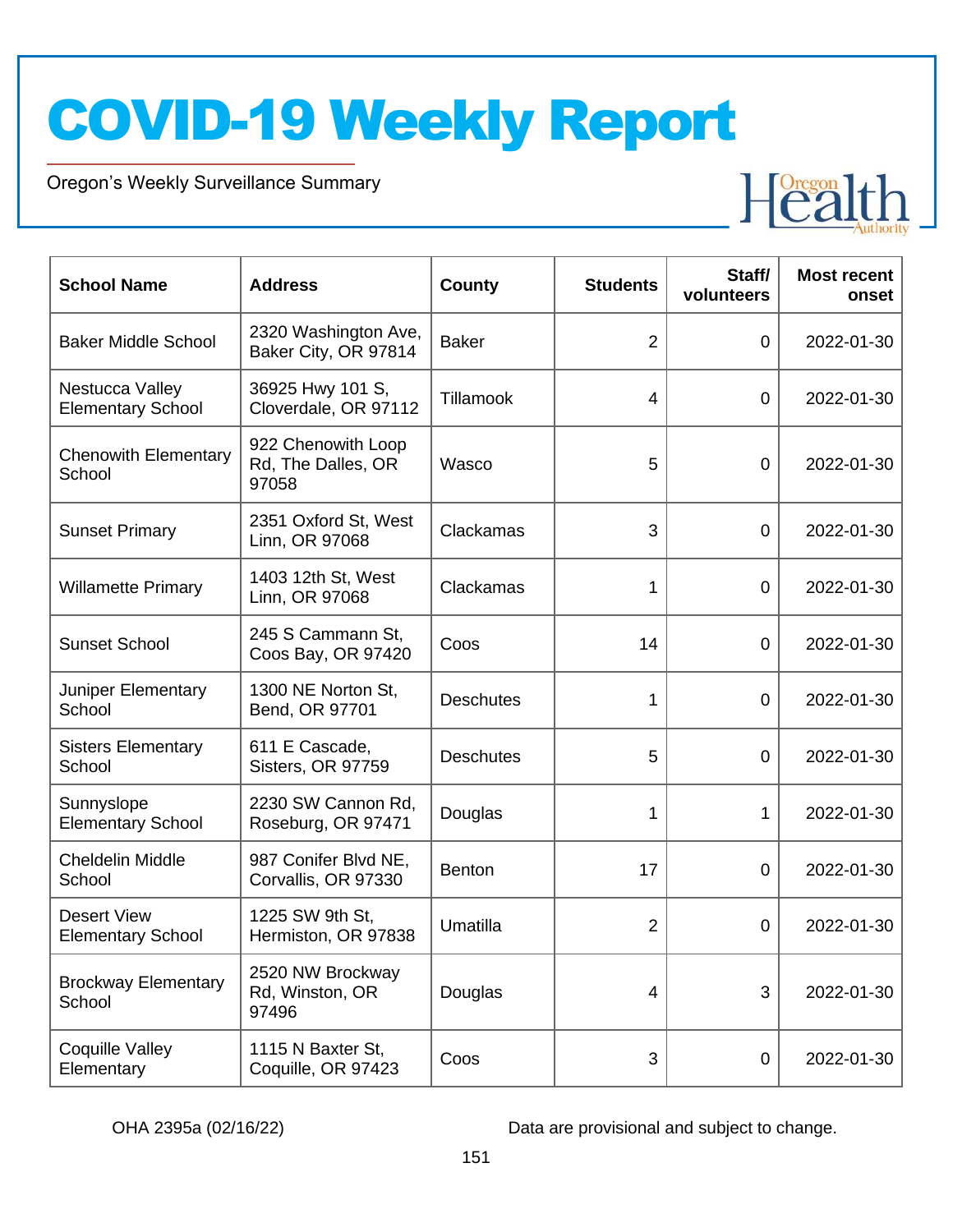| School Name | Address | County | Students | Staff/ volunteers | Most recent onset |
|---|---|---|---|---|---|
| Baker Middle School | 2320 Washington Ave, Baker City, OR 97814 | Baker | 2 | 0 | 2022-01-30 |
| Nestucca Valley Elementary School | 36925 Hwy 101 S, Cloverdale, OR 97112 | Tillamook | 4 | 0 | 2022-01-30 |
| Chenowith Elementary School | 922 Chenowith Loop Rd, The Dalles, OR 97058 | Wasco | 5 | 0 | 2022-01-30 |
| Sunset Primary | 2351 Oxford St, West Linn, OR 97068 | Clackamas | 3 | 0 | 2022-01-30 |
| Willamette Primary | 1403 12th St, West Linn, OR 97068 | Clackamas | 1 | 0 | 2022-01-30 |
| Sunset School | 245 S Cammann St, Coos Bay, OR 97420 | Coos | 14 | 0 | 2022-01-30 |
| Juniper Elementary School | 1300 NE Norton St, Bend, OR 97701 | Deschutes | 1 | 0 | 2022-01-30 |
| Sisters Elementary School | 611 E Cascade, Sisters, OR 97759 | Deschutes | 5 | 0 | 2022-01-30 |
| Sunnyslope Elementary School | 2230 SW Cannon Rd, Roseburg, OR 97471 | Douglas | 1 | 1 | 2022-01-30 |
| Cheldelin Middle School | 987 Conifer Blvd NE, Corvallis, OR 97330 | Benton | 17 | 0 | 2022-01-30 |
| Desert View Elementary School | 1225 SW 9th St, Hermiston, OR 97838 | Umatilla | 2 | 0 | 2022-01-30 |
| Brockway Elementary School | 2520 NW Brockway Rd, Winston, OR 97496 | Douglas | 4 | 3 | 2022-01-30 |
| Coquille Valley Elementary | 1115 N Baxter St, Coquille, OR 97423 | Coos | 3 | 0 | 2022-01-30 |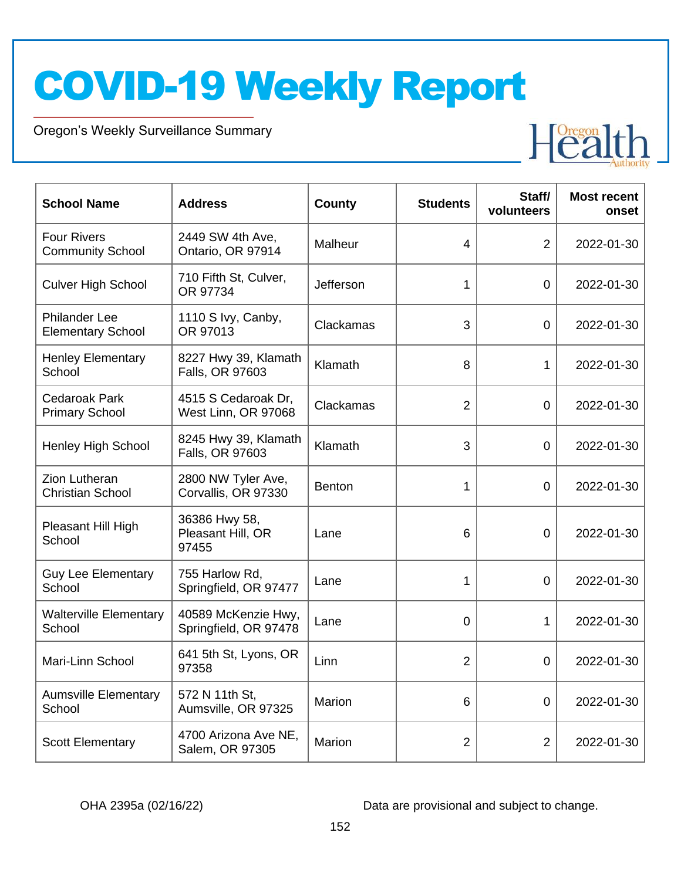# COVID-19 Weekly Report

Oregon's Weekly Surveillance Summary

| School Name | Address | County | Students | Staff/ volunteers | Most recent onset |
|---|---|---|---|---|---|
| Four Rivers Community School | 2449 SW 4th Ave, Ontario, OR 97914 | Malheur | 4 | 2 | 2022-01-30 |
| Culver High School | 710 Fifth St, Culver, OR 97734 | Jefferson | 1 | 0 | 2022-01-30 |
| Philander Lee Elementary School | 1110 S Ivy, Canby, OR 97013 | Clackamas | 3 | 0 | 2022-01-30 |
| Henley Elementary School | 8227 Hwy 39, Klamath Falls, OR 97603 | Klamath | 8 | 1 | 2022-01-30 |
| Cedaroak Park Primary School | 4515 S Cedaroak Dr, West Linn, OR 97068 | Clackamas | 2 | 0 | 2022-01-30 |
| Henley High School | 8245 Hwy 39, Klamath Falls, OR 97603 | Klamath | 3 | 0 | 2022-01-30 |
| Zion Lutheran Christian School | 2800 NW Tyler Ave, Corvallis, OR 97330 | Benton | 1 | 0 | 2022-01-30 |
| Pleasant Hill High School | 36386 Hwy 58, Pleasant Hill, OR 97455 | Lane | 6 | 0 | 2022-01-30 |
| Guy Lee Elementary School | 755 Harlow Rd, Springfield, OR 97477 | Lane | 1 | 0 | 2022-01-30 |
| Walterville Elementary School | 40589 McKenzie Hwy, Springfield, OR 97478 | Lane | 0 | 1 | 2022-01-30 |
| Mari-Linn School | 641 5th St, Lyons, OR 97358 | Linn | 2 | 0 | 2022-01-30 |
| Aumsville Elementary School | 572 N 11th St, Aumsville, OR 97325 | Marion | 6 | 0 | 2022-01-30 |
| Scott Elementary | 4700 Arizona Ave NE, Salem, OR 97305 | Marion | 2 | 2 | 2022-01-30 |

OHA 2395a (02/16/22)

Data are provisional and subject to change.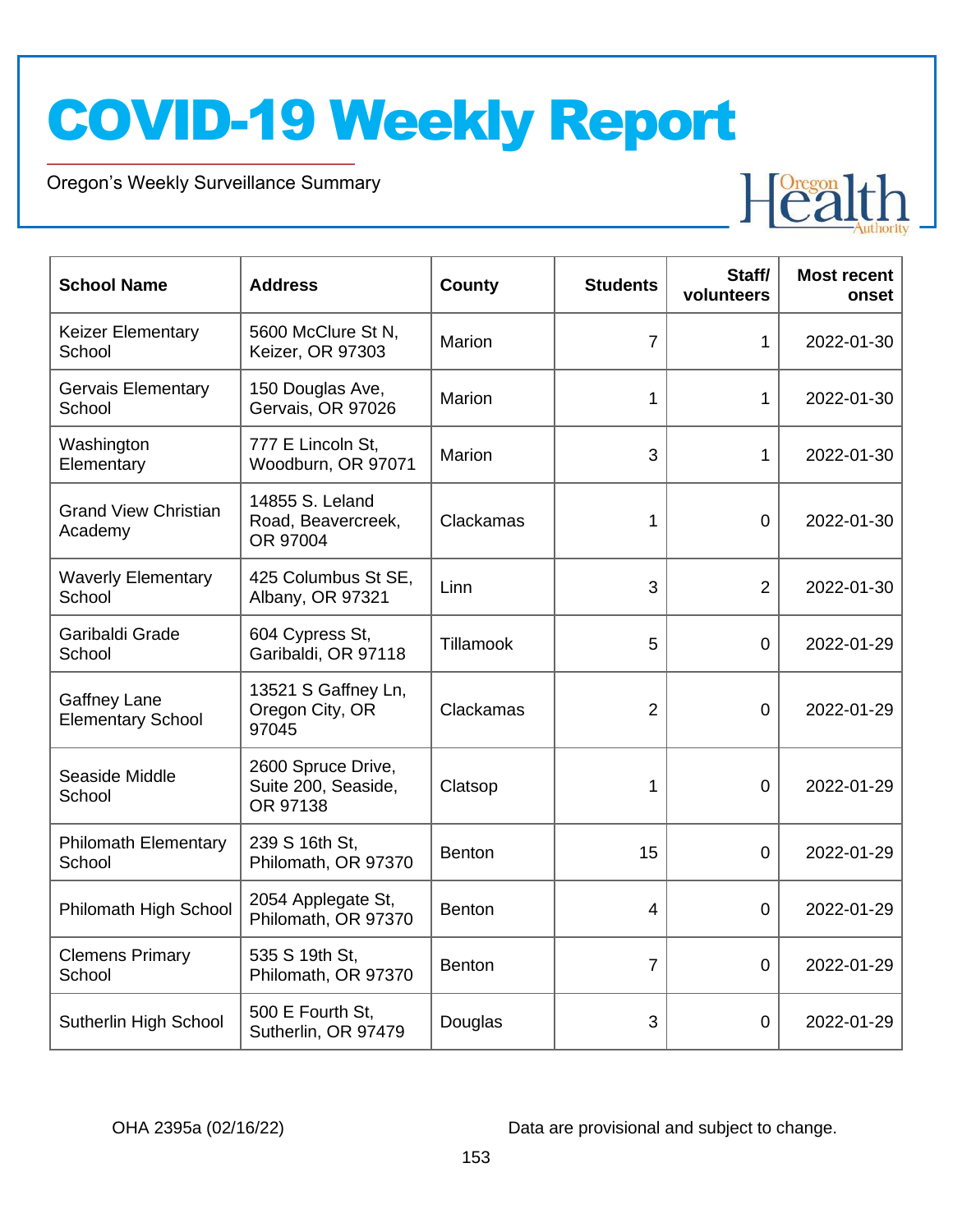# COVID-19 Weekly Report

Oregon's Weekly Surveillance Summary

| School Name | Address | County | Students | Staff/ volunteers | Most recent onset |
|---|---|---|---|---|---|
| Keizer Elementary School | 5600 McClure St N, Keizer, OR 97303 | Marion | 7 | 1 | 2022-01-30 |
| Gervais Elementary School | 150 Douglas Ave, Gervais, OR 97026 | Marion | 1 | 1 | 2022-01-30 |
| Washington Elementary | 777 E Lincoln St, Woodburn, OR 97071 | Marion | 3 | 1 | 2022-01-30 |
| Grand View Christian Academy | 14855 S. Leland Road, Beavercreek, OR 97004 | Clackamas | 1 | 0 | 2022-01-30 |
| Waverly Elementary School | 425 Columbus St SE, Albany, OR 97321 | Linn | 3 | 2 | 2022-01-30 |
| Garibaldi Grade School | 604 Cypress St, Garibaldi, OR 97118 | Tillamook | 5 | 0 | 2022-01-29 |
| Gaffney Lane Elementary School | 13521 S Gaffney Ln, Oregon City, OR 97045 | Clackamas | 2 | 0 | 2022-01-29 |
| Seaside Middle School | 2600 Spruce Drive, Suite 200, Seaside, OR 97138 | Clatsop | 1 | 0 | 2022-01-29 |
| Philomath Elementary School | 239 S 16th St, Philomath, OR 97370 | Benton | 15 | 0 | 2022-01-29 |
| Philomath High School | 2054 Applegate St, Philomath, OR 97370 | Benton | 4 | 0 | 2022-01-29 |
| Clemens Primary School | 535 S 19th St, Philomath, OR 97370 | Benton | 7 | 0 | 2022-01-29 |
| Sutherlin High School | 500 E Fourth St, Sutherlin, OR 97479 | Douglas | 3 | 0 | 2022-01-29 |

OHA 2395a (02/16/22) Data are provisional and subject to change.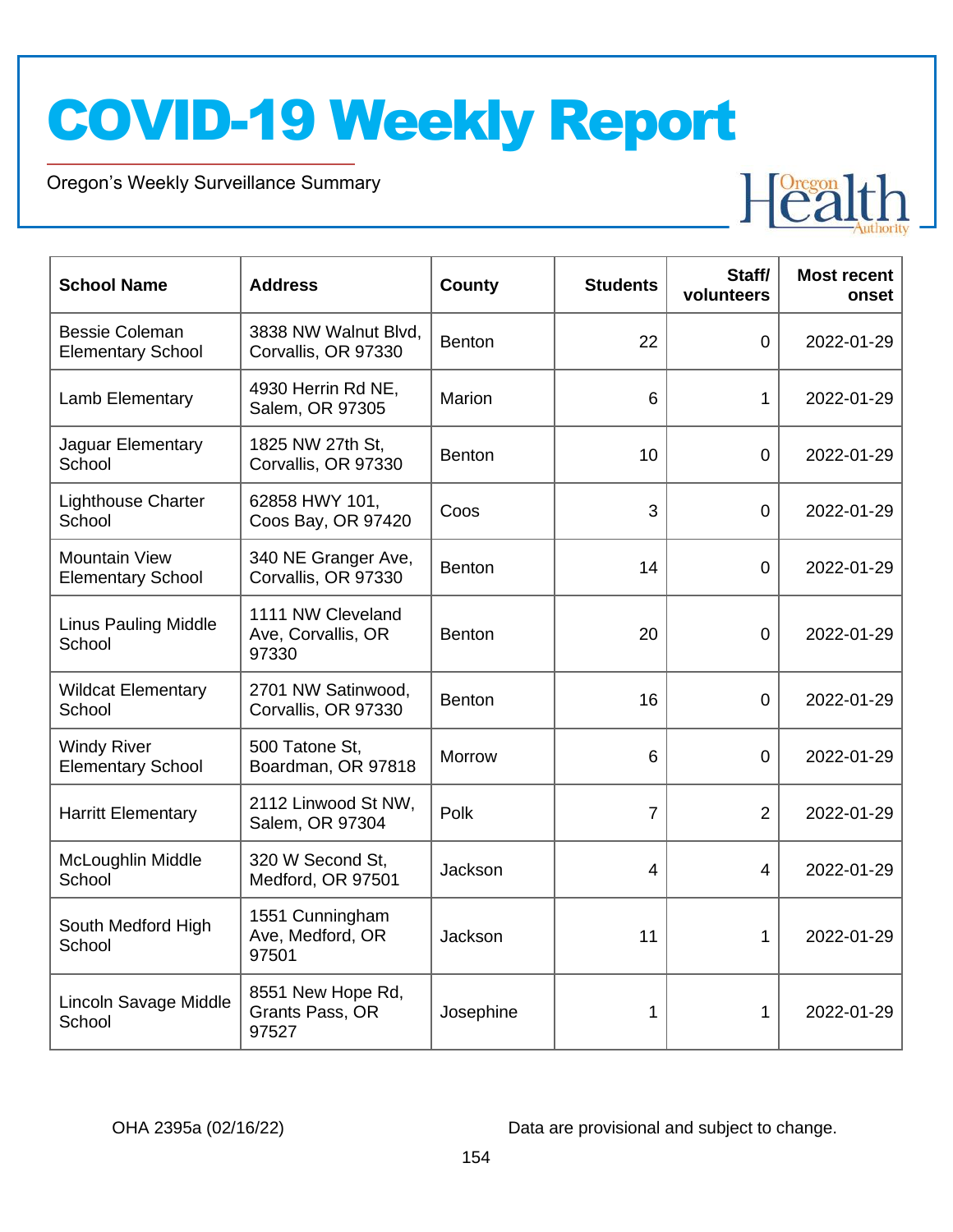# COVID-19 Weekly Report

Oregon's Weekly Surveillance Summary

| School Name | Address | County | Students | Staff/ volunteers | Most recent onset |
|---|---|---|---|---|---|
| Bessie Coleman Elementary School | 3838 NW Walnut Blvd, Corvallis, OR 97330 | Benton | 22 | 0 | 2022-01-29 |
| Lamb Elementary | 4930 Herrin Rd NE, Salem, OR 97305 | Marion | 6 | 1 | 2022-01-29 |
| Jaguar Elementary School | 1825 NW 27th St, Corvallis, OR 97330 | Benton | 10 | 0 | 2022-01-29 |
| Lighthouse Charter School | 62858 HWY 101, Coos Bay, OR 97420 | Coos | 3 | 0 | 2022-01-29 |
| Mountain View Elementary School | 340 NE Granger Ave, Corvallis, OR 97330 | Benton | 14 | 0 | 2022-01-29 |
| Linus Pauling Middle School | 1111 NW Cleveland Ave, Corvallis, OR 97330 | Benton | 20 | 0 | 2022-01-29 |
| Wildcat Elementary School | 2701 NW Satinwood, Corvallis, OR 97330 | Benton | 16 | 0 | 2022-01-29 |
| Windy River Elementary School | 500 Tatone St, Boardman, OR 97818 | Morrow | 6 | 0 | 2022-01-29 |
| Harritt Elementary | 2112 Linwood St NW, Salem, OR 97304 | Polk | 7 | 2 | 2022-01-29 |
| McLoughlin Middle School | 320 W Second St, Medford, OR 97501 | Jackson | 4 | 4 | 2022-01-29 |
| South Medford High School | 1551 Cunningham Ave, Medford, OR 97501 | Jackson | 11 | 1 | 2022-01-29 |
| Lincoln Savage Middle School | 8551 New Hope Rd, Grants Pass, OR 97527 | Josephine | 1 | 1 | 2022-01-29 |

OHA 2395a (02/16/22)

Data are provisional and subject to change.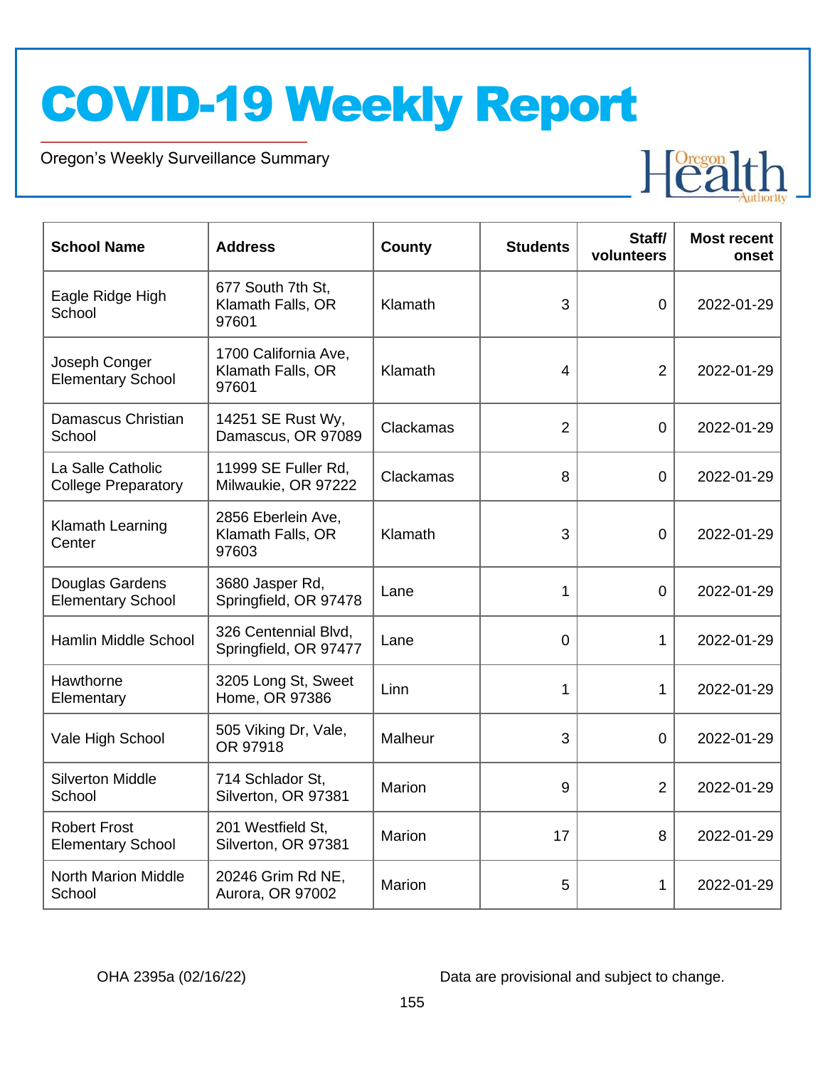# COVID-19 Weekly Report

Oregon's Weekly Surveillance Summary

| School Name | Address | County | Students | Staff/ volunteers | Most recent onset |
|---|---|---|---|---|---|
| Eagle Ridge High School | 677 South 7th St, Klamath Falls, OR 97601 | Klamath | 3 | 0 | 2022-01-29 |
| Joseph Conger Elementary School | 1700 California Ave, Klamath Falls, OR 97601 | Klamath | 4 | 2 | 2022-01-29 |
| Damascus Christian School | 14251 SE Rust Wy, Damascus, OR 97089 | Clackamas | 2 | 0 | 2022-01-29 |
| La Salle Catholic College Preparatory | 11999 SE Fuller Rd, Milwaukie, OR 97222 | Clackamas | 8 | 0 | 2022-01-29 |
| Klamath Learning Center | 2856 Eberlein Ave, Klamath Falls, OR 97603 | Klamath | 3 | 0 | 2022-01-29 |
| Douglas Gardens Elementary School | 3680 Jasper Rd, Springfield, OR 97478 | Lane | 1 | 0 | 2022-01-29 |
| Hamlin Middle School | 326 Centennial Blvd, Springfield, OR 97477 | Lane | 0 | 1 | 2022-01-29 |
| Hawthorne Elementary | 3205 Long St, Sweet Home, OR 97386 | Linn | 1 | 1 | 2022-01-29 |
| Vale High School | 505 Viking Dr, Vale, OR 97918 | Malheur | 3 | 0 | 2022-01-29 |
| Silverton Middle School | 714 Schlador St, Silverton, OR 97381 | Marion | 9 | 2 | 2022-01-29 |
| Robert Frost Elementary School | 201 Westfield St, Silverton, OR 97381 | Marion | 17 | 8 | 2022-01-29 |
| North Marion Middle School | 20246 Grim Rd NE, Aurora, OR 97002 | Marion | 5 | 1 | 2022-01-29 |

OHA 2395a (02/16/22)

Data are provisional and subject to change.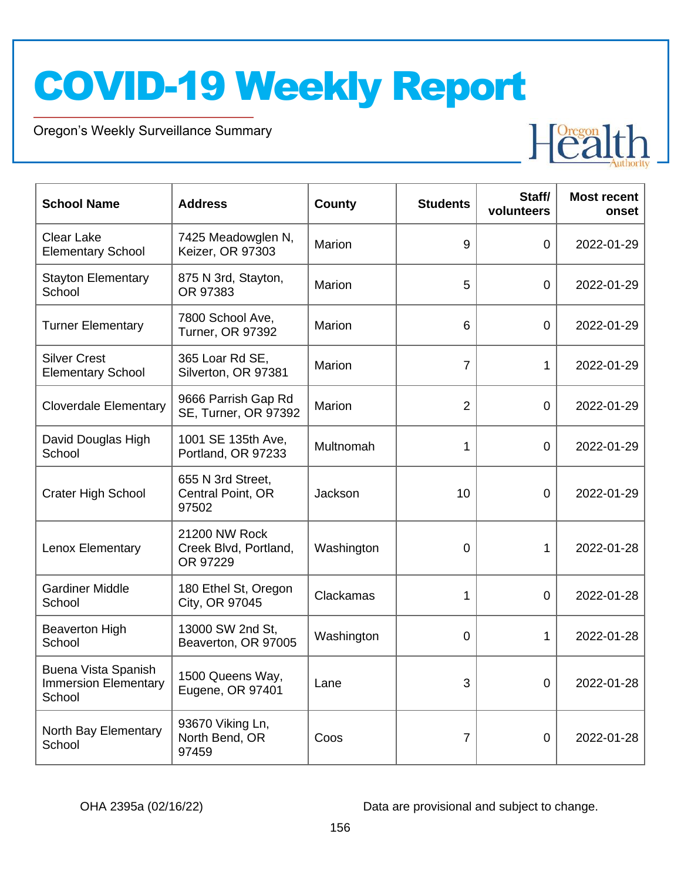# COVID-19 Weekly Report

Oregon's Weekly Surveillance Summary

| School Name | Address | County | Students | Staff/ volunteers | Most recent onset |
|---|---|---|---|---|---|
| Clear Lake Elementary School | 7425 Meadowglen N, Keizer, OR 97303 | Marion | 9 | 0 | 2022-01-29 |
| Stayton Elementary School | 875 N 3rd, Stayton, OR 97383 | Marion | 5 | 0 | 2022-01-29 |
| Turner Elementary | 7800 School Ave, Turner, OR 97392 | Marion | 6 | 0 | 2022-01-29 |
| Silver Crest Elementary School | 365 Loar Rd SE, Silverton, OR 97381 | Marion | 7 | 1 | 2022-01-29 |
| Cloverdale Elementary | 9666 Parrish Gap Rd SE, Turner, OR 97392 | Marion | 2 | 0 | 2022-01-29 |
| David Douglas High School | 1001 SE 135th Ave, Portland, OR 97233 | Multnomah | 1 | 0 | 2022-01-29 |
| Crater High School | 655 N 3rd Street, Central Point, OR 97502 | Jackson | 10 | 0 | 2022-01-29 |
| Lenox Elementary | 21200 NW Rock Creek Blvd, Portland, OR 97229 | Washington | 0 | 1 | 2022-01-28 |
| Gardiner Middle School | 180 Ethel St, Oregon City, OR 97045 | Clackamas | 1 | 0 | 2022-01-28 |
| Beaverton High School | 13000 SW 2nd St, Beaverton, OR 97005 | Washington | 0 | 1 | 2022-01-28 |
| Buena Vista Spanish Immersion Elementary School | 1500 Queens Way, Eugene, OR 97401 | Lane | 3 | 0 | 2022-01-28 |
| North Bay Elementary School | 93670 Viking Ln, North Bend, OR 97459 | Coos | 7 | 0 | 2022-01-28 |

OHA 2395a (02/16/22)

Data are provisional and subject to change.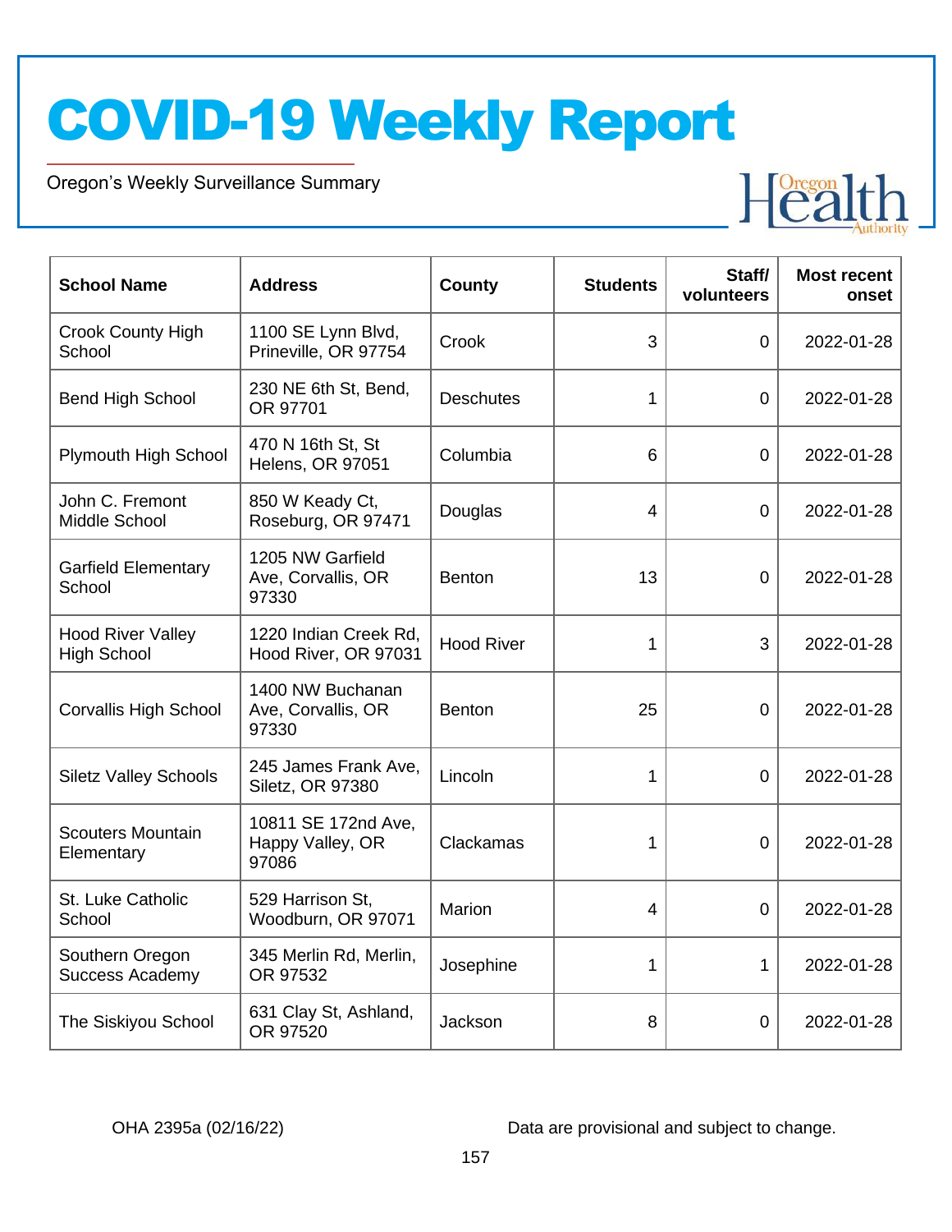# COVID-19 Weekly Report

Oregon's Weekly Surveillance Summary

| School Name | Address | County | Students | Staff/ volunteers | Most recent onset |
|---|---|---|---|---|---|
| Crook County High School | 1100 SE Lynn Blvd, Prineville, OR 97754 | Crook | 3 | 0 | 2022-01-28 |
| Bend High School | 230 NE 6th St, Bend, OR 97701 | Deschutes | 1 | 0 | 2022-01-28 |
| Plymouth High School | 470 N 16th St, St Helens, OR 97051 | Columbia | 6 | 0 | 2022-01-28 |
| John C. Fremont Middle School | 850 W Keady Ct, Roseburg, OR 97471 | Douglas | 4 | 0 | 2022-01-28 |
| Garfield Elementary School | 1205 NW Garfield Ave, Corvallis, OR 97330 | Benton | 13 | 0 | 2022-01-28 |
| Hood River Valley High School | 1220 Indian Creek Rd, Hood River, OR 97031 | Hood River | 1 | 3 | 2022-01-28 |
| Corvallis High School | 1400 NW Buchanan Ave, Corvallis, OR 97330 | Benton | 25 | 0 | 2022-01-28 |
| Siletz Valley Schools | 245 James Frank Ave, Siletz, OR 97380 | Lincoln | 1 | 0 | 2022-01-28 |
| Scouters Mountain Elementary | 10811 SE 172nd Ave, Happy Valley, OR 97086 | Clackamas | 1 | 0 | 2022-01-28 |
| St. Luke Catholic School | 529 Harrison St, Woodburn, OR 97071 | Marion | 4 | 0 | 2022-01-28 |
| Southern Oregon Success Academy | 345 Merlin Rd, Merlin, OR 97532 | Josephine | 1 | 1 | 2022-01-28 |
| The Siskiyou School | 631 Clay St, Ashland, OR 97520 | Jackson | 8 | 0 | 2022-01-28 |

OHA 2395a (02/16/22)

Data are provisional and subject to change.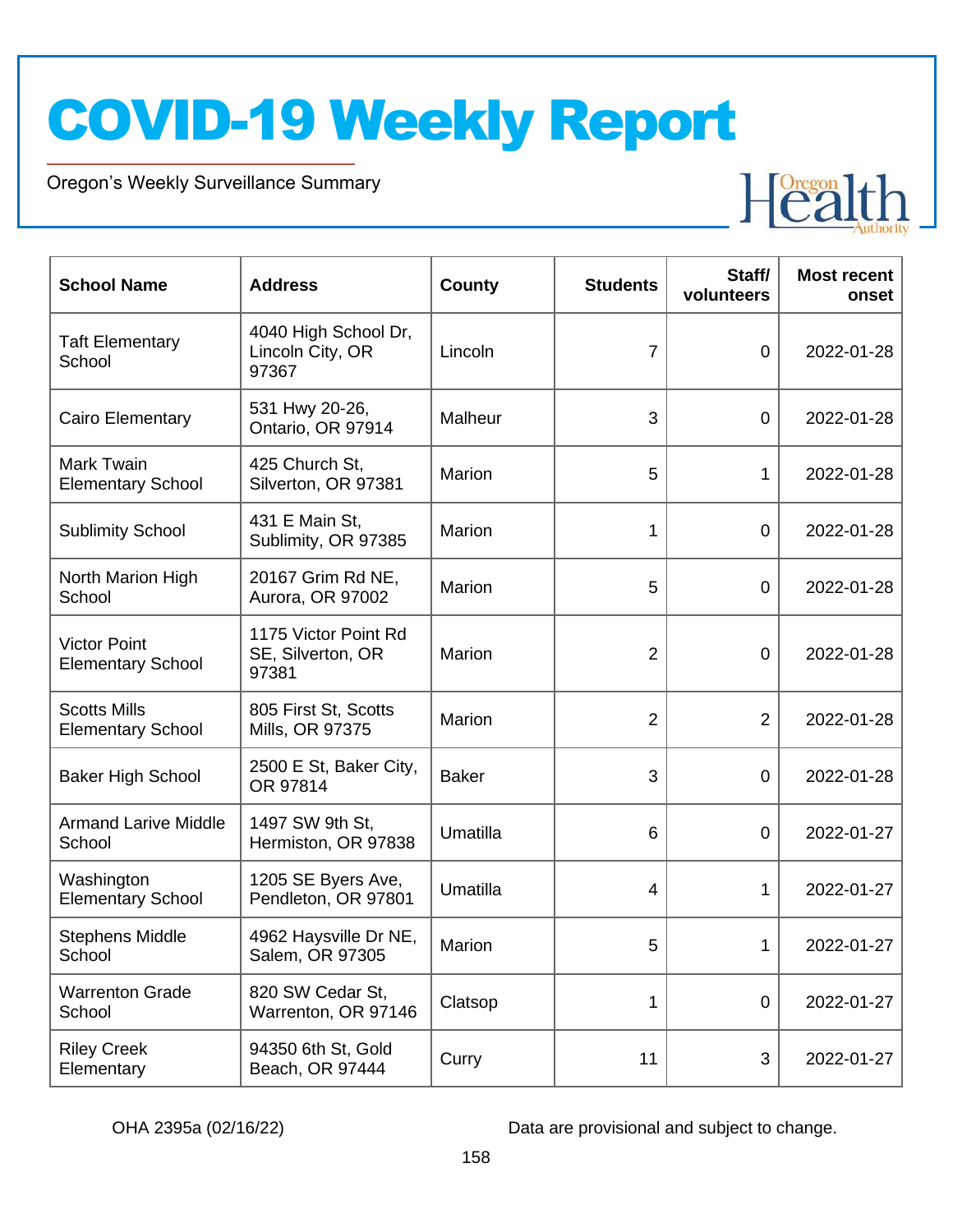# COVID-19 Weekly Report

Oregon's Weekly Surveillance Summary

| School Name | Address | County | Students | Staff/ volunteers | Most recent onset |
|---|---|---|---|---|---|
| Taft Elementary School | 4040 High School Dr, Lincoln City, OR 97367 | Lincoln | 7 | 0 | 2022-01-28 |
| Cairo Elementary | 531 Hwy 20-26, Ontario, OR 97914 | Malheur | 3 | 0 | 2022-01-28 |
| Mark Twain Elementary School | 425 Church St, Silverton, OR 97381 | Marion | 5 | 1 | 2022-01-28 |
| Sublimity School | 431 E Main St, Sublimity, OR 97385 | Marion | 1 | 0 | 2022-01-28 |
| North Marion High School | 20167 Grim Rd NE, Aurora, OR 97002 | Marion | 5 | 0 | 2022-01-28 |
| Victor Point Elementary School | 1175 Victor Point Rd SE, Silverton, OR 97381 | Marion | 2 | 0 | 2022-01-28 |
| Scotts Mills Elementary School | 805 First St, Scotts Mills, OR 97375 | Marion | 2 | 2 | 2022-01-28 |
| Baker High School | 2500 E St, Baker City, OR 97814 | Baker | 3 | 0 | 2022-01-28 |
| Armand Larive Middle School | 1497 SW 9th St, Hermiston, OR 97838 | Umatilla | 6 | 0 | 2022-01-27 |
| Washington Elementary School | 1205 SE Byers Ave, Pendleton, OR 97801 | Umatilla | 4 | 1 | 2022-01-27 |
| Stephens Middle School | 4962 Haysville Dr NE, Salem, OR 97305 | Marion | 5 | 1 | 2022-01-27 |
| Warrenton Grade School | 820 SW Cedar St, Warrenton, OR 97146 | Clatsop | 1 | 0 | 2022-01-27 |
| Riley Creek Elementary | 94350 6th St, Gold Beach, OR 97444 | Curry | 11 | 3 | 2022-01-27 |

OHA 2395a (02/16/22)

Data are provisional and subject to change.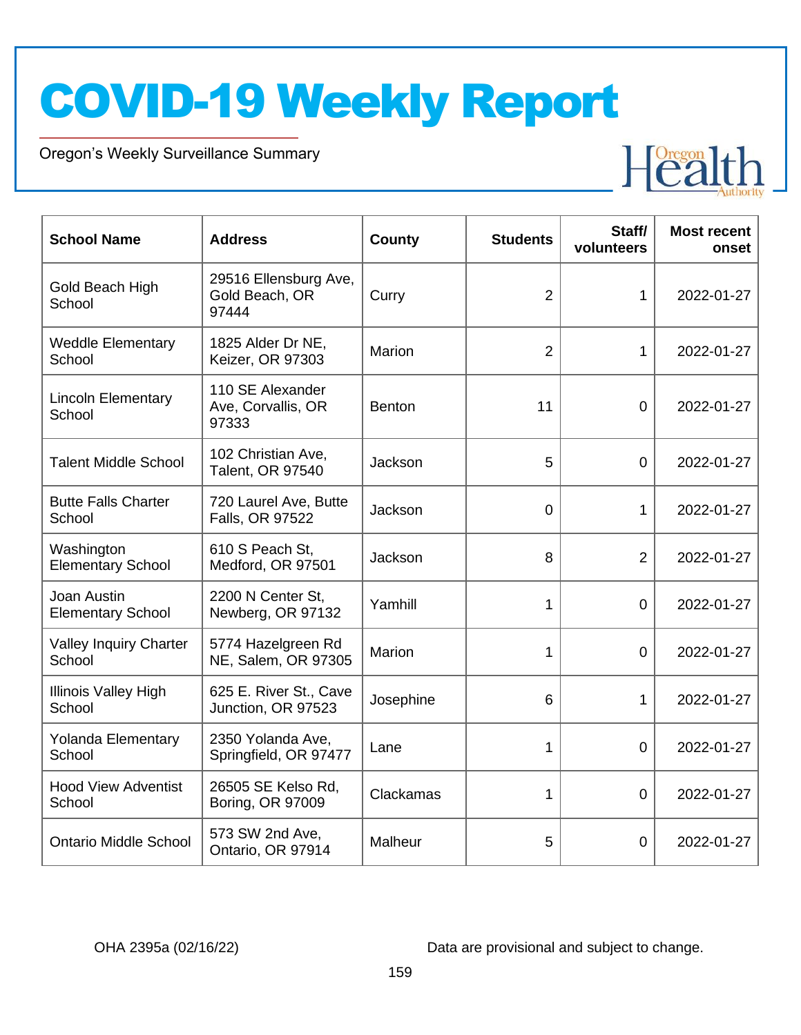# COVID-19 Weekly Report

Oregon's Weekly Surveillance Summary

| School Name | Address | County | Students | Staff/ volunteers | Most recent onset |
|---|---|---|---|---|---|
| Gold Beach High School | 29516 Ellensburg Ave, Gold Beach, OR 97444 | Curry | 2 | 1 | 2022-01-27 |
| Weddle Elementary School | 1825 Alder Dr NE, Keizer, OR 97303 | Marion | 2 | 1 | 2022-01-27 |
| Lincoln Elementary School | 110 SE Alexander Ave, Corvallis, OR 97333 | Benton | 11 | 0 | 2022-01-27 |
| Talent Middle School | 102 Christian Ave, Talent, OR 97540 | Jackson | 5 | 0 | 2022-01-27 |
| Butte Falls Charter School | 720 Laurel Ave, Butte Falls, OR 97522 | Jackson | 0 | 1 | 2022-01-27 |
| Washington Elementary School | 610 S Peach St, Medford, OR 97501 | Jackson | 8 | 2 | 2022-01-27 |
| Joan Austin Elementary School | 2200 N Center St, Newberg, OR 97132 | Yamhill | 1 | 0 | 2022-01-27 |
| Valley Inquiry Charter School | 5774 Hazelgreen Rd NE, Salem, OR 97305 | Marion | 1 | 0 | 2022-01-27 |
| Illinois Valley High School | 625 E. River St., Cave Junction, OR 97523 | Josephine | 6 | 1 | 2022-01-27 |
| Yolanda Elementary School | 2350 Yolanda Ave, Springfield, OR 97477 | Lane | 1 | 0 | 2022-01-27 |
| Hood View Adventist School | 26505 SE Kelso Rd, Boring, OR 97009 | Clackamas | 1 | 0 | 2022-01-27 |
| Ontario Middle School | 573 SW 2nd Ave, Ontario, OR 97914 | Malheur | 5 | 0 | 2022-01-27 |

OHA 2395a (02/16/22)

Data are provisional and subject to change.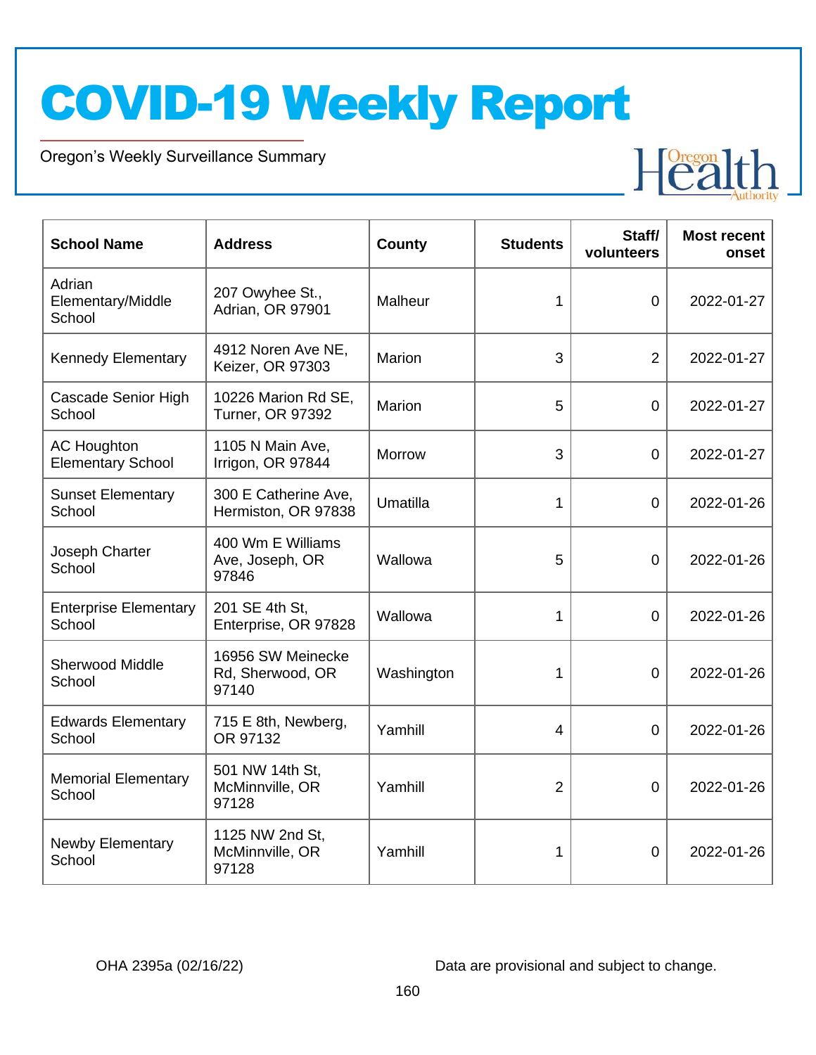# COVID-19 Weekly Report

Oregon's Weekly Surveillance Summary

| School Name | Address | County | Students | Staff/ volunteers | Most recent onset |
|---|---|---|---|---|---|
| Adrian Elementary/Middle School | 207 Owyhee St., Adrian, OR 97901 | Malheur | 1 | 0 | 2022-01-27 |
| Kennedy Elementary | 4912 Noren Ave NE, Keizer, OR 97303 | Marion | 3 | 2 | 2022-01-27 |
| Cascade Senior High School | 10226 Marion Rd SE, Turner, OR 97392 | Marion | 5 | 0 | 2022-01-27 |
| AC Houghton Elementary School | 1105 N Main Ave, Irrigon, OR 97844 | Morrow | 3 | 0 | 2022-01-27 |
| Sunset Elementary School | 300 E Catherine Ave, Hermiston, OR 97838 | Umatilla | 1 | 0 | 2022-01-26 |
| Joseph Charter School | 400 Wm E Williams Ave, Joseph, OR 97846 | Wallowa | 5 | 0 | 2022-01-26 |
| Enterprise Elementary School | 201 SE 4th St, Enterprise, OR 97828 | Wallowa | 1 | 0 | 2022-01-26 |
| Sherwood Middle School | 16956 SW Meinecke Rd, Sherwood, OR 97140 | Washington | 1 | 0 | 2022-01-26 |
| Edwards Elementary School | 715 E 8th, Newberg, OR 97132 | Yamhill | 4 | 0 | 2022-01-26 |
| Memorial Elementary School | 501 NW 14th St, McMinnville, OR 97128 | Yamhill | 2 | 0 | 2022-01-26 |
| Newby Elementary School | 1125 NW 2nd St, McMinnville, OR 97128 | Yamhill | 1 | 0 | 2022-01-26 |

OHA 2395a (02/16/22)

Data are provisional and subject to change.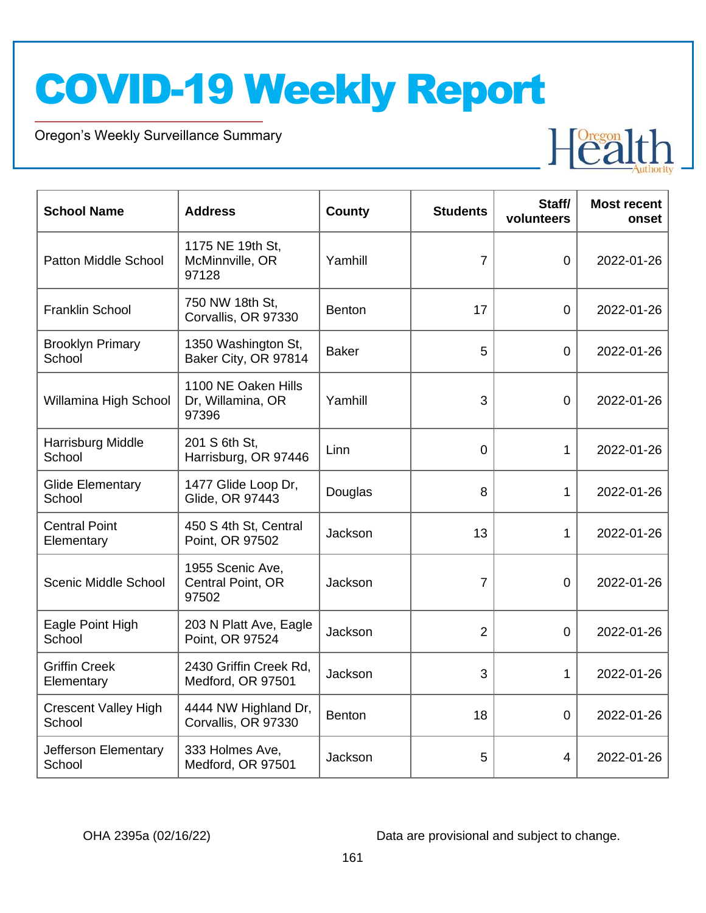| School Name | Address | County | Students | Staff/ volunteers | Most recent onset |
|---|---|---|---|---|---|
| Patton Middle School | 1175 NE 19th St, McMinnville, OR 97128 | Yamhill | 7 | 0 | 2022-01-26 |
| Franklin School | 750 NW 18th St, Corvallis, OR 97330 | Benton | 17 | 0 | 2022-01-26 |
| Brooklyn Primary School | 1350 Washington St, Baker City, OR 97814 | Baker | 5 | 0 | 2022-01-26 |
| Willamina High School | 1100 NE Oaken Hills Dr, Willamina, OR 97396 | Yamhill | 3 | 0 | 2022-01-26 |
| Harrisburg Middle School | 201 S 6th St, Harrisburg, OR 97446 | Linn | 0 | 1 | 2022-01-26 |
| Glide Elementary School | 1477 Glide Loop Dr, Glide, OR 97443 | Douglas | 8 | 1 | 2022-01-26 |
| Central Point Elementary | 450 S 4th St, Central Point, OR 97502 | Jackson | 13 | 1 | 2022-01-26 |
| Scenic Middle School | 1955 Scenic Ave, Central Point, OR 97502 | Jackson | 7 | 0 | 2022-01-26 |
| Eagle Point High School | 203 N Platt Ave, Eagle Point, OR 97524 | Jackson | 2 | 0 | 2022-01-26 |
| Griffin Creek Elementary | 2430 Griffin Creek Rd, Medford, OR 97501 | Jackson | 3 | 1 | 2022-01-26 |
| Crescent Valley High School | 4444 NW Highland Dr, Corvallis, OR 97330 | Benton | 18 | 0 | 2022-01-26 |
| Jefferson Elementary School | 333 Holmes Ave, Medford, OR 97501 | Jackson | 5 | 4 | 2022-01-26 |

OHA 2395a (02/16/22) Data are provisional and subject to change.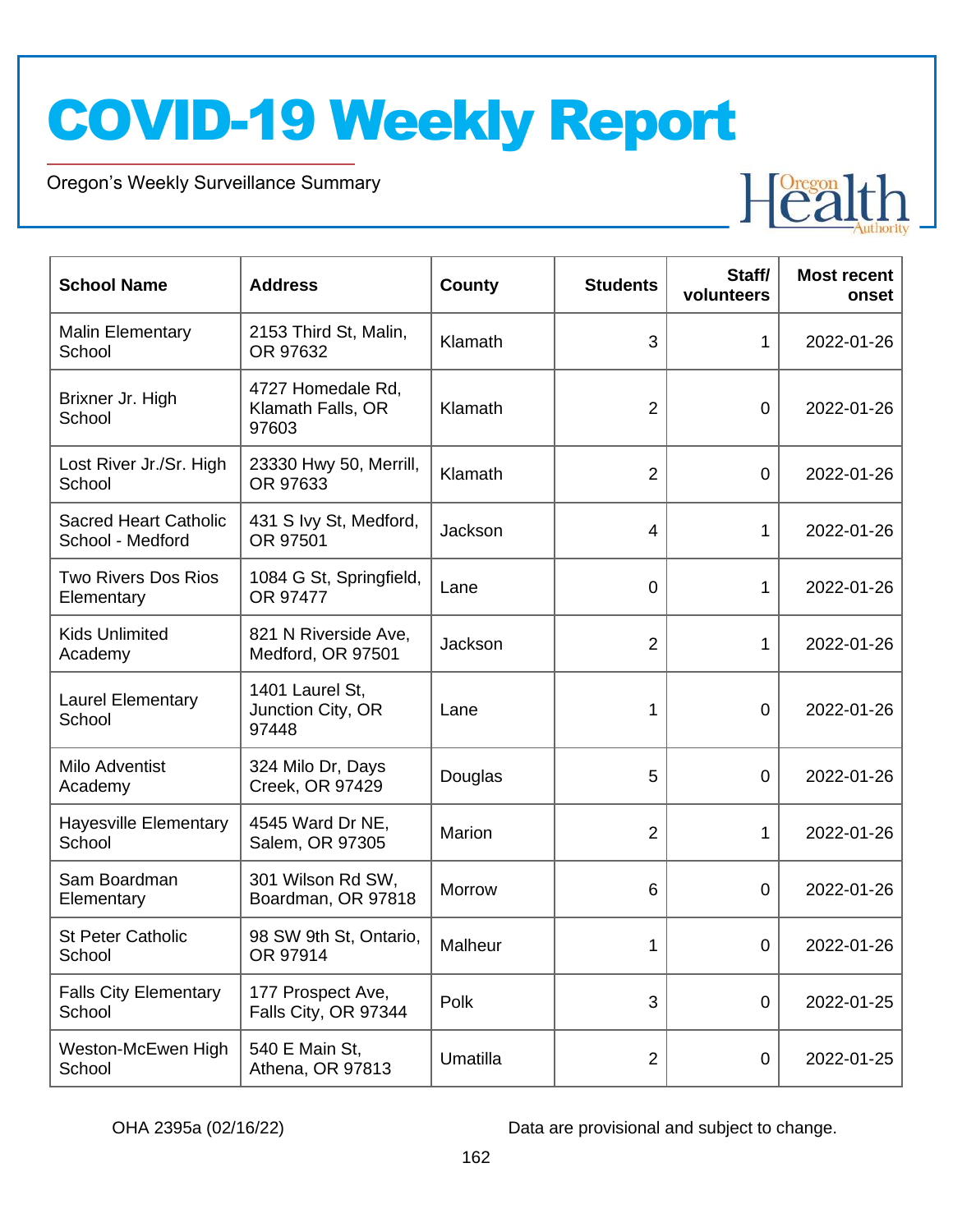# COVID-19 Weekly Report

Oregon's Weekly Surveillance Summary

| School Name | Address | County | Students | Staff/ volunteers | Most recent onset |
|---|---|---|---|---|---|
| Malin Elementary School | 2153 Third St, Malin, OR 97632 | Klamath | 3 | 1 | 2022-01-26 |
| Brixner Jr. High School | 4727 Homedale Rd, Klamath Falls, OR 97603 | Klamath | 2 | 0 | 2022-01-26 |
| Lost River Jr./Sr. High School | 23330 Hwy 50, Merrill, OR 97633 | Klamath | 2 | 0 | 2022-01-26 |
| Sacred Heart Catholic School - Medford | 431 S Ivy St, Medford, OR 97501 | Jackson | 4 | 1 | 2022-01-26 |
| Two Rivers Dos Rios Elementary | 1084 G St, Springfield, OR 97477 | Lane | 0 | 1 | 2022-01-26 |
| Kids Unlimited Academy | 821 N Riverside Ave, Medford, OR 97501 | Jackson | 2 | 1 | 2022-01-26 |
| Laurel Elementary School | 1401 Laurel St, Junction City, OR 97448 | Lane | 1 | 0 | 2022-01-26 |
| Milo Adventist Academy | 324 Milo Dr, Days Creek, OR 97429 | Douglas | 5 | 0 | 2022-01-26 |
| Hayesville Elementary School | 4545 Ward Dr NE, Salem, OR 97305 | Marion | 2 | 1 | 2022-01-26 |
| Sam Boardman Elementary | 301 Wilson Rd SW, Boardman, OR 97818 | Morrow | 6 | 0 | 2022-01-26 |
| St Peter Catholic School | 98 SW 9th St, Ontario, OR 97914 | Malheur | 1 | 0 | 2022-01-26 |
| Falls City Elementary School | 177 Prospect Ave, Falls City, OR 97344 | Polk | 3 | 0 | 2022-01-25 |
| Weston-McEwen High School | 540 E Main St, Athena, OR 97813 | Umatilla | 2 | 0 | 2022-01-25 |

OHA 2395a (02/16/22)

Data are provisional and subject to change.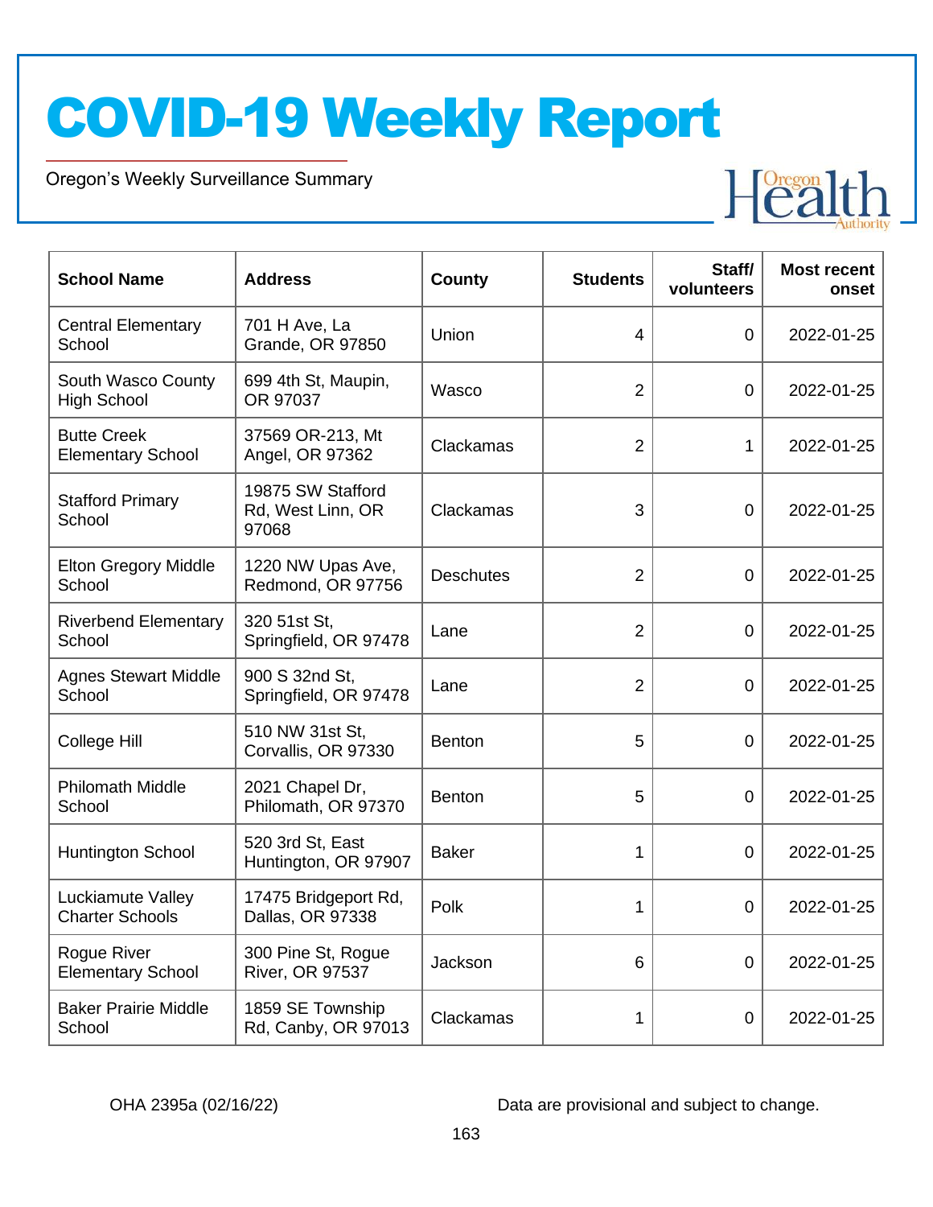# COVID-19 Weekly Report

Oregon's Weekly Surveillance Summary

| School Name | Address | County | Students | Staff/ volunteers | Most recent onset |
|---|---|---|---|---|---|
| Central Elementary School | 701 H Ave, La Grande, OR 97850 | Union | 4 | 0 | 2022-01-25 |
| South Wasco County High School | 699 4th St, Maupin, OR 97037 | Wasco | 2 | 0 | 2022-01-25 |
| Butte Creek Elementary School | 37569 OR-213, Mt Angel, OR 97362 | Clackamas | 2 | 1 | 2022-01-25 |
| Stafford Primary School | 19875 SW Stafford Rd, West Linn, OR 97068 | Clackamas | 3 | 0 | 2022-01-25 |
| Elton Gregory Middle School | 1220 NW Upas Ave, Redmond, OR 97756 | Deschutes | 2 | 0 | 2022-01-25 |
| Riverbend Elementary School | 320 51st St, Springfield, OR 97478 | Lane | 2 | 0 | 2022-01-25 |
| Agnes Stewart Middle School | 900 S 32nd St, Springfield, OR 97478 | Lane | 2 | 0 | 2022-01-25 |
| College Hill | 510 NW 31st St, Corvallis, OR 97330 | Benton | 5 | 0 | 2022-01-25 |
| Philomath Middle School | 2021 Chapel Dr, Philomath, OR 97370 | Benton | 5 | 0 | 2022-01-25 |
| Huntington School | 520 3rd St, East Huntington, OR 97907 | Baker | 1 | 0 | 2022-01-25 |
| Luckiamute Valley Charter Schools | 17475 Bridgeport Rd, Dallas, OR 97338 | Polk | 1 | 0 | 2022-01-25 |
| Rogue River Elementary School | 300 Pine St, Rogue River, OR 97537 | Jackson | 6 | 0 | 2022-01-25 |
| Baker Prairie Middle School | 1859 SE Township Rd, Canby, OR 97013 | Clackamas | 1 | 0 | 2022-01-25 |

OHA 2395a (02/16/22) Data are provisional and subject to change.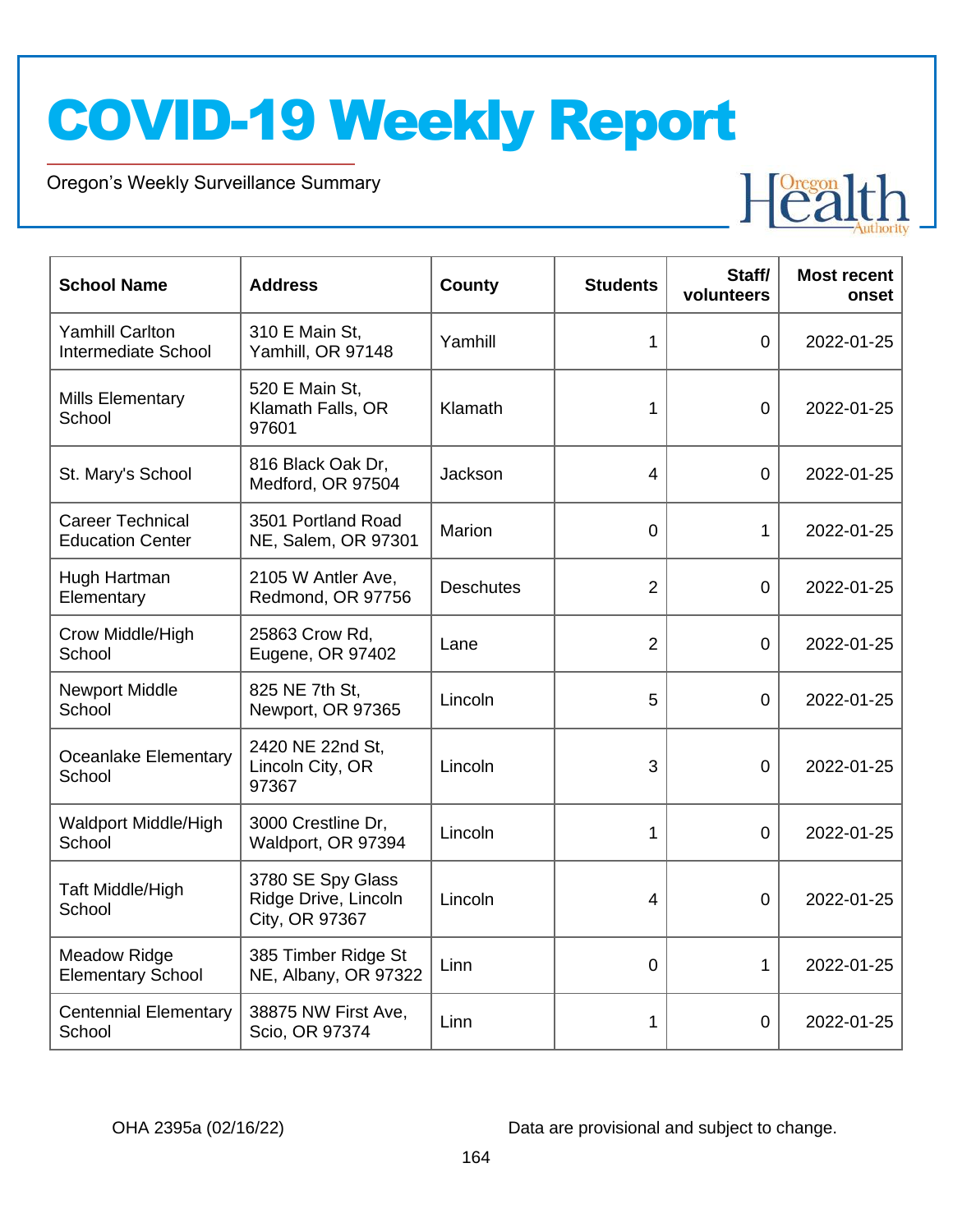# COVID-19 Weekly Report

Oregon's Weekly Surveillance Summary

| School Name | Address | County | Students | Staff/ volunteers | Most recent onset |
|---|---|---|---|---|---|
| Yamhill Carlton Intermediate School | 310 E Main St, Yamhill, OR 97148 | Yamhill | 1 | 0 | 2022-01-25 |
| Mills Elementary School | 520 E Main St, Klamath Falls, OR 97601 | Klamath | 1 | 0 | 2022-01-25 |
| St. Mary's School | 816 Black Oak Dr, Medford, OR 97504 | Jackson | 4 | 0 | 2022-01-25 |
| Career Technical Education Center | 3501 Portland Road NE, Salem, OR 97301 | Marion | 0 | 1 | 2022-01-25 |
| Hugh Hartman Elementary | 2105 W Antler Ave, Redmond, OR 97756 | Deschutes | 2 | 0 | 2022-01-25 |
| Crow Middle/High School | 25863 Crow Rd, Eugene, OR 97402 | Lane | 2 | 0 | 2022-01-25 |
| Newport Middle School | 825 NE 7th St, Newport, OR 97365 | Lincoln | 5 | 0 | 2022-01-25 |
| Oceanlake Elementary School | 2420 NE 22nd St, Lincoln City, OR 97367 | Lincoln | 3 | 0 | 2022-01-25 |
| Waldport Middle/High School | 3000 Crestline Dr, Waldport, OR 97394 | Lincoln | 1 | 0 | 2022-01-25 |
| Taft Middle/High School | 3780 SE Spy Glass Ridge Drive, Lincoln City, OR 97367 | Lincoln | 4 | 0 | 2022-01-25 |
| Meadow Ridge Elementary School | 385 Timber Ridge St NE, Albany, OR 97322 | Linn | 0 | 1 | 2022-01-25 |
| Centennial Elementary School | 38875 NW First Ave, Scio, OR 97374 | Linn | 1 | 0 | 2022-01-25 |

OHA 2395a (02/16/22)

Data are provisional and subject to change.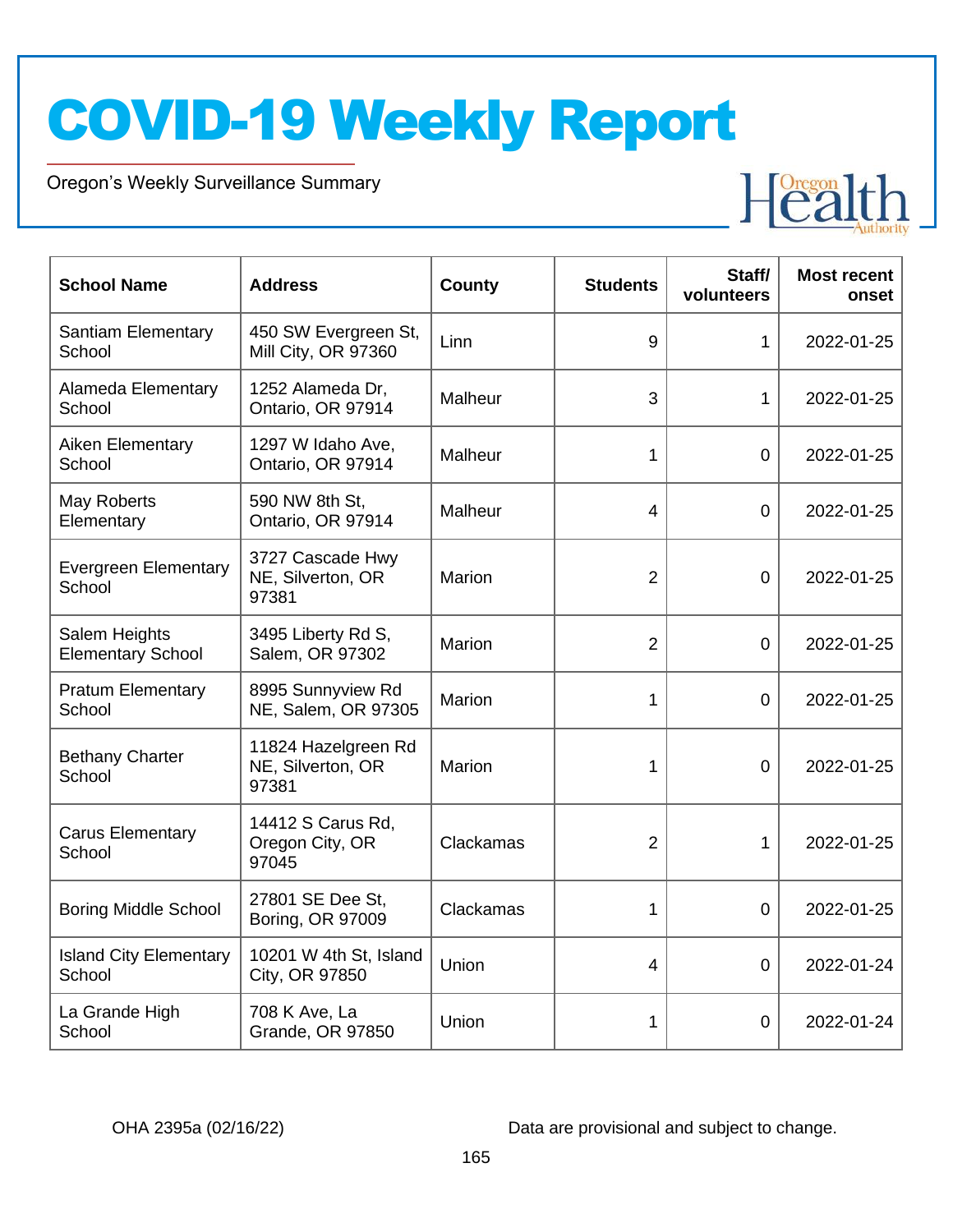# COVID-19 Weekly Report

Oregon's Weekly Surveillance Summary

| School Name | Address | County | Students | Staff/ volunteers | Most recent onset |
|---|---|---|---|---|---|
| Santiam Elementary School | 450 SW Evergreen St, Mill City, OR 97360 | Linn | 9 | 1 | 2022-01-25 |
| Alameda Elementary School | 1252 Alameda Dr, Ontario, OR 97914 | Malheur | 3 | 1 | 2022-01-25 |
| Aiken Elementary School | 1297 W Idaho Ave, Ontario, OR 97914 | Malheur | 1 | 0 | 2022-01-25 |
| May Roberts Elementary | 590 NW 8th St, Ontario, OR 97914 | Malheur | 4 | 0 | 2022-01-25 |
| Evergreen Elementary School | 3727 Cascade Hwy NE, Silverton, OR 97381 | Marion | 2 | 0 | 2022-01-25 |
| Salem Heights Elementary School | 3495 Liberty Rd S, Salem, OR 97302 | Marion | 2 | 0 | 2022-01-25 |
| Pratum Elementary School | 8995 Sunnyview Rd NE, Salem, OR 97305 | Marion | 1 | 0 | 2022-01-25 |
| Bethany Charter School | 11824 Hazelgreen Rd NE, Silverton, OR 97381 | Marion | 1 | 0 | 2022-01-25 |
| Carus Elementary School | 14412 S Carus Rd, Oregon City, OR 97045 | Clackamas | 2 | 1 | 2022-01-25 |
| Boring Middle School | 27801 SE Dee St, Boring, OR 97009 | Clackamas | 1 | 0 | 2022-01-25 |
| Island City Elementary School | 10201 W 4th St, Island City, OR 97850 | Union | 4 | 0 | 2022-01-24 |
| La Grande High School | 708 K Ave, La Grande, OR 97850 | Union | 1 | 0 | 2022-01-24 |

OHA 2395a (02/16/22)

Data are provisional and subject to change.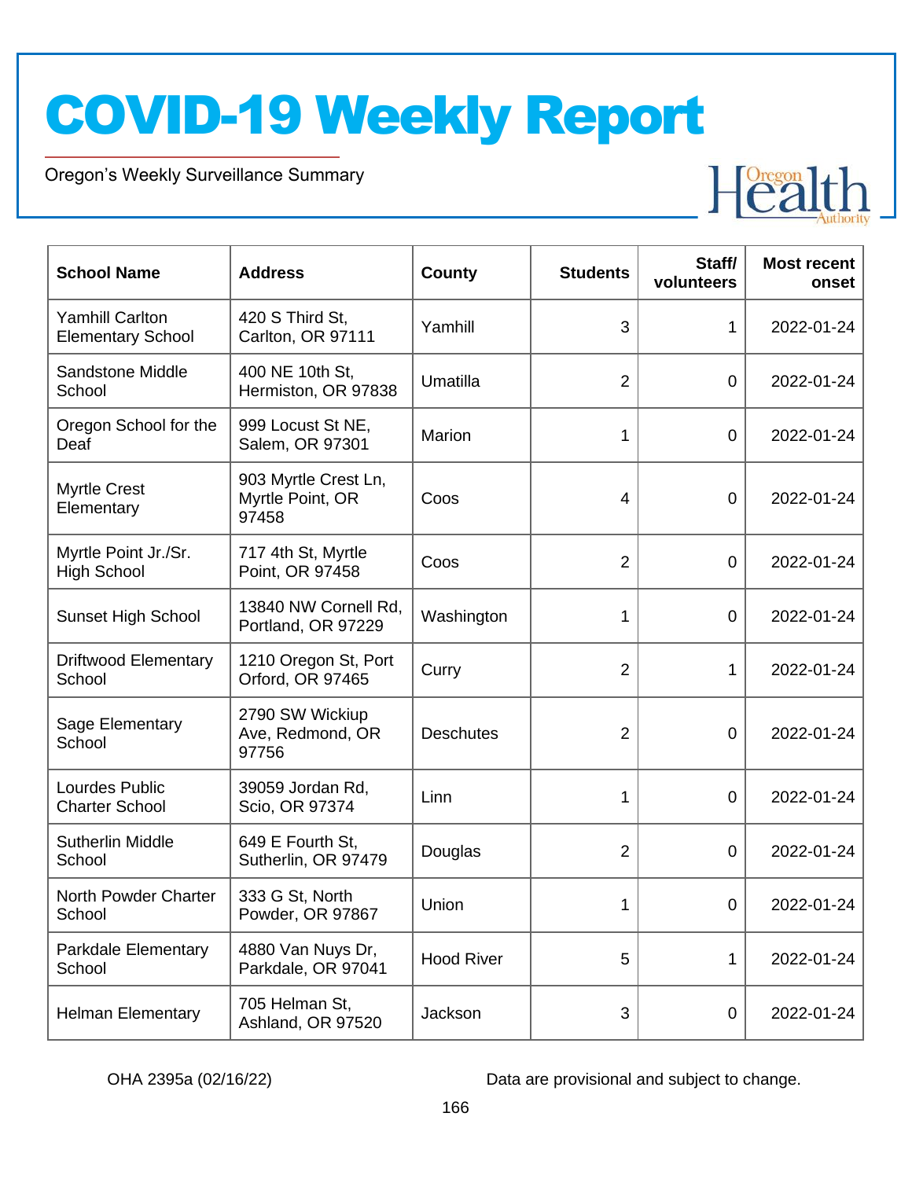# COVID-19 Weekly Report

Oregon's Weekly Surveillance Summary

| School Name | Address | County | Students | Staff/ volunteers | Most recent onset |
|---|---|---|---|---|---|
| Yamhill Carlton Elementary School | 420 S Third St, Carlton, OR 97111 | Yamhill | 3 | 1 | 2022-01-24 |
| Sandstone Middle School | 400 NE 10th St, Hermiston, OR 97838 | Umatilla | 2 | 0 | 2022-01-24 |
| Oregon School for the Deaf | 999 Locust St NE, Salem, OR 97301 | Marion | 1 | 0 | 2022-01-24 |
| Myrtle Crest Elementary | 903 Myrtle Crest Ln, Myrtle Point, OR 97458 | Coos | 4 | 0 | 2022-01-24 |
| Myrtle Point Jr./Sr. High School | 717 4th St, Myrtle Point, OR 97458 | Coos | 2 | 0 | 2022-01-24 |
| Sunset High School | 13840 NW Cornell Rd, Portland, OR 97229 | Washington | 1 | 0 | 2022-01-24 |
| Driftwood Elementary School | 1210 Oregon St, Port Orford, OR 97465 | Curry | 2 | 1 | 2022-01-24 |
| Sage Elementary School | 2790 SW Wickiup Ave, Redmond, OR 97756 | Deschutes | 2 | 0 | 2022-01-24 |
| Lourdes Public Charter School | 39059 Jordan Rd, Scio, OR 97374 | Linn | 1 | 0 | 2022-01-24 |
| Sutherlin Middle School | 649 E Fourth St, Sutherlin, OR 97479 | Douglas | 2 | 0 | 2022-01-24 |
| North Powder Charter School | 333 G St, North Powder, OR 97867 | Union | 1 | 0 | 2022-01-24 |
| Parkdale Elementary School | 4880 Van Nuys Dr, Parkdale, OR 97041 | Hood River | 5 | 1 | 2022-01-24 |
| Helman Elementary | 705 Helman St, Ashland, OR 97520 | Jackson | 3 | 0 | 2022-01-24 |

OHA 2395a (02/16/22) Data are provisional and subject to change.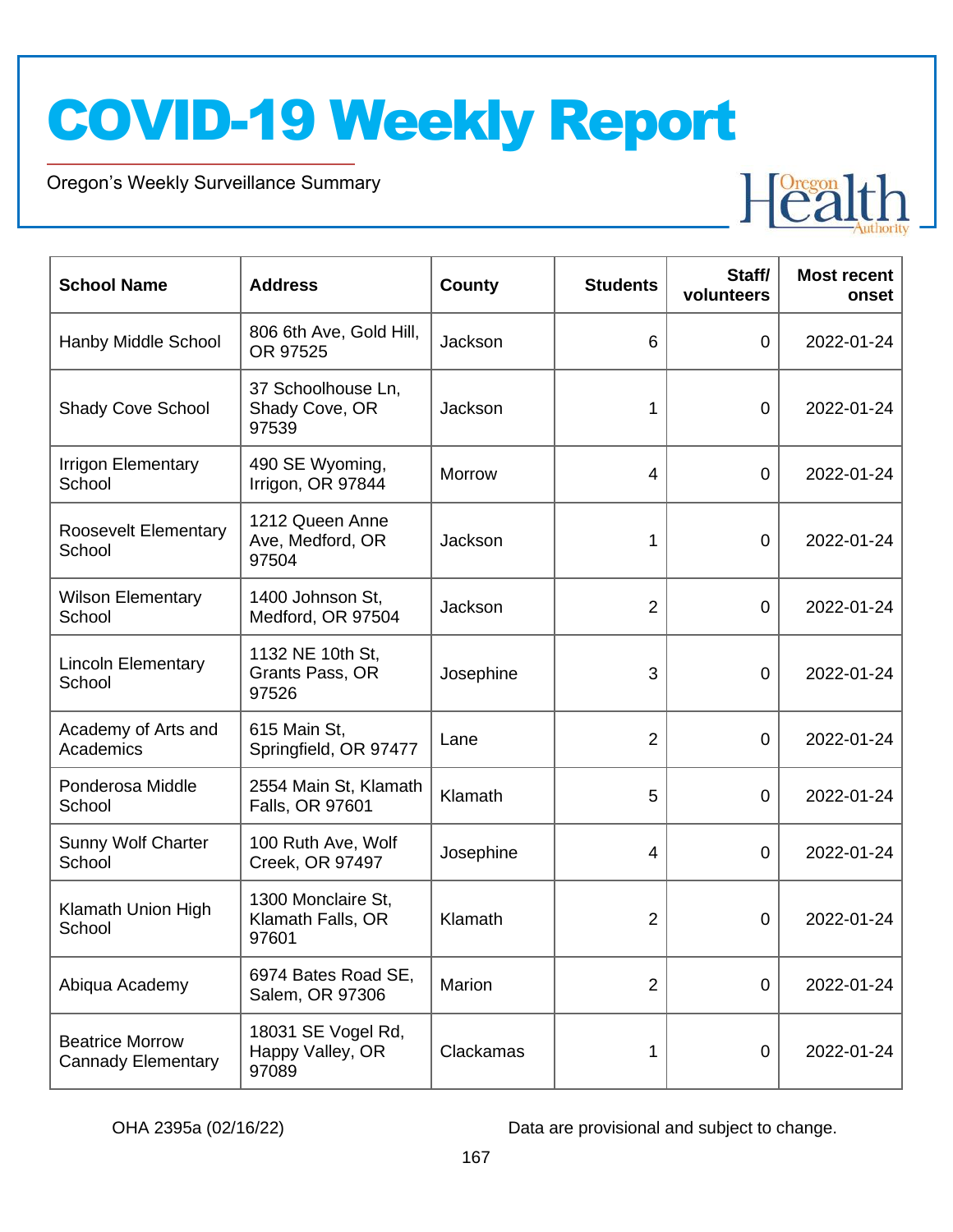# COVID-19 Weekly Report

Oregon's Weekly Surveillance Summary

| School Name | Address | County | Students | Staff/ volunteers | Most recent onset |
|---|---|---|---|---|---|
| Hanby Middle School | 806 6th Ave, Gold Hill, OR 97525 | Jackson | 6 | 0 | 2022-01-24 |
| Shady Cove School | 37 Schoolhouse Ln, Shady Cove, OR 97539 | Jackson | 1 | 0 | 2022-01-24 |
| Irrigon Elementary School | 490 SE Wyoming, Irrigon, OR 97844 | Morrow | 4 | 0 | 2022-01-24 |
| Roosevelt Elementary School | 1212 Queen Anne Ave, Medford, OR 97504 | Jackson | 1 | 0 | 2022-01-24 |
| Wilson Elementary School | 1400 Johnson St, Medford, OR 97504 | Jackson | 2 | 0 | 2022-01-24 |
| Lincoln Elementary School | 1132 NE 10th St, Grants Pass, OR 97526 | Josephine | 3 | 0 | 2022-01-24 |
| Academy of Arts and Academics | 615 Main St, Springfield, OR 97477 | Lane | 2 | 0 | 2022-01-24 |
| Ponderosa Middle School | 2554 Main St, Klamath Falls, OR 97601 | Klamath | 5 | 0 | 2022-01-24 |
| Sunny Wolf Charter School | 100 Ruth Ave, Wolf Creek, OR 97497 | Josephine | 4 | 0 | 2022-01-24 |
| Klamath Union High School | 1300 Monclaire St, Klamath Falls, OR 97601 | Klamath | 2 | 0 | 2022-01-24 |
| Abiqua Academy | 6974 Bates Road SE, Salem, OR 97306 | Marion | 2 | 0 | 2022-01-24 |
| Beatrice Morrow Cannady Elementary | 18031 SE Vogel Rd, Happy Valley, OR 97089 | Clackamas | 1 | 0 | 2022-01-24 |

OHA 2395a (02/16/22)

Data are provisional and subject to change.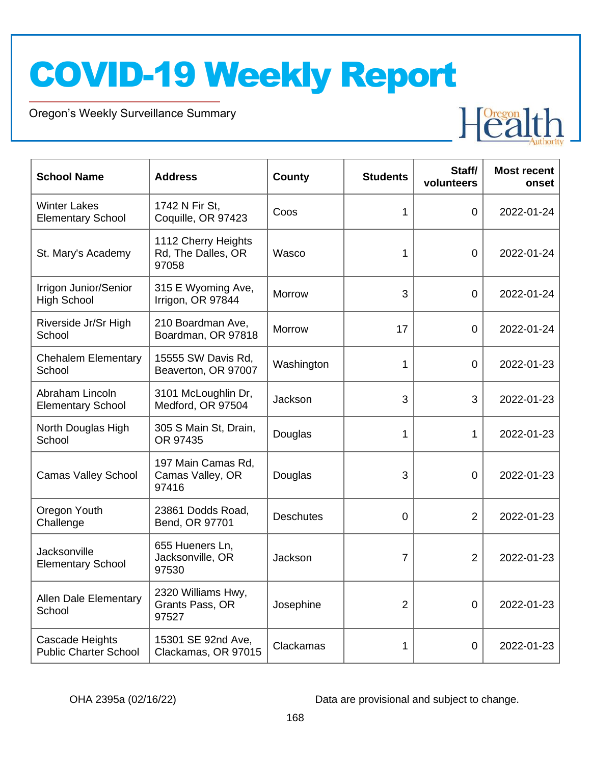# COVID-19 Weekly Report

Oregon's Weekly Surveillance Summary

| School Name | Address | County | Students | Staff/ volunteers | Most recent onset |
|---|---|---|---|---|---|
| Winter Lakes Elementary School | 1742 N Fir St, Coquille, OR 97423 | Coos | 1 | 0 | 2022-01-24 |
| St. Mary's Academy | 1112 Cherry Heights Rd, The Dalles, OR 97058 | Wasco | 1 | 0 | 2022-01-24 |
| Irrigon Junior/Senior High School | 315 E Wyoming Ave, Irrigon, OR 97844 | Morrow | 3 | 0 | 2022-01-24 |
| Riverside Jr/Sr High School | 210 Boardman Ave, Boardman, OR 97818 | Morrow | 17 | 0 | 2022-01-24 |
| Chehalem Elementary School | 15555 SW Davis Rd, Beaverton, OR 97007 | Washington | 1 | 0 | 2022-01-23 |
| Abraham Lincoln Elementary School | 3101 McLoughlin Dr, Medford, OR 97504 | Jackson | 3 | 3 | 2022-01-23 |
| North Douglas High School | 305 S Main St, Drain, OR 97435 | Douglas | 1 | 1 | 2022-01-23 |
| Camas Valley School | 197 Main Camas Rd, Camas Valley, OR 97416 | Douglas | 3 | 0 | 2022-01-23 |
| Oregon Youth Challenge | 23861 Dodds Road, Bend, OR 97701 | Deschutes | 0 | 2 | 2022-01-23 |
| Jacksonville Elementary School | 655 Hueners Ln, Jacksonville, OR 97530 | Jackson | 7 | 2 | 2022-01-23 |
| Allen Dale Elementary School | 2320 Williams Hwy, Grants Pass, OR 97527 | Josephine | 2 | 0 | 2022-01-23 |
| Cascade Heights Public Charter School | 15301 SE 92nd Ave, Clackamas, OR 97015 | Clackamas | 1 | 0 | 2022-01-23 |

OHA 2395a (02/16/22)

Data are provisional and subject to change.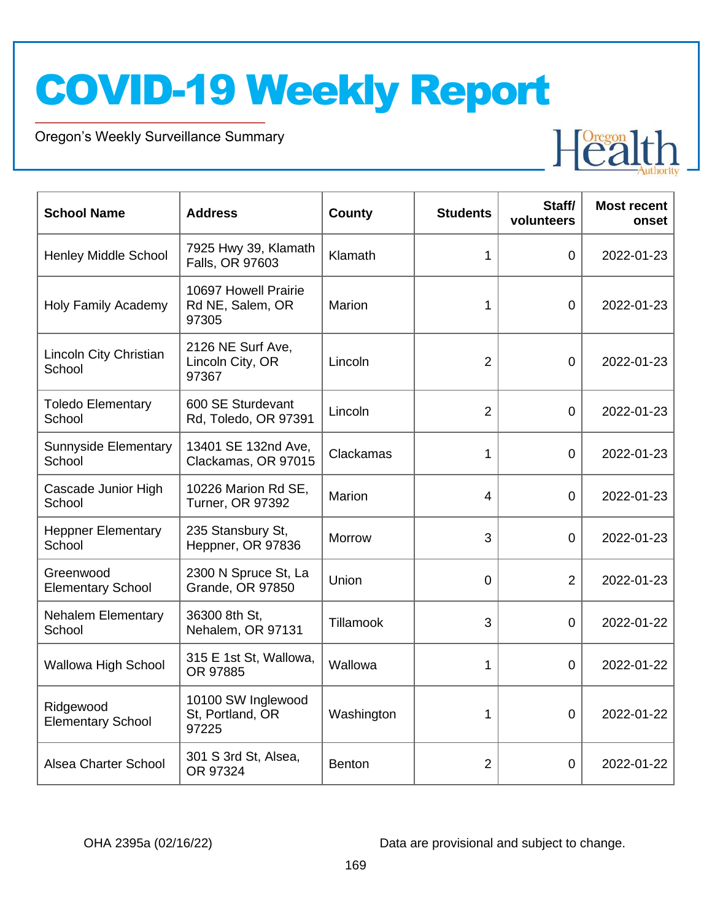# COVID-19 Weekly Report

Oregon's Weekly Surveillance Summary

| School Name | Address | County | Students | Staff/ volunteers | Most recent onset |
|---|---|---|---|---|---|
| Henley Middle School | 7925 Hwy 39, Klamath Falls, OR 97603 | Klamath | 1 | 0 | 2022-01-23 |
| Holy Family Academy | 10697 Howell Prairie Rd NE, Salem, OR 97305 | Marion | 1 | 0 | 2022-01-23 |
| Lincoln City Christian School | 2126 NE Surf Ave, Lincoln City, OR 97367 | Lincoln | 2 | 0 | 2022-01-23 |
| Toledo Elementary School | 600 SE Sturdevant Rd, Toledo, OR 97391 | Lincoln | 2 | 0 | 2022-01-23 |
| Sunnyside Elementary School | 13401 SE 132nd Ave, Clackamas, OR 97015 | Clackamas | 1 | 0 | 2022-01-23 |
| Cascade Junior High School | 10226 Marion Rd SE, Turner, OR 97392 | Marion | 4 | 0 | 2022-01-23 |
| Heppner Elementary School | 235 Stansbury St, Heppner, OR 97836 | Morrow | 3 | 0 | 2022-01-23 |
| Greenwood Elementary School | 2300 N Spruce St, La Grande, OR 97850 | Union | 0 | 2 | 2022-01-23 |
| Nehalem Elementary School | 36300 8th St, Nehalem, OR 97131 | Tillamook | 3 | 0 | 2022-01-22 |
| Wallowa High School | 315 E 1st St, Wallowa, OR 97885 | Wallowa | 1 | 0 | 2022-01-22 |
| Ridgewood Elementary School | 10100 SW Inglewood St, Portland, OR 97225 | Washington | 1 | 0 | 2022-01-22 |
| Alsea Charter School | 301 S 3rd St, Alsea, OR 97324 | Benton | 2 | 0 | 2022-01-22 |

OHA 2395a (02/16/22)

Data are provisional and subject to change.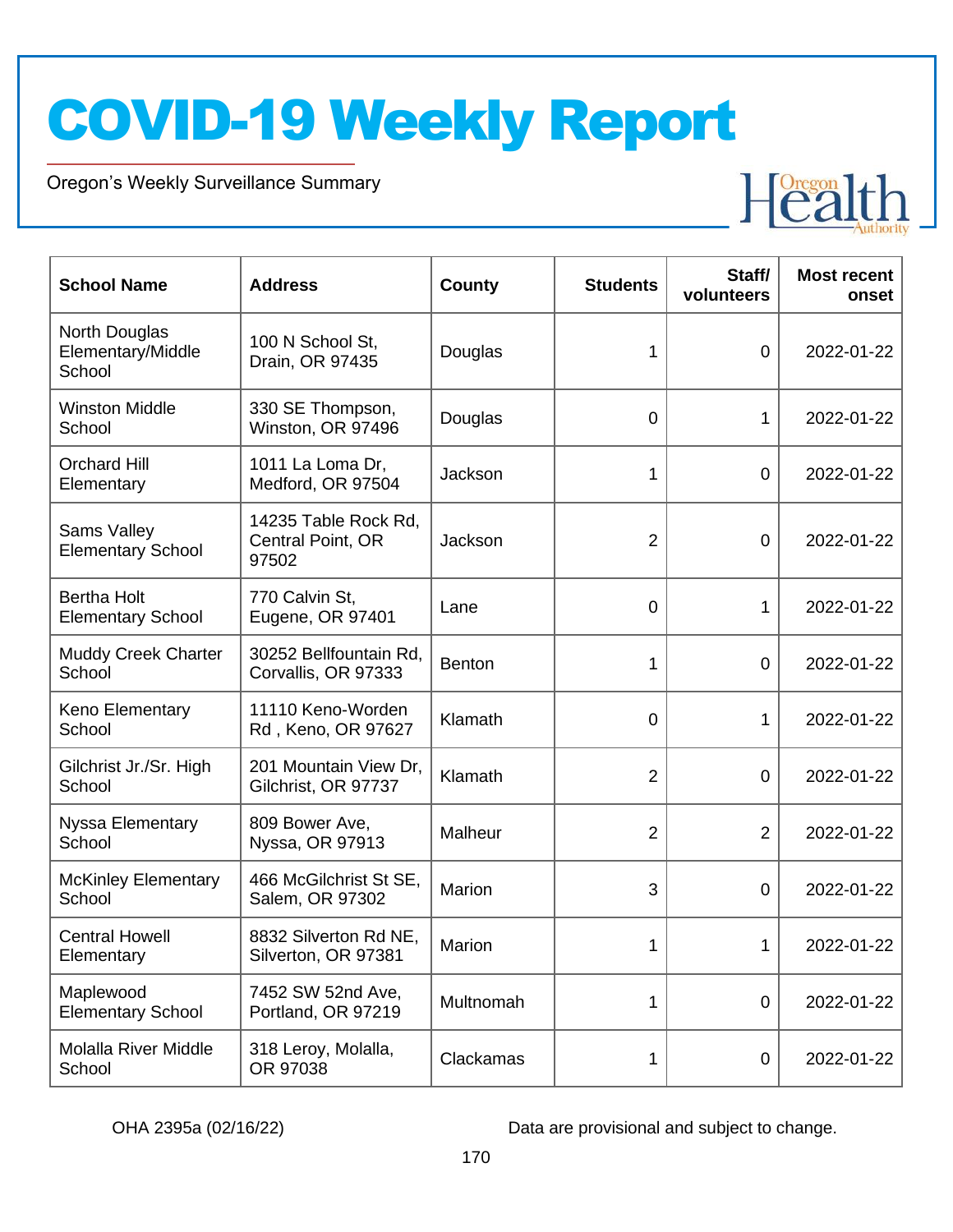# COVID-19 Weekly Report

Oregon's Weekly Surveillance Summary

| School Name | Address | County | Students | Staff/ volunteers | Most recent onset |
|---|---|---|---|---|---|
| North Douglas Elementary/Middle School | 100 N School St, Drain, OR 97435 | Douglas | 1 | 0 | 2022-01-22 |
| Winston Middle School | 330 SE Thompson, Winston, OR 97496 | Douglas | 0 | 1 | 2022-01-22 |
| Orchard Hill Elementary | 1011 La Loma Dr, Medford, OR 97504 | Jackson | 1 | 0 | 2022-01-22 |
| Sams Valley Elementary School | 14235 Table Rock Rd, Central Point, OR 97502 | Jackson | 2 | 0 | 2022-01-22 |
| Bertha Holt Elementary School | 770 Calvin St, Eugene, OR 97401 | Lane | 0 | 1 | 2022-01-22 |
| Muddy Creek Charter School | 30252 Bellfountain Rd, Corvallis, OR 97333 | Benton | 1 | 0 | 2022-01-22 |
| Keno Elementary School | 11110 Keno-Worden Rd , Keno, OR 97627 | Klamath | 0 | 1 | 2022-01-22 |
| Gilchrist Jr./Sr. High School | 201 Mountain View Dr, Gilchrist, OR 97737 | Klamath | 2 | 0 | 2022-01-22 |
| Nyssa Elementary School | 809 Bower Ave, Nyssa, OR 97913 | Malheur | 2 | 2 | 2022-01-22 |
| McKinley Elementary School | 466 McGilchrist St SE, Salem, OR 97302 | Marion | 3 | 0 | 2022-01-22 |
| Central Howell Elementary | 8832 Silverton Rd NE, Silverton, OR 97381 | Marion | 1 | 1 | 2022-01-22 |
| Maplewood Elementary School | 7452 SW 52nd Ave, Portland, OR 97219 | Multnomah | 1 | 0 | 2022-01-22 |
| Molalla River Middle School | 318 Leroy, Molalla, OR 97038 | Clackamas | 1 | 0 | 2022-01-22 |

OHA 2395a (02/16/22)

Data are provisional and subject to change.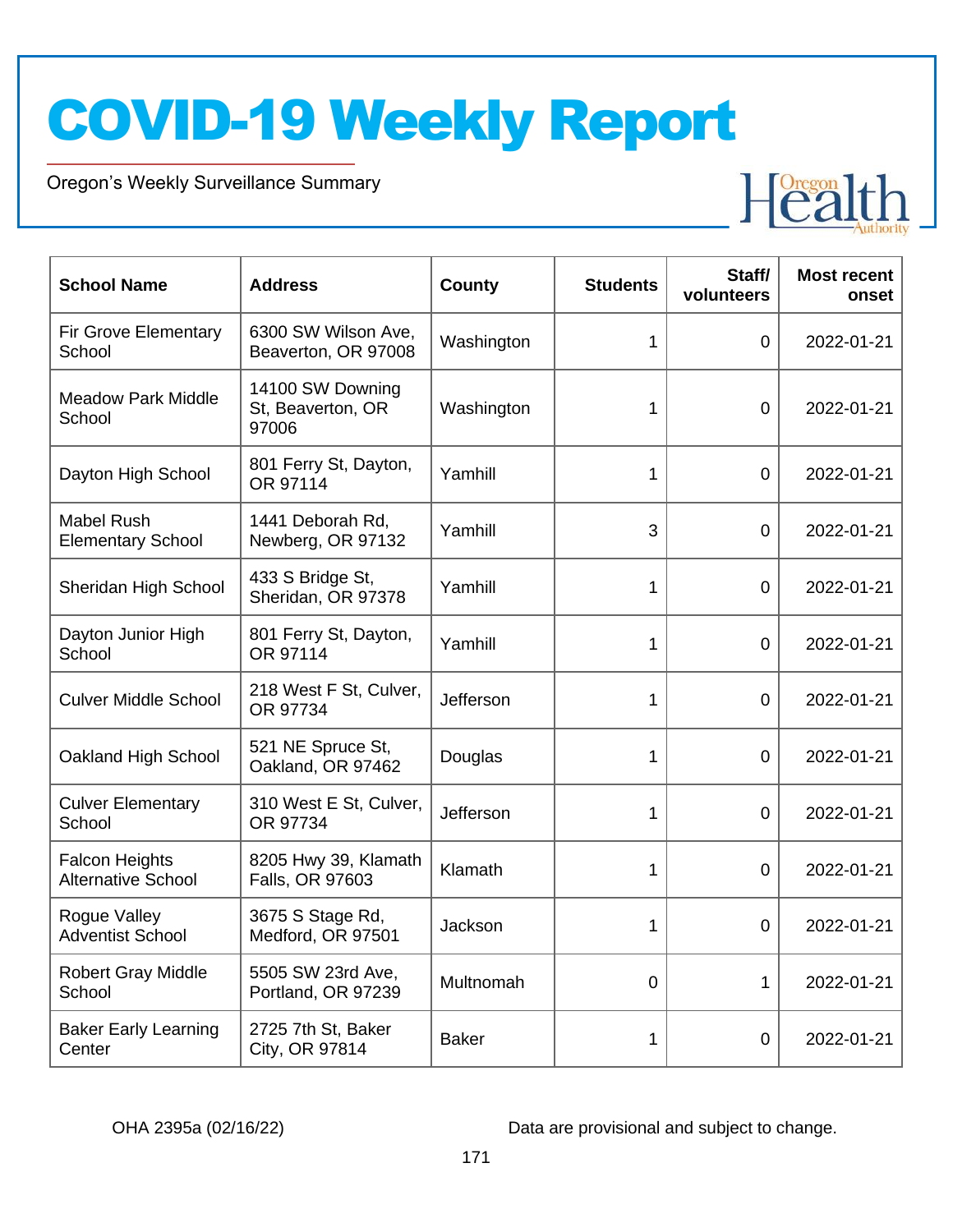# COVID-19 Weekly Report

Oregon's Weekly Surveillance Summary

| School Name | Address | County | Students | Staff/ volunteers | Most recent onset |
|---|---|---|---|---|---|
| Fir Grove Elementary School | 6300 SW Wilson Ave, Beaverton, OR 97008 | Washington | 1 | 0 | 2022-01-21 |
| Meadow Park Middle School | 14100 SW Downing St, Beaverton, OR 97006 | Washington | 1 | 0 | 2022-01-21 |
| Dayton High School | 801 Ferry St, Dayton, OR 97114 | Yamhill | 1 | 0 | 2022-01-21 |
| Mabel Rush Elementary School | 1441 Deborah Rd, Newberg, OR 97132 | Yamhill | 3 | 0 | 2022-01-21 |
| Sheridan High School | 433 S Bridge St, Sheridan, OR 97378 | Yamhill | 1 | 0 | 2022-01-21 |
| Dayton Junior High School | 801 Ferry St, Dayton, OR 97114 | Yamhill | 1 | 0 | 2022-01-21 |
| Culver Middle School | 218 West F St, Culver, OR 97734 | Jefferson | 1 | 0 | 2022-01-21 |
| Oakland High School | 521 NE Spruce St, Oakland, OR 97462 | Douglas | 1 | 0 | 2022-01-21 |
| Culver Elementary School | 310 West E St, Culver, OR 97734 | Jefferson | 1 | 0 | 2022-01-21 |
| Falcon Heights Alternative School | 8205 Hwy 39, Klamath Falls, OR 97603 | Klamath | 1 | 0 | 2022-01-21 |
| Rogue Valley Adventist School | 3675 S Stage Rd, Medford, OR 97501 | Jackson | 1 | 0 | 2022-01-21 |
| Robert Gray Middle School | 5505 SW 23rd Ave, Portland, OR 97239 | Multnomah | 0 | 1 | 2022-01-21 |
| Baker Early Learning Center | 2725 7th St, Baker City, OR 97814 | Baker | 1 | 0 | 2022-01-21 |

OHA 2395a (02/16/22)

Data are provisional and subject to change.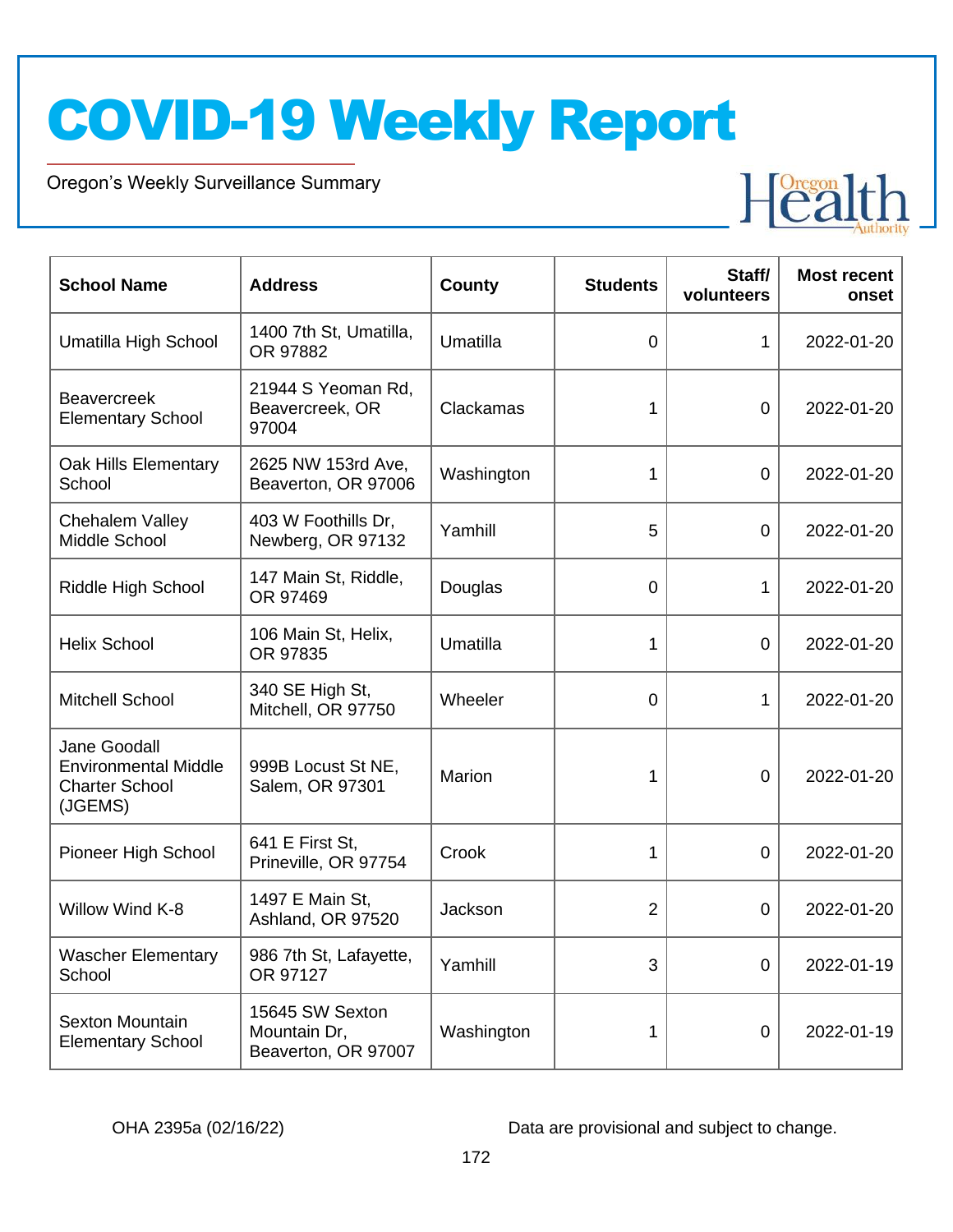# COVID-19 Weekly Report

Oregon's Weekly Surveillance Summary

| School Name | Address | County | Students | Staff/ volunteers | Most recent onset |
|---|---|---|---|---|---|
| Umatilla High School | 1400 7th St, Umatilla, OR 97882 | Umatilla | 0 | 1 | 2022-01-20 |
| Beavercreek Elementary School | 21944 S Yeoman Rd, Beavercreek, OR 97004 | Clackamas | 1 | 0 | 2022-01-20 |
| Oak Hills Elementary School | 2625 NW 153rd Ave, Beaverton, OR 97006 | Washington | 1 | 0 | 2022-01-20 |
| Chehalem Valley Middle School | 403 W Foothills Dr, Newberg, OR 97132 | Yamhill | 5 | 0 | 2022-01-20 |
| Riddle High School | 147 Main St, Riddle, OR 97469 | Douglas | 0 | 1 | 2022-01-20 |
| Helix School | 106 Main St, Helix, OR 97835 | Umatilla | 1 | 0 | 2022-01-20 |
| Mitchell School | 340 SE High St, Mitchell, OR 97750 | Wheeler | 0 | 1 | 2022-01-20 |
| Jane Goodall Environmental Middle Charter School (JGEMS) | 999B Locust St NE, Salem, OR 97301 | Marion | 1 | 0 | 2022-01-20 |
| Pioneer High School | 641 E First St, Prineville, OR 97754 | Crook | 1 | 0 | 2022-01-20 |
| Willow Wind K-8 | 1497 E Main St, Ashland, OR 97520 | Jackson | 2 | 0 | 2022-01-20 |
| Wascher Elementary School | 986 7th St, Lafayette, OR 97127 | Yamhill | 3 | 0 | 2022-01-19 |
| Sexton Mountain Elementary School | 15645 SW Sexton Mountain Dr, Beaverton, OR 97007 | Washington | 1 | 0 | 2022-01-19 |

OHA 2395a (02/16/22) Data are provisional and subject to change.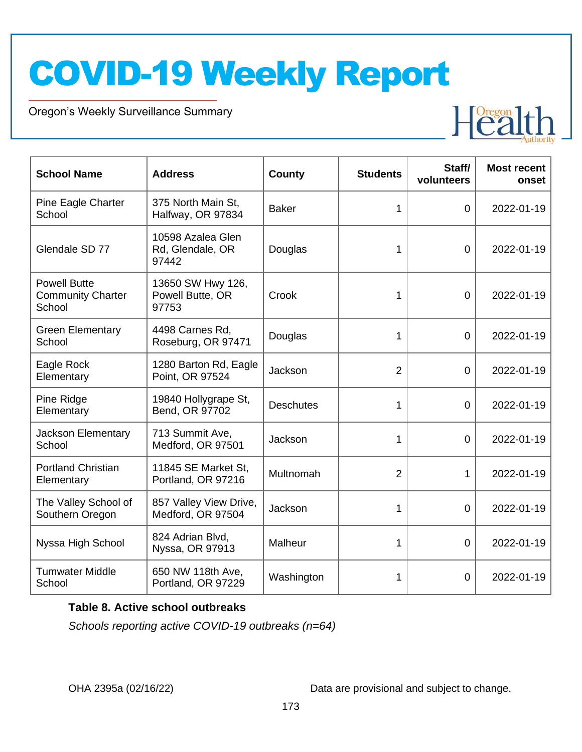| School Name | Address | County | Students | Staff/ volunteers | Most recent onset |
|---|---|---|---|---|---|
| Pine Eagle Charter School | 375 North Main St, Halfway, OR 97834 | Baker | 1 | 0 | 2022-01-19 |
| Glendale SD 77 | 10598 Azalea Glen Rd, Glendale, OR 97442 | Douglas | 1 | 0 | 2022-01-19 |
| Powell Butte Community Charter School | 13650 SW Hwy 126, Powell Butte, OR 97753 | Crook | 1 | 0 | 2022-01-19 |
| Green Elementary School | 4498 Carnes Rd, Roseburg, OR 97471 | Douglas | 1 | 0 | 2022-01-19 |
| Eagle Rock Elementary | 1280 Barton Rd, Eagle Point, OR 97524 | Jackson | 2 | 0 | 2022-01-19 |
| Pine Ridge Elementary | 19840 Hollygrape St, Bend, OR 97702 | Deschutes | 1 | 0 | 2022-01-19 |
| Jackson Elementary School | 713 Summit Ave, Medford, OR 97501 | Jackson | 1 | 0 | 2022-01-19 |
| Portland Christian Elementary | 11845 SE Market St, Portland, OR 97216 | Multnomah | 2 | 1 | 2022-01-19 |
| The Valley School of Southern Oregon | 857 Valley View Drive, Medford, OR 97504 | Jackson | 1 | 0 | 2022-01-19 |
| Nyssa High School | 824 Adrian Blvd, Nyssa, OR 97913 | Malheur | 1 | 0 | 2022-01-19 |
| Tumwater Middle School | 650 NW 118th Ave, Portland, OR 97229 | Washington | 1 | 0 | 2022-01-19 |

**Table 8. Active school outbreaks**

*Schools reporting active COVID-19 outbreaks (n=64)*

OHA 2395a (02/16/22) Data are provisional and subject to change.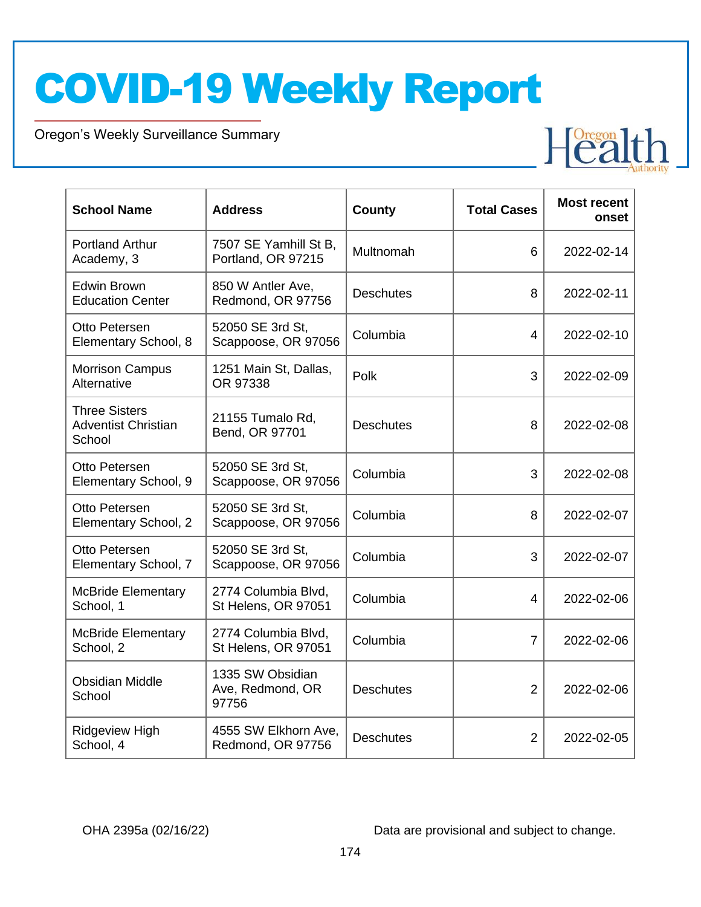| School Name | Address | County | Total Cases | Most recent onset |
|---|---|---|---|---|
| Portland Arthur Academy, 3 | 7507 SE Yamhill St B, Portland, OR 97215 | Multnomah | 6 | 2022-02-14 |
| Edwin Brown Education Center | 850 W Antler Ave, Redmond, OR 97756 | Deschutes | 8 | 2022-02-11 |
| Otto Petersen Elementary School, 8 | 52050 SE 3rd St, Scappoose, OR 97056 | Columbia | 4 | 2022-02-10 |
| Morrison Campus Alternative | 1251 Main St, Dallas, OR 97338 | Polk | 3 | 2022-02-09 |
| Three Sisters Adventist Christian School | 21155 Tumalo Rd, Bend, OR 97701 | Deschutes | 8 | 2022-02-08 |
| Otto Petersen Elementary School, 9 | 52050 SE 3rd St, Scappoose, OR 97056 | Columbia | 3 | 2022-02-08 |
| Otto Petersen Elementary School, 2 | 52050 SE 3rd St, Scappoose, OR 97056 | Columbia | 8 | 2022-02-07 |
| Otto Petersen Elementary School, 7 | 52050 SE 3rd St, Scappoose, OR 97056 | Columbia | 3 | 2022-02-07 |
| McBride Elementary School, 1 | 2774 Columbia Blvd, St Helens, OR 97051 | Columbia | 4 | 2022-02-06 |
| McBride Elementary School, 2 | 2774 Columbia Blvd, St Helens, OR 97051 | Columbia | 7 | 2022-02-06 |
| Obsidian Middle School | 1335 SW Obsidian Ave, Redmond, OR 97756 | Deschutes | 2 | 2022-02-06 |
| Ridgeview High School, 4 | 4555 SW Elkhorn Ave, Redmond, OR 97756 | Deschutes | 2 | 2022-02-05 |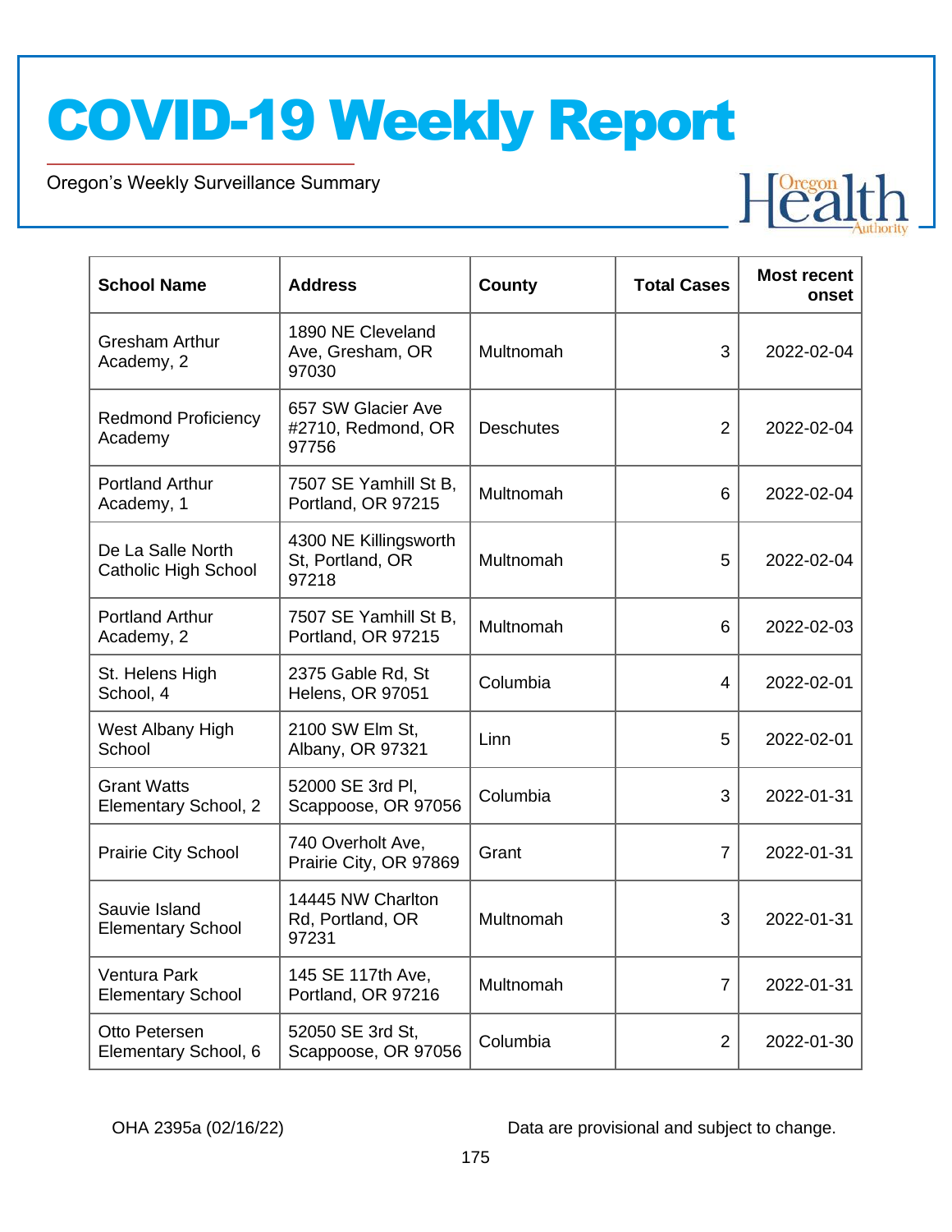# COVID-19 Weekly Report

Oregon's Weekly Surveillance Summary

| School Name | Address | County | Total Cases | Most recent onset |
|---|---|---|---|---|
| Gresham Arthur Academy, 2 | 1890 NE Cleveland Ave, Gresham, OR 97030 | Multnomah | 3 | 2022-02-04 |
| Redmond Proficiency Academy | 657 SW Glacier Ave #2710, Redmond, OR 97756 | Deschutes | 2 | 2022-02-04 |
| Portland Arthur Academy, 1 | 7507 SE Yamhill St B, Portland, OR 97215 | Multnomah | 6 | 2022-02-04 |
| De La Salle North Catholic High School | 4300 NE Killingsworth St, Portland, OR 97218 | Multnomah | 5 | 2022-02-04 |
| Portland Arthur Academy, 2 | 7507 SE Yamhill St B, Portland, OR 97215 | Multnomah | 6 | 2022-02-03 |
| St. Helens High School, 4 | 2375 Gable Rd, St Helens, OR 97051 | Columbia | 4 | 2022-02-01 |
| West Albany High School | 2100 SW Elm St, Albany, OR 97321 | Linn | 5 | 2022-02-01 |
| Grant Watts Elementary School, 2 | 52000 SE 3rd Pl, Scappoose, OR 97056 | Columbia | 3 | 2022-01-31 |
| Prairie City School | 740 Overholt Ave, Prairie City, OR 97869 | Grant | 7 | 2022-01-31 |
| Sauvie Island Elementary School | 14445 NW Charlton Rd, Portland, OR 97231 | Multnomah | 3 | 2022-01-31 |
| Ventura Park Elementary School | 145 SE 117th Ave, Portland, OR 97216 | Multnomah | 7 | 2022-01-31 |
| Otto Petersen Elementary School, 6 | 52050 SE 3rd St, Scappoose, OR 97056 | Columbia | 2 | 2022-01-30 |

OHA 2395a (02/16/22)

Data are provisional and subject to change.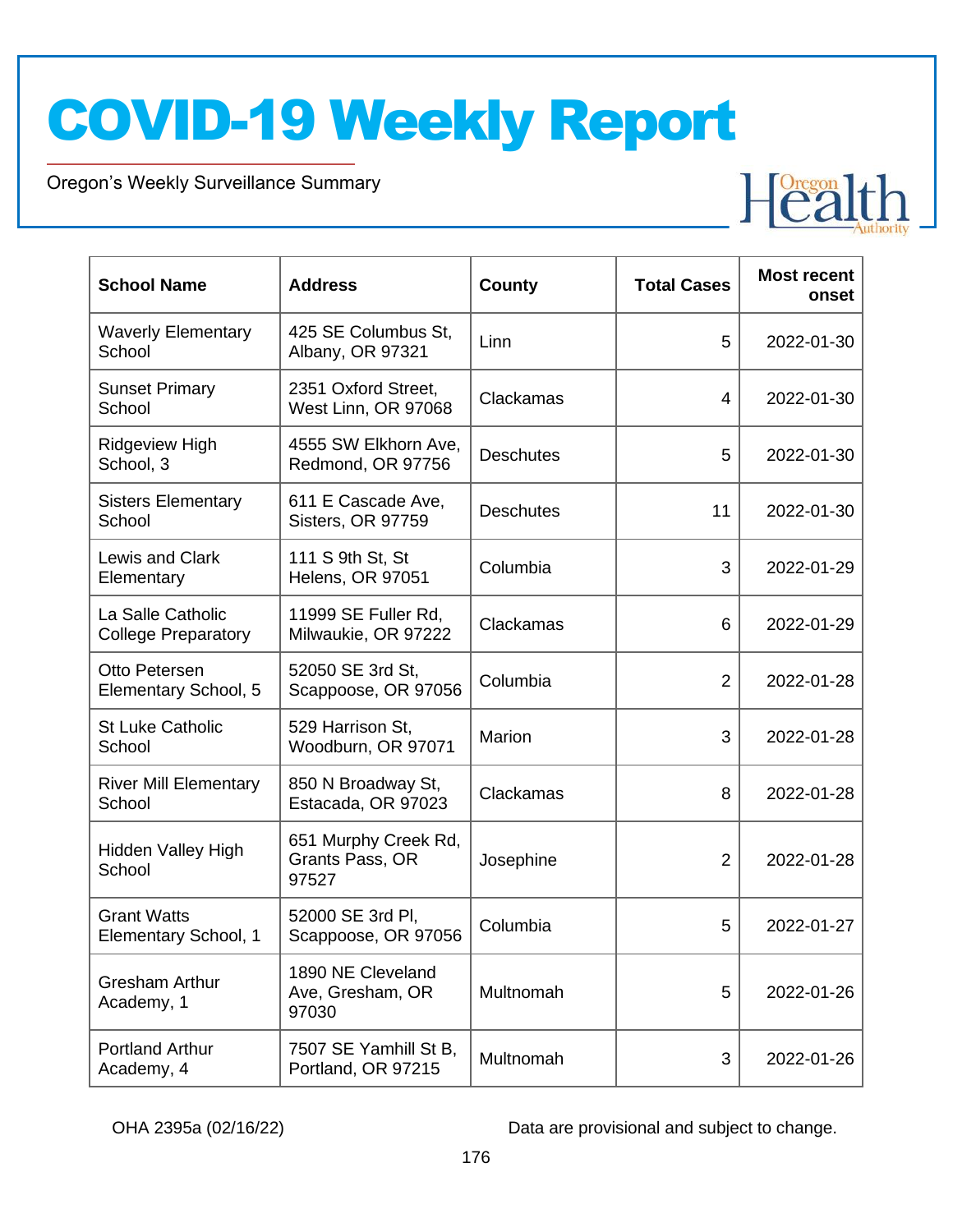| School Name | Address | County | Total Cases | Most recent onset |
|---|---|---|---|---|
| Waverly Elementary School | 425 SE Columbus St, Albany, OR 97321 | Linn | 5 | 2022-01-30 |
| Sunset Primary School | 2351 Oxford Street, West Linn, OR 97068 | Clackamas | 4 | 2022-01-30 |
| Ridgeview High School, 3 | 4555 SW Elkhorn Ave, Redmond, OR 97756 | Deschutes | 5 | 2022-01-30 |
| Sisters Elementary School | 611 E Cascade Ave, Sisters, OR 97759 | Deschutes | 11 | 2022-01-30 |
| Lewis and Clark Elementary | 111 S 9th St, St Helens, OR 97051 | Columbia | 3 | 2022-01-29 |
| La Salle Catholic College Preparatory | 11999 SE Fuller Rd, Milwaukie, OR 97222 | Clackamas | 6 | 2022-01-29 |
| Otto Petersen Elementary School, 5 | 52050 SE 3rd St, Scappoose, OR 97056 | Columbia | 2 | 2022-01-28 |
| St Luke Catholic School | 529 Harrison St, Woodburn, OR 97071 | Marion | 3 | 2022-01-28 |
| River Mill Elementary School | 850 N Broadway St, Estacada, OR 97023 | Clackamas | 8 | 2022-01-28 |
| Hidden Valley High School | 651 Murphy Creek Rd, Grants Pass, OR 97527 | Josephine | 2 | 2022-01-28 |
| Grant Watts Elementary School, 1 | 52000 SE 3rd Pl, Scappoose, OR 97056 | Columbia | 5 | 2022-01-27 |
| Gresham Arthur Academy, 1 | 1890 NE Cleveland Ave, Gresham, OR 97030 | Multnomah | 5 | 2022-01-26 |
| Portland Arthur Academy, 4 | 7507 SE Yamhill St B, Portland, OR 97215 | Multnomah | 3 | 2022-01-26 |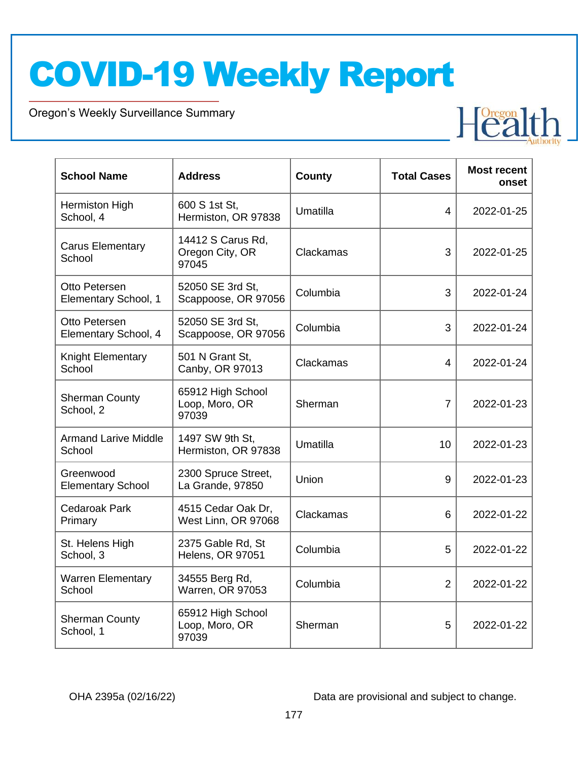| School Name | Address | County | Total Cases | Most recent onset |
|---|---|---|---|---|
| Hermiston High School, 4 | 600 S 1st St, Hermiston, OR 97838 | Umatilla | 4 | 2022-01-25 |
| Carus Elementary School | 14412 S Carus Rd, Oregon City, OR 97045 | Clackamas | 3 | 2022-01-25 |
| Otto Petersen Elementary School, 1 | 52050 SE 3rd St, Scappoose, OR 97056 | Columbia | 3 | 2022-01-24 |
| Otto Petersen Elementary School, 4 | 52050 SE 3rd St, Scappoose, OR 97056 | Columbia | 3 | 2022-01-24 |
| Knight Elementary School | 501 N Grant St, Canby, OR 97013 | Clackamas | 4 | 2022-01-24 |
| Sherman County School, 2 | 65912 High School Loop, Moro, OR 97039 | Sherman | 7 | 2022-01-23 |
| Armand Larive Middle School | 1497 SW 9th St, Hermiston, OR 97838 | Umatilla | 10 | 2022-01-23 |
| Greenwood Elementary School | 2300 Spruce Street, La Grande, 97850 | Union | 9 | 2022-01-23 |
| Cedaroak Park Primary | 4515 Cedar Oak Dr, West Linn, OR 97068 | Clackamas | 6 | 2022-01-22 |
| St. Helens High School, 3 | 2375 Gable Rd, St Helens, OR 97051 | Columbia | 5 | 2022-01-22 |
| Warren Elementary School | 34555 Berg Rd, Warren, OR 97053 | Columbia | 2 | 2022-01-22 |
| Sherman County School, 1 | 65912 High School Loop, Moro, OR 97039 | Sherman | 5 | 2022-01-22 |

OHA 2395a (02/16/22) Data are provisional and subject to change.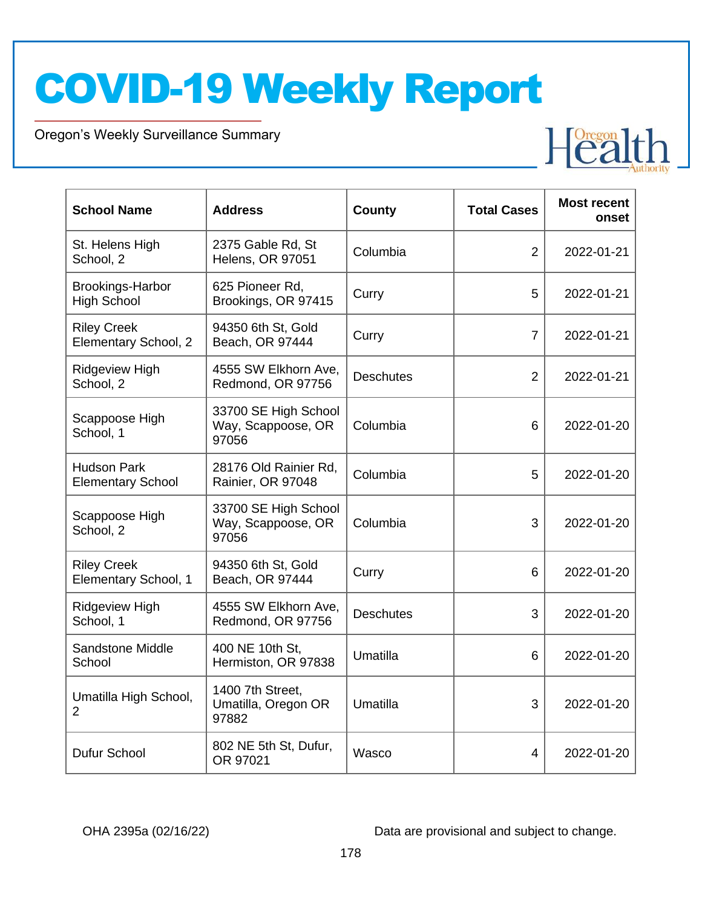# COVID-19 Weekly Report

Oregon's Weekly Surveillance Summary

| School Name | Address | County | Total Cases | Most recent onset |
|---|---|---|---|---|
| St. Helens High School, 2 | 2375 Gable Rd, St Helens, OR 97051 | Columbia | 2 | 2022-01-21 |
| Brookings-Harbor High School | 625 Pioneer Rd, Brookings, OR 97415 | Curry | 5 | 2022-01-21 |
| Riley Creek Elementary School, 2 | 94350 6th St, Gold Beach, OR 97444 | Curry | 7 | 2022-01-21 |
| Ridgeview High School, 2 | 4555 SW Elkhorn Ave, Redmond, OR 97756 | Deschutes | 2 | 2022-01-21 |
| Scappoose High School, 1 | 33700 SE High School Way, Scappoose, OR 97056 | Columbia | 6 | 2022-01-20 |
| Hudson Park Elementary School | 28176 Old Rainier Rd, Rainier, OR 97048 | Columbia | 5 | 2022-01-20 |
| Scappoose High School, 2 | 33700 SE High School Way, Scappoose, OR 97056 | Columbia | 3 | 2022-01-20 |
| Riley Creek Elementary School, 1 | 94350 6th St, Gold Beach, OR 97444 | Curry | 6 | 2022-01-20 |
| Ridgeview High School, 1 | 4555 SW Elkhorn Ave, Redmond, OR 97756 | Deschutes | 3 | 2022-01-20 |
| Sandstone Middle School | 400 NE 10th St, Hermiston, OR 97838 | Umatilla | 6 | 2022-01-20 |
| Umatilla High School, 2 | 1400 7th Street, Umatilla, Oregon OR 97882 | Umatilla | 3 | 2022-01-20 |
| Dufur School | 802 NE 5th St, Dufur, OR 97021 | Wasco | 4 | 2022-01-20 |

OHA 2395a (02/16/22)

Data are provisional and subject to change.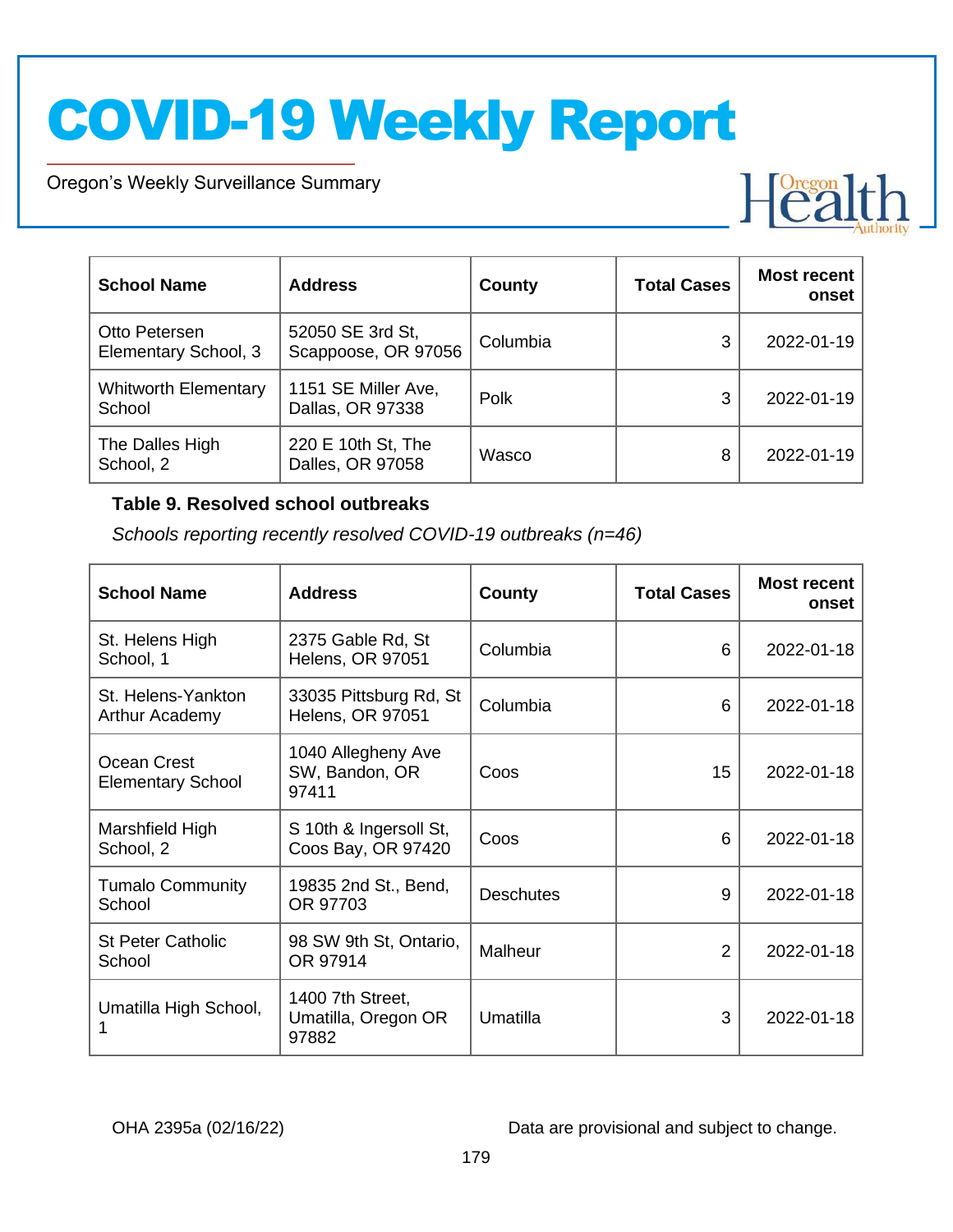| School Name | Address | County | Total Cases | Most recent onset |
|---|---|---|---|---|
| Otto Petersen Elementary School, 3 | 52050 SE 3rd St, Scappoose, OR 97056 | Columbia | 3 | 2022-01-19 |
| Whitworth Elementary School | 1151 SE Miller Ave, Dallas, OR 97338 | Polk | 3 | 2022-01-19 |
| The Dalles High School, 2 | 220 E 10th St, The Dalles, OR 97058 | Wasco | 8 | 2022-01-19 |

**Table 9. Resolved school outbreaks**

*Schools reporting recently resolved COVID-19 outbreaks (n=46)*

| School Name | Address | County | Total Cases | Most recent onset |
|---|---|---|---|---|
| St. Helens High School, 1 | 2375 Gable Rd, St Helens, OR 97051 | Columbia | 6 | 2022-01-18 |
| St. Helens-Yankton Arthur Academy | 33035 Pittsburg Rd, St Helens, OR 97051 | Columbia | 6 | 2022-01-18 |
| Ocean Crest Elementary School | 1040 Allegheny Ave SW, Bandon, OR 97411 | Coos | 15 | 2022-01-18 |
| Marshfield High School, 2 | S 10th & Ingersoll St, Coos Bay, OR 97420 | Coos | 6 | 2022-01-18 |
| Tumalo Community School | 19835 2nd St., Bend, OR 97703 | Deschutes | 9 | 2022-01-18 |
| St Peter Catholic School | 98 SW 9th St, Ontario, OR 97914 | Malheur | 2 | 2022-01-18 |
| Umatilla High School, 1 | 1400 7th Street, Umatilla, Oregon OR 97882 | Umatilla | 3 | 2022-01-18 |

OHA 2395a (02/16/22) Data are provisional and subject to change.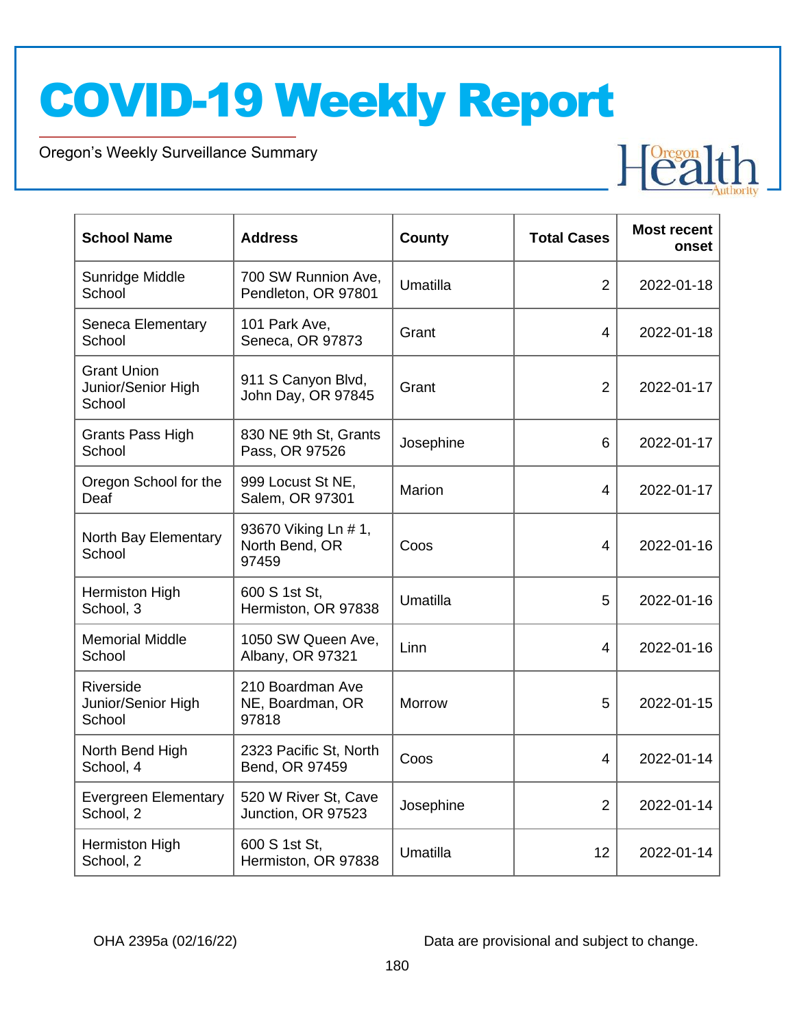# COVID-19 Weekly Report

Oregon's Weekly Surveillance Summary

| School Name | Address | County | Total Cases | Most recent onset |
|---|---|---|---|---|
| Sunridge Middle School | 700 SW Runnion Ave, Pendleton, OR 97801 | Umatilla | 2 | 2022-01-18 |
| Seneca Elementary School | 101 Park Ave, Seneca, OR 97873 | Grant | 4 | 2022-01-18 |
| Grant Union Junior/Senior High School | 911 S Canyon Blvd, John Day, OR 97845 | Grant | 2 | 2022-01-17 |
| Grants Pass High School | 830 NE 9th St, Grants Pass, OR 97526 | Josephine | 6 | 2022-01-17 |
| Oregon School for the Deaf | 999 Locust St NE, Salem, OR 97301 | Marion | 4 | 2022-01-17 |
| North Bay Elementary School | 93670 Viking Ln # 1, North Bend, OR 97459 | Coos | 4 | 2022-01-16 |
| Hermiston High School, 3 | 600 S 1st St, Hermiston, OR 97838 | Umatilla | 5 | 2022-01-16 |
| Memorial Middle School | 1050 SW Queen Ave, Albany, OR 97321 | Linn | 4 | 2022-01-16 |
| Riverside Junior/Senior High School | 210 Boardman Ave NE, Boardman, OR 97818 | Morrow | 5 | 2022-01-15 |
| North Bend High School, 4 | 2323 Pacific St, North Bend, OR 97459 | Coos | 4 | 2022-01-14 |
| Evergreen Elementary School, 2 | 520 W River St, Cave Junction, OR 97523 | Josephine | 2 | 2022-01-14 |
| Hermiston High School, 2 | 600 S 1st St, Hermiston, OR 97838 | Umatilla | 12 | 2022-01-14 |

OHA 2395a (02/16/22)

Data are provisional and subject to change.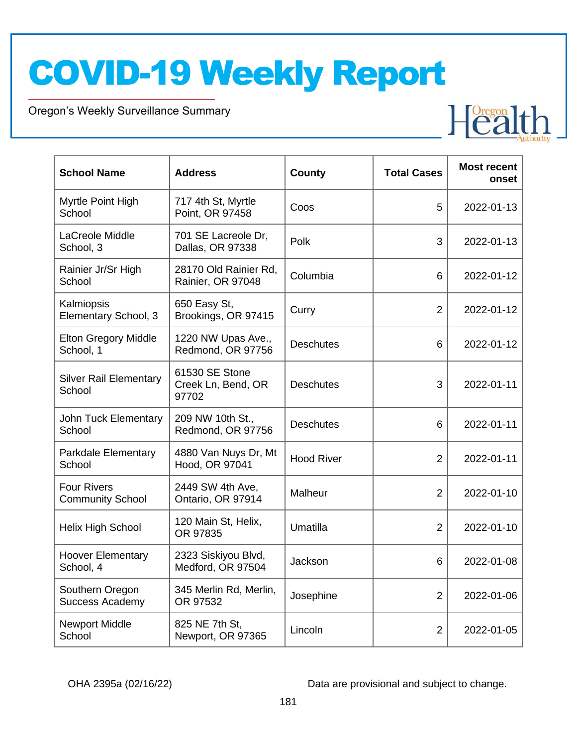# COVID-19 Weekly Report

Oregon's Weekly Surveillance Summary

| School Name | Address | County | Total Cases | Most recent onset |
|---|---|---|---|---|
| Myrtle Point High School | 717 4th St, Myrtle Point, OR 97458 | Coos | 5 | 2022-01-13 |
| LaCreole Middle School, 3 | 701 SE Lacreole Dr, Dallas, OR 97338 | Polk | 3 | 2022-01-13 |
| Rainier Jr/Sr High School | 28170 Old Rainier Rd, Rainier, OR 97048 | Columbia | 6 | 2022-01-12 |
| Kalmiopsis Elementary School, 3 | 650 Easy St, Brookings, OR 97415 | Curry | 2 | 2022-01-12 |
| Elton Gregory Middle School, 1 | 1220 NW Upas Ave., Redmond, OR 97756 | Deschutes | 6 | 2022-01-12 |
| Silver Rail Elementary School | 61530 SE Stone Creek Ln, Bend, OR 97702 | Deschutes | 3 | 2022-01-11 |
| John Tuck Elementary School | 209 NW 10th St., Redmond, OR 97756 | Deschutes | 6 | 2022-01-11 |
| Parkdale Elementary School | 4880 Van Nuys Dr, Mt Hood, OR 97041 | Hood River | 2 | 2022-01-11 |
| Four Rivers Community School | 2449 SW 4th Ave, Ontario, OR 97914 | Malheur | 2 | 2022-01-10 |
| Helix High School | 120 Main St, Helix, OR 97835 | Umatilla | 2 | 2022-01-10 |
| Hoover Elementary School, 4 | 2323 Siskiyou Blvd, Medford, OR 97504 | Jackson | 6 | 2022-01-08 |
| Southern Oregon Success Academy | 345 Merlin Rd, Merlin, OR 97532 | Josephine | 2 | 2022-01-06 |
| Newport Middle School | 825 NE 7th St, Newport, OR 97365 | Lincoln | 2 | 2022-01-05 |

OHA 2395a (02/16/22)

Data are provisional and subject to change.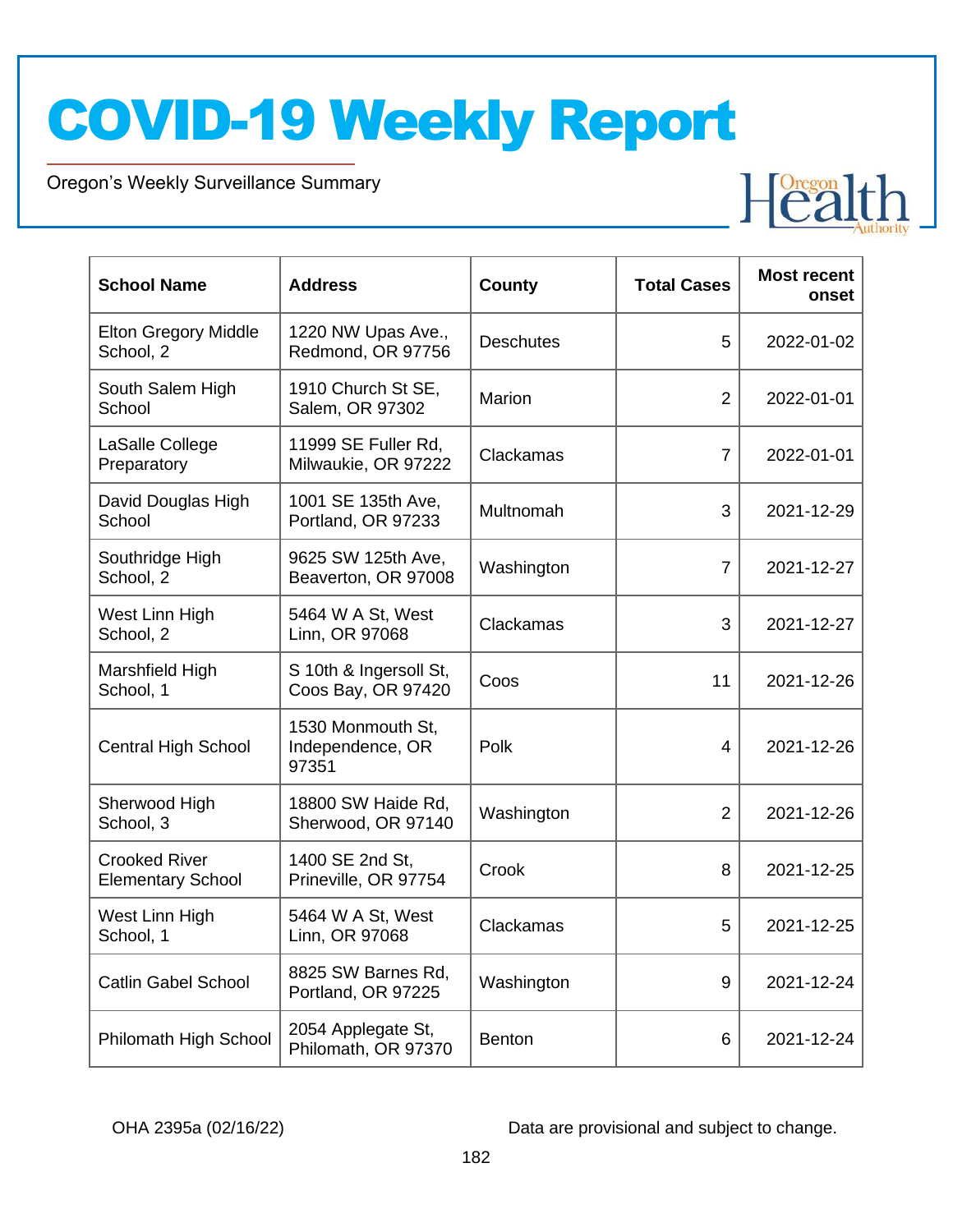# COVID-19 Weekly Report

Oregon's Weekly Surveillance Summary

| School Name | Address | County | Total Cases | Most recent onset |
|---|---|---|---|---|
| Elton Gregory Middle School, 2 | 1220 NW Upas Ave., Redmond, OR 97756 | Deschutes | 5 | 2022-01-02 |
| South Salem High School | 1910 Church St SE, Salem, OR 97302 | Marion | 2 | 2022-01-01 |
| LaSalle College Preparatory | 11999 SE Fuller Rd, Milwaukie, OR 97222 | Clackamas | 7 | 2022-01-01 |
| David Douglas High School | 1001 SE 135th Ave, Portland, OR 97233 | Multnomah | 3 | 2021-12-29 |
| Southridge High School, 2 | 9625 SW 125th Ave, Beaverton, OR 97008 | Washington | 7 | 2021-12-27 |
| West Linn High School, 2 | 5464 W A St, West Linn, OR 97068 | Clackamas | 3 | 2021-12-27 |
| Marshfield High School, 1 | S 10th & Ingersoll St, Coos Bay, OR 97420 | Coos | 11 | 2021-12-26 |
| Central High School | 1530 Monmouth St, Independence, OR 97351 | Polk | 4 | 2021-12-26 |
| Sherwood High School, 3 | 18800 SW Haide Rd, Sherwood, OR 97140 | Washington | 2 | 2021-12-26 |
| Crooked River Elementary School | 1400 SE 2nd St, Prineville, OR 97754 | Crook | 8 | 2021-12-25 |
| West Linn High School, 1 | 5464 W A St, West Linn, OR 97068 | Clackamas | 5 | 2021-12-25 |
| Catlin Gabel School | 8825 SW Barnes Rd, Portland, OR 97225 | Washington | 9 | 2021-12-24 |
| Philomath High School | 2054 Applegate St, Philomath, OR 97370 | Benton | 6 | 2021-12-24 |

OHA 2395a (02/16/22)

Data are provisional and subject to change.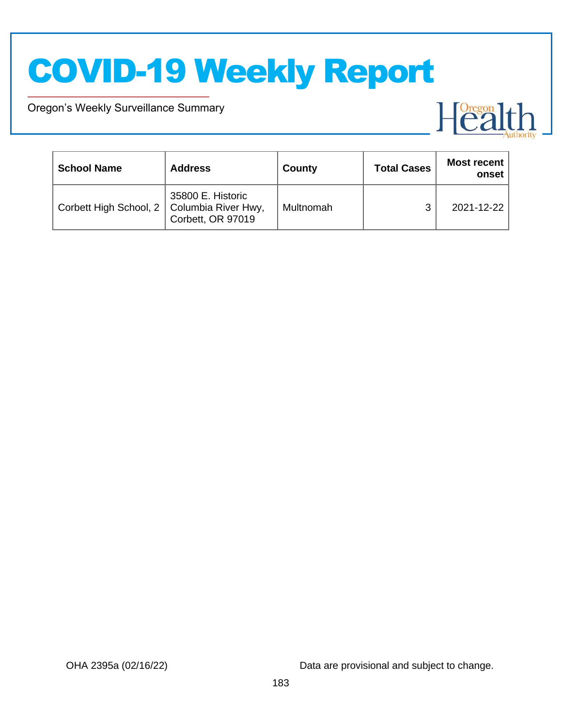# COVID-19 Weekly Report

Oregon's Weekly Surveillance Summary

| School Name | Address | County | Total Cases | Most recent onset |
|---|---|---|---|---|
| Corbett High School, 2 | 35800 E. Historic Columbia River Hwy, Corbett, OR 97019 | Multnomah | 3 | 2021-12-22 |

OHA 2395a (02/16/22)

Data are provisional and subject to change.